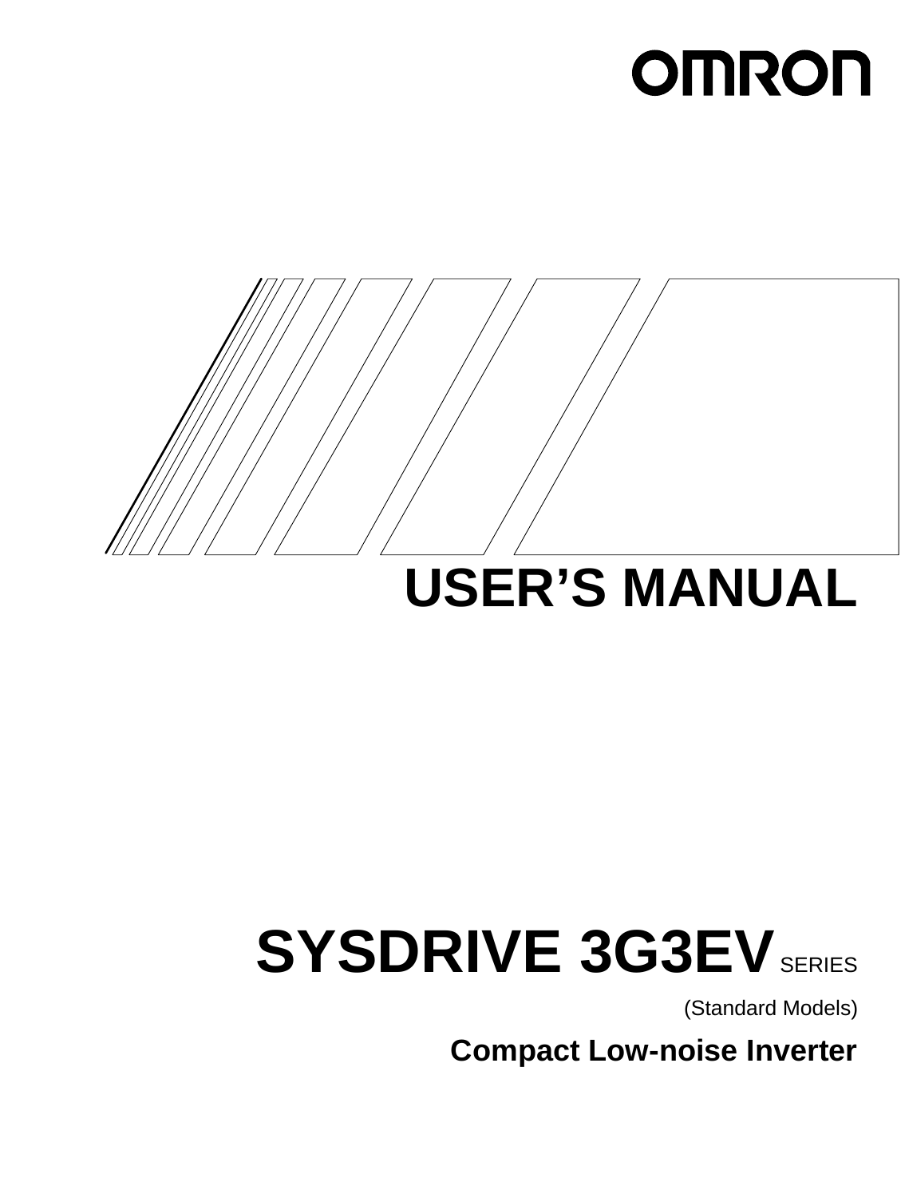OMRON

# USER'S MANUAL

# SYSDRIVE 3G3EV SERIES

(Standard Models)

**Compact Low-noise Inverter**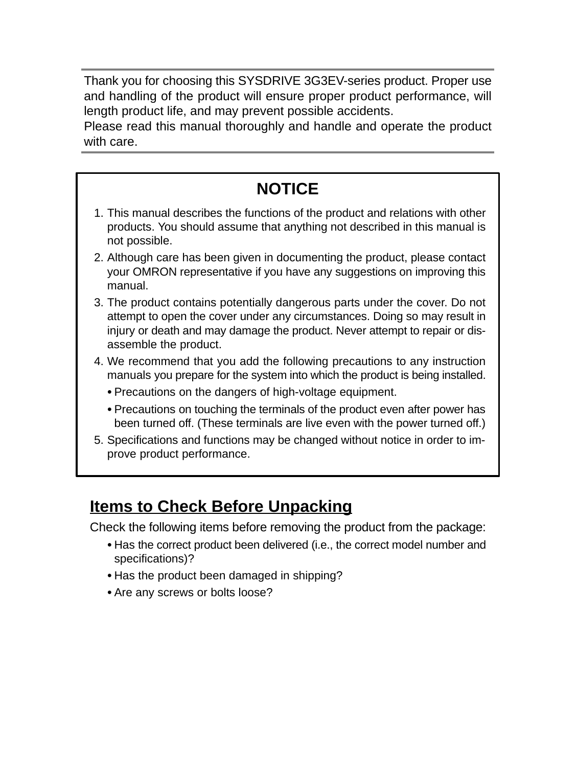Thank you for choosing this SYSDRIVE 3G3EV-series product. Proper use and handling of the product will ensure proper product performance, will length product life, and may prevent possible accidents.
Please read this manual thoroughly and handle and operate the product with care.

## NOTICE

1. This manual describes the functions of the product and relations with other products. You should assume that anything not described in this manual is not possible.
2. Although care has been given in documenting the product, please contact your OMRON representative if you have any suggestions on improving this manual.
3. The product contains potentially dangerous parts under the cover. Do not attempt to open the cover under any circumstances. Doing so may result in injury or death and may damage the product. Never attempt to repair or disassemble the product.
4. We recommend that you add the following precautions to any instruction manuals you prepare for the system into which the product is being installed.
   - Precautions on the dangers of high-voltage equipment.
   - Precautions on touching the terminals of the product even after power has been turned off. (These terminals are live even with the power turned off.)
5. Specifications and functions may be changed without notice in order to improve product performance.

## Items to Check Before Unpacking

Check the following items before removing the product from the package:

- Has the correct product been delivered (i.e., the correct model number and specifications)?
- Has the product been damaged in shipping?
- Are any screws or bolts loose?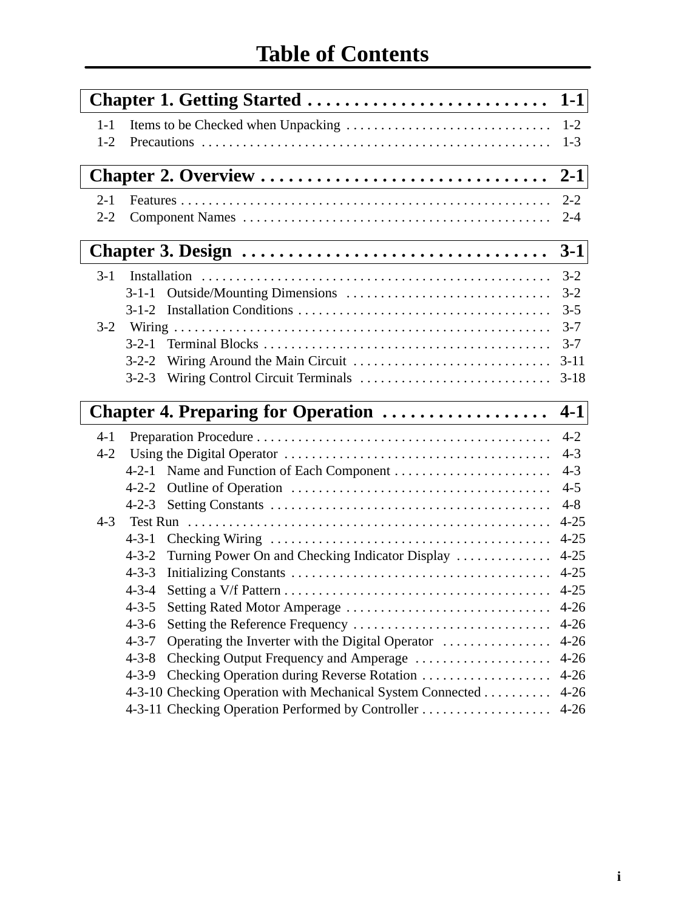# Table of Contents

## Chapter 1. Getting Started . . . . . . . . . . . . . . . . . . . . . . . . . . 1-1

1-1 Items to be Checked when Unpacking . . . . . . . . . . . . . . . . . . . . . . . . . . . . . . 1-2
1-2 Precautions . . . . . . . . . . . . . . . . . . . . . . . . . . . . . . . . . . . . . . . . . . . . . . . . . . . 1-3

## Chapter 2. Overview . . . . . . . . . . . . . . . . . . . . . . . . . . . . . . . 2-1

2-1 Features . . . . . . . . . . . . . . . . . . . . . . . . . . . . . . . . . . . . . . . . . . . . . . . . . . . . . . 2-2
2-2 Component Names . . . . . . . . . . . . . . . . . . . . . . . . . . . . . . . . . . . . . . . . . . . . . 2-4

## Chapter 3. Design . . . . . . . . . . . . . . . . . . . . . . . . . . . . . . . . . 3-1

3-1 Installation . . . . . . . . . . . . . . . . . . . . . . . . . . . . . . . . . . . . . . . . . . . . . . . . . . . 3-2
- 3-1-1 Outside/Mounting Dimensions . . . . . . . . . . . . . . . . . . . . . . . . . . . . . . 3-2
- 3-1-2 Installation Conditions . . . . . . . . . . . . . . . . . . . . . . . . . . . . . . . . . . . . . 3-5

3-2 Wiring . . . . . . . . . . . . . . . . . . . . . . . . . . . . . . . . . . . . . . . . . . . . . . . . . . . . . . . . 3-7
- 3-2-1 Terminal Blocks . . . . . . . . . . . . . . . . . . . . . . . . . . . . . . . . . . . . . . . . . . 3-7
- 3-2-2 Wiring Around the Main Circuit . . . . . . . . . . . . . . . . . . . . . . . . . . . . . 3-11
- 3-2-3 Wiring Control Circuit Terminals . . . . . . . . . . . . . . . . . . . . . . . . . . . . 3-18

## Chapter 4. Preparing for Operation . . . . . . . . . . . . . . . . . . 4-1

4-1 Preparation Procedure . . . . . . . . . . . . . . . . . . . . . . . . . . . . . . . . . . . . . . . . . . . 4-2
4-2 Using the Digital Operator . . . . . . . . . . . . . . . . . . . . . . . . . . . . . . . . . . . . . . . 4-3
- 4-2-1 Name and Function of Each Component . . . . . . . . . . . . . . . . . . . . . . . 4-3
- 4-2-2 Outline of Operation . . . . . . . . . . . . . . . . . . . . . . . . . . . . . . . . . . . . . . 4-5
- 4-2-3 Setting Constants . . . . . . . . . . . . . . . . . . . . . . . . . . . . . . . . . . . . . . . . . 4-8

4-3 Test Run . . . . . . . . . . . . . . . . . . . . . . . . . . . . . . . . . . . . . . . . . . . . . . . . . . . . . 4-25
- 4-3-1 Checking Wiring . . . . . . . . . . . . . . . . . . . . . . . . . . . . . . . . . . . . . . . . . 4-25
- 4-3-2 Turning Power On and Checking Indicator Display . . . . . . . . . . . . . . 4-25
- 4-3-3 Initializing Constants . . . . . . . . . . . . . . . . . . . . . . . . . . . . . . . . . . . . . . 4-25
- 4-3-4 Setting a V/f Pattern . . . . . . . . . . . . . . . . . . . . . . . . . . . . . . . . . . . . . . . 4-25
- 4-3-5 Setting Rated Motor Amperage . . . . . . . . . . . . . . . . . . . . . . . . . . . . . . 4-26
- 4-3-6 Setting the Reference Frequency . . . . . . . . . . . . . . . . . . . . . . . . . . . . . 4-26
- 4-3-7 Operating the Inverter with the Digital Operator . . . . . . . . . . . . . . . . 4-26
- 4-3-8 Checking Output Frequency and Amperage . . . . . . . . . . . . . . . . . . . . 4-26
- 4-3-9 Checking Operation during Reverse Rotation . . . . . . . . . . . . . . . . . . . 4-26
- 4-3-10 Checking Operation with Mechanical System Connected . . . . . . . . . . 4-26
- 4-3-11 Checking Operation Performed by Controller . . . . . . . . . . . . . . . . . . . 4-26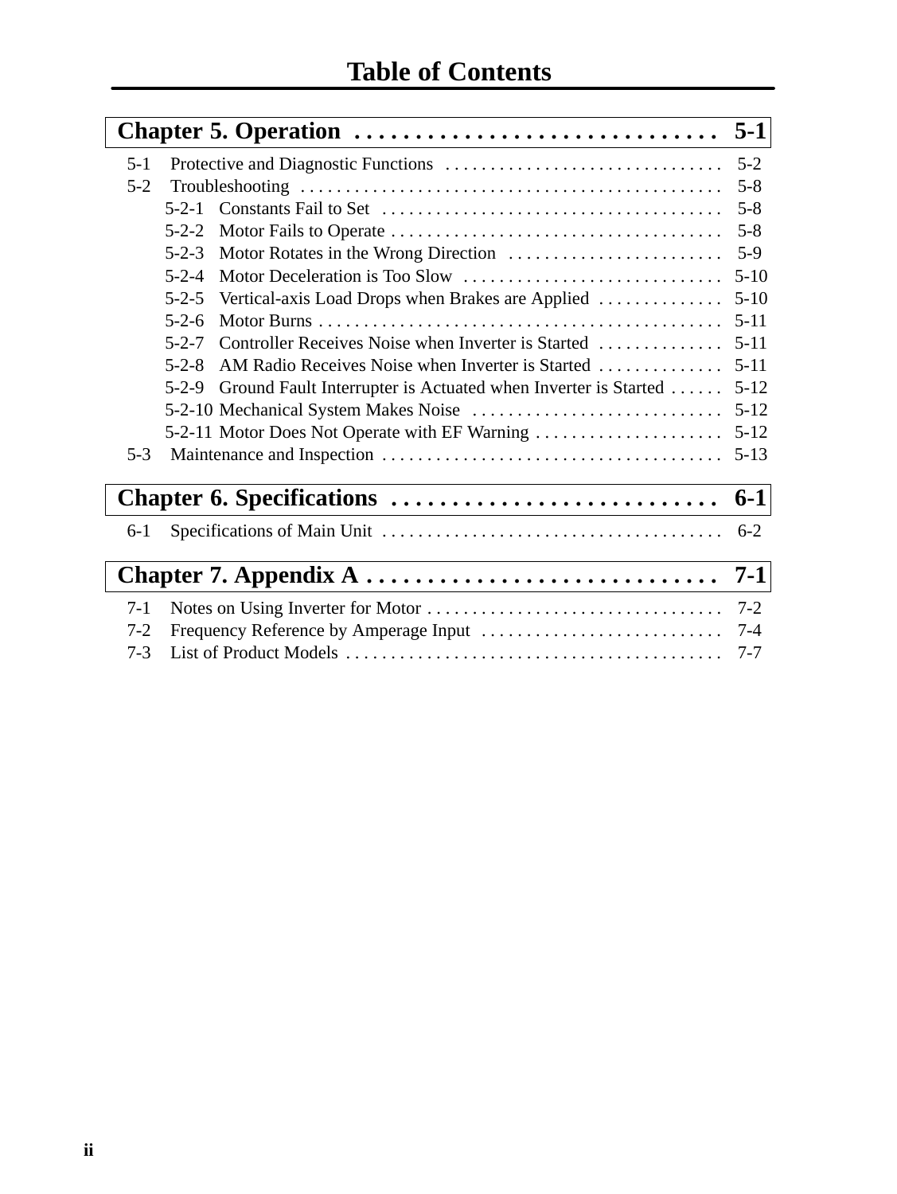# Table of Contents

## Chapter 5. Operation . . . . . . . . . . . . . . . . . . . . . . . . . . . . . . 5-1

5-1 Protective and Diagnostic Functions . . . . . . . . . . . . . . . . . . . . . . . . . . . . . . 5-2
5-2 Troubleshooting . . . . . . . . . . . . . . . . . . . . . . . . . . . . . . . . . . . . . . . . . . . . . . . 5-8
  5-2-1 Constants Fail to Set . . . . . . . . . . . . . . . . . . . . . . . . . . . . . . . . . . . . . . 5-8
  5-2-2 Motor Fails to Operate . . . . . . . . . . . . . . . . . . . . . . . . . . . . . . . . . . . . . 5-8
  5-2-3 Motor Rotates in the Wrong Direction . . . . . . . . . . . . . . . . . . . . . . . . 5-9
  5-2-4 Motor Deceleration is Too Slow . . . . . . . . . . . . . . . . . . . . . . . . . . . . . 5-10
  5-2-5 Vertical-axis Load Drops when Brakes are Applied . . . . . . . . . . . . . . 5-10
  5-2-6 Motor Burns . . . . . . . . . . . . . . . . . . . . . . . . . . . . . . . . . . . . . . . . . . . . . 5-11
  5-2-7 Controller Receives Noise when Inverter is Started . . . . . . . . . . . . . . 5-11
  5-2-8 AM Radio Receives Noise when Inverter is Started . . . . . . . . . . . . . . 5-11
  5-2-9 Ground Fault Interrupter is Actuated when Inverter is Started . . . . . . 5-12
  5-2-10 Mechanical System Makes Noise . . . . . . . . . . . . . . . . . . . . . . . . . . . . 5-12
  5-2-11 Motor Does Not Operate with EF Warning . . . . . . . . . . . . . . . . . . . . . 5-12
5-3 Maintenance and Inspection . . . . . . . . . . . . . . . . . . . . . . . . . . . . . . . . . . . . . . 5-13

## Chapter 6. Specifications . . . . . . . . . . . . . . . . . . . . . . . . . . . 6-1

6-1 Specifications of Main Unit . . . . . . . . . . . . . . . . . . . . . . . . . . . . . . . . . . . . . . 6-2

## Chapter 7. Appendix A . . . . . . . . . . . . . . . . . . . . . . . . . . . . . 7-1

7-1 Notes on Using Inverter for Motor . . . . . . . . . . . . . . . . . . . . . . . . . . . . . . . . . 7-2
7-2 Frequency Reference by Amperage Input . . . . . . . . . . . . . . . . . . . . . . . . . . . 7-4
7-3 List of Product Models . . . . . . . . . . . . . . . . . . . . . . . . . . . . . . . . . . . . . . . . . . 7-7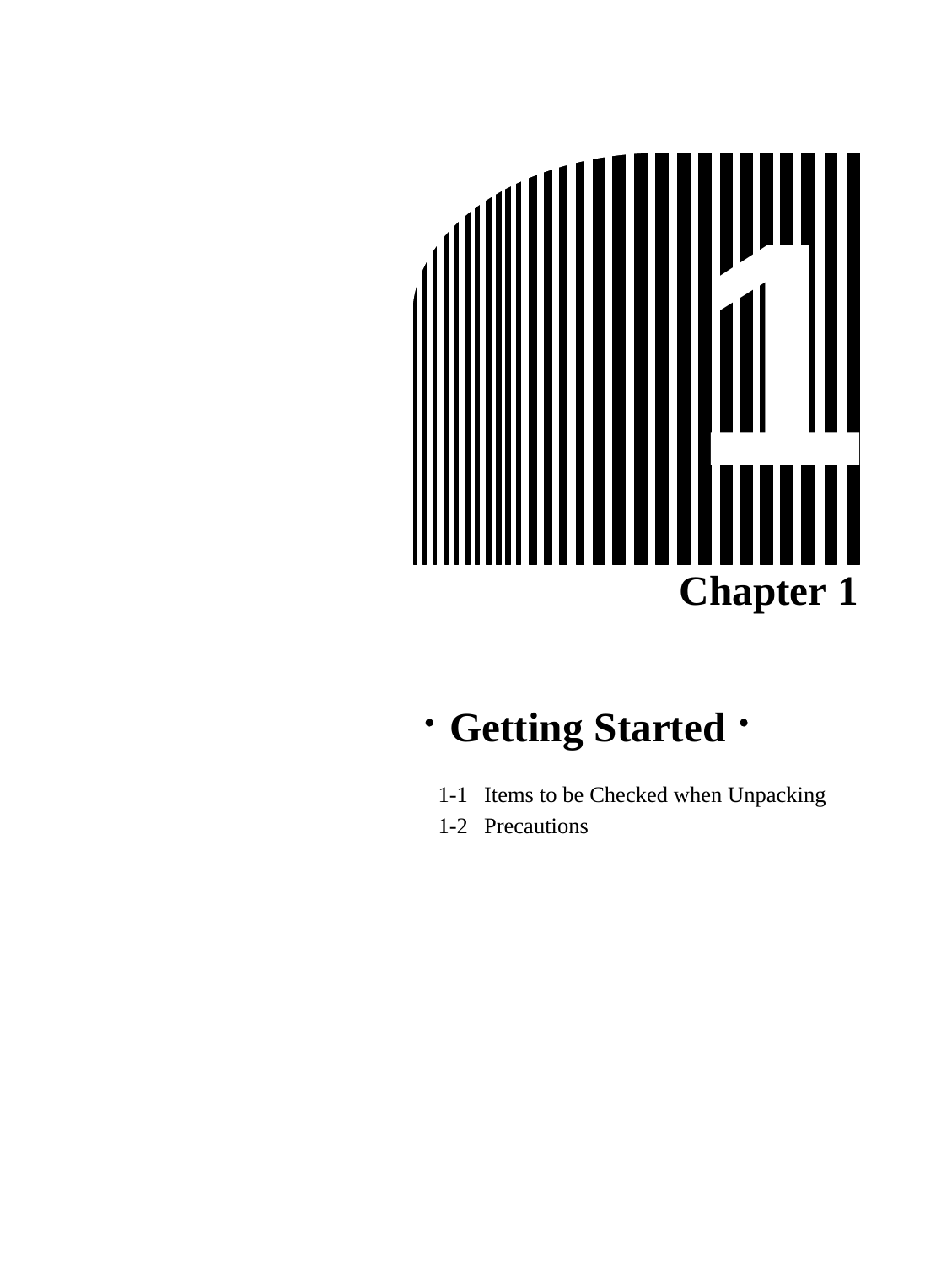# Chapter 1

## ・Getting Started・

1-1 Items to be Checked when Unpacking

1-2 Precautions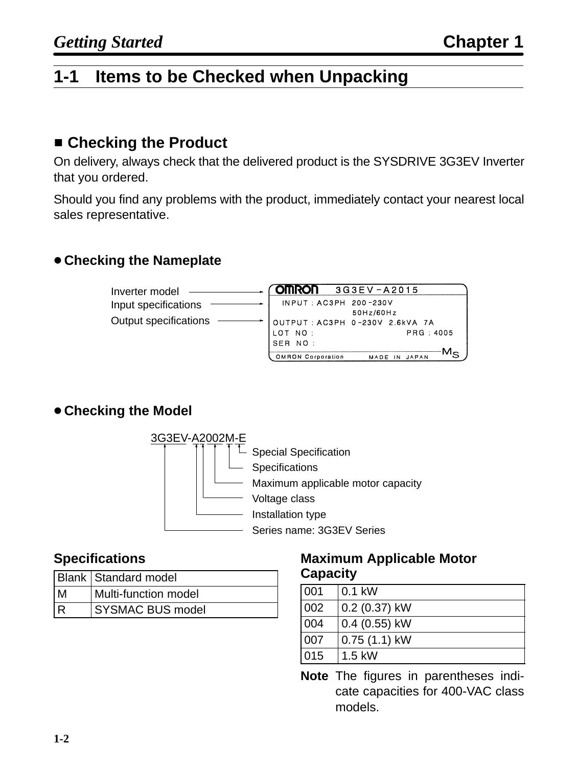## 1-1 Items to be Checked when Unpacking

### ■ Checking the Product

On delivery, always check that the delivered product is the SYSDRIVE 3G3EV Inverter that you ordered.

Should you find any problems with the product, immediately contact your nearest local sales representative.

#### ● Checking the Nameplate

Inverter model → OMRON 3G3EV-A2015

Input specifications → INPUT : AC3PH 200-230V 50Hz/60Hz

Output specifications → OUTPUT : AC3PH 0-230V 2.6kVA 7A

LOT NO : PRG : 4005

SER NO :

OMRON Corporation MADE IN JAPAN

#### ● Checking the Model

3G3EV-A2002M-E

- E: Special Specification
- M: Specifications
- 002: Maximum applicable motor capacity
- 2: Voltage class
- A: Installation type
- 3G3EV: Series name: 3G3EV Series

**Specifications**

| | |
|---|---|
| Blank | Standard model |
| M | Multi-function model |
| R | SYSMAC BUS model |

**Maximum Applicable Motor Capacity**

| | |
|---|---|
| 001 | 0.1 kW |
| 002 | 0.2 (0.37) kW |
| 004 | 0.4 (0.55) kW |
| 007 | 0.75 (1.1) kW |
| 015 | 1.5 kW |

**Note** The figures in parentheses indicate capacities for 400-VAC class models.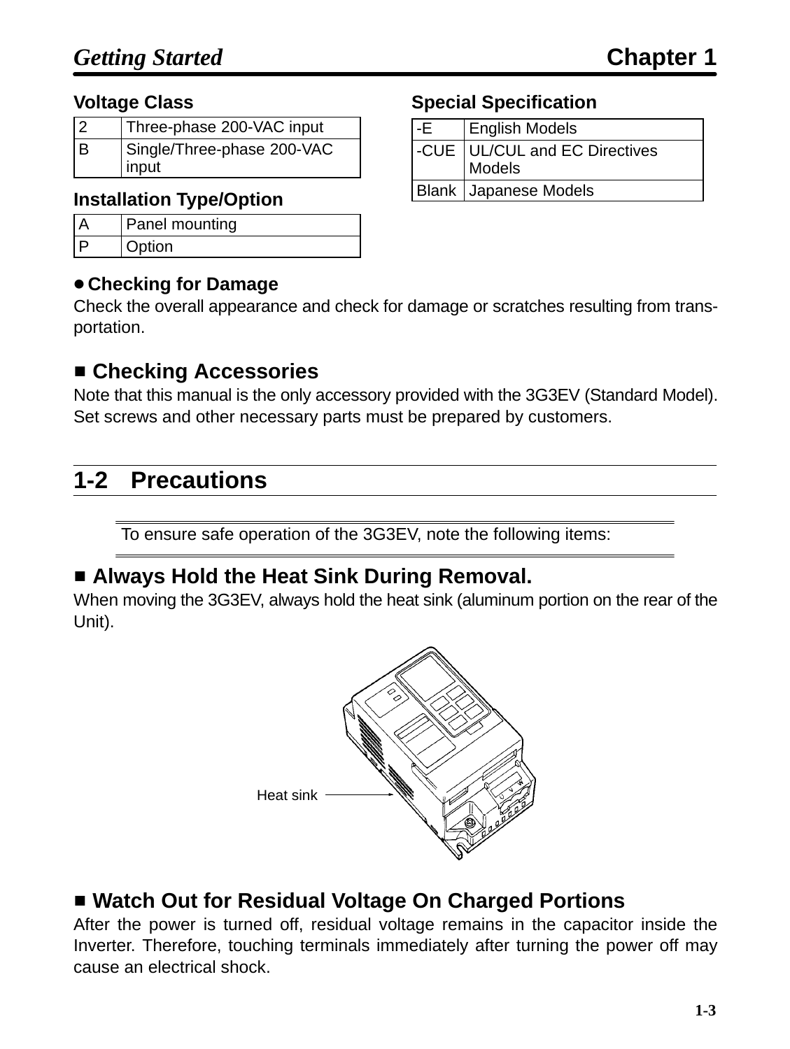### Voltage Class

| | |
|---|---|
| 2 | Three-phase 200-VAC input |
| B | Single/Three-phase 200-VAC input |

### Installation Type/Option

| | |
|---|---|
| A | Panel mounting |
| P | Option |

### Special Specification

| | |
|---|---|
| -E | English Models |
| -CUE | UL/CUL and EC Directives Models |
| Blank | Japanese Models |

**• Checking for Damage**

Check the overall appearance and check for damage or scratches resulting from transportation.

## ■ Checking Accessories

Note that this manual is the only accessory provided with the 3G3EV (Standard Model). Set screws and other necessary parts must be prepared by customers.

# 1-2 Precautions

To ensure safe operation of the 3G3EV, note the following items:

## ■ Always Hold the Heat Sink During Removal.

When moving the 3G3EV, always hold the heat sink (aluminum portion on the rear of the Unit).

Heat sink

## ■ Watch Out for Residual Voltage On Charged Portions

After the power is turned off, residual voltage remains in the capacitor inside the Inverter. Therefore, touching terminals immediately after turning the power off may cause an electrical shock.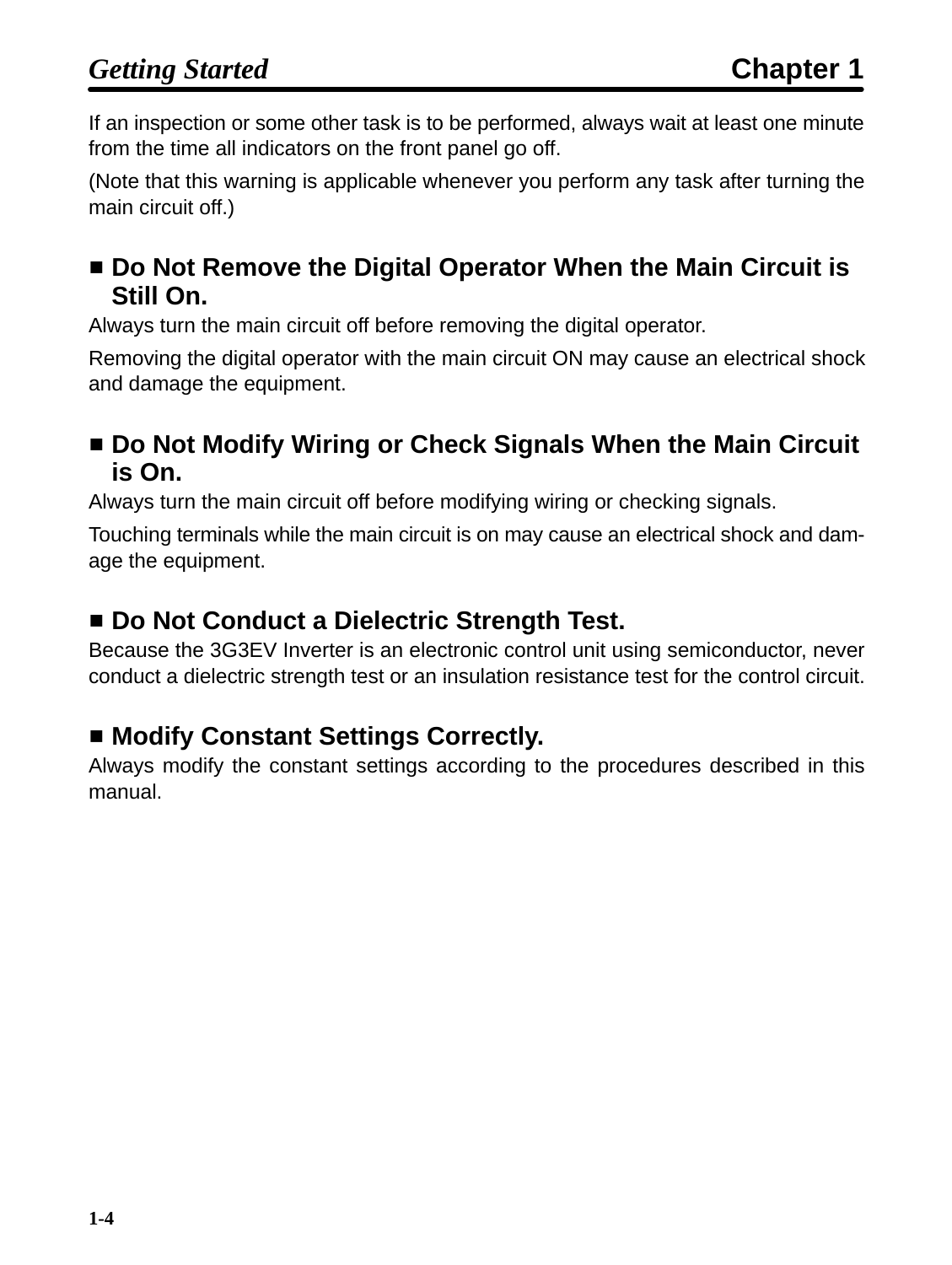If an inspection or some other task is to be performed, always wait at least one minute from the time all indicators on the front panel go off.

(Note that this warning is applicable whenever you perform any task after turning the main circuit off.)

### ■ Do Not Remove the Digital Operator When the Main Circuit is Still On.

Always turn the main circuit off before removing the digital operator.

Removing the digital operator with the main circuit ON may cause an electrical shock and damage the equipment.

### ■ Do Not Modify Wiring or Check Signals When the Main Circuit is On.

Always turn the main circuit off before modifying wiring or checking signals.

Touching terminals while the main circuit is on may cause an electrical shock and damage the equipment.

### ■ Do Not Conduct a Dielectric Strength Test.

Because the 3G3EV Inverter is an electronic control unit using semiconductor, never conduct a dielectric strength test or an insulation resistance test for the control circuit.

### ■ Modify Constant Settings Correctly.

Always modify the constant settings according to the procedures described in this manual.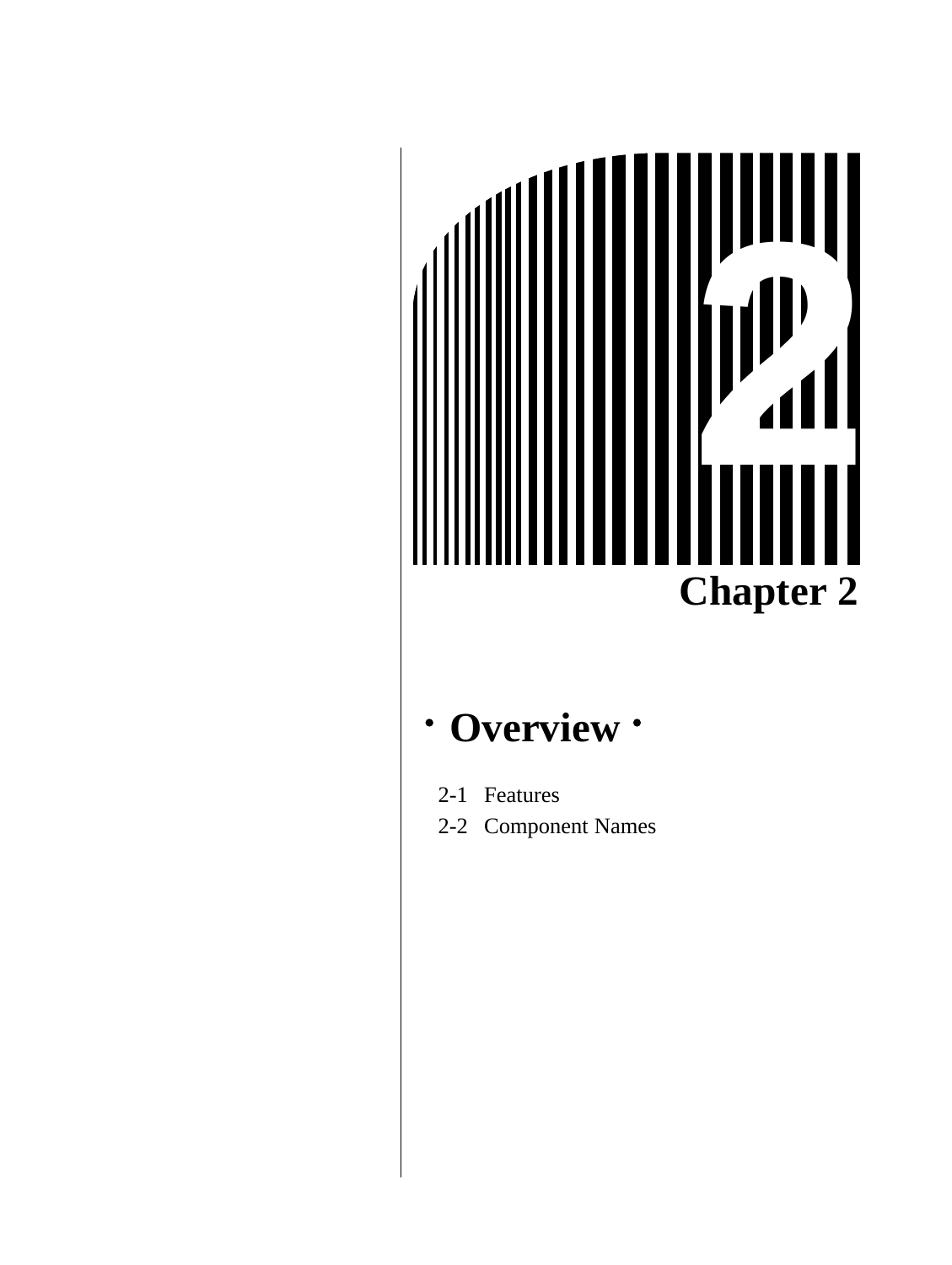# Chapter 2

## · Overview ·

2-1 Features
2-2 Component Names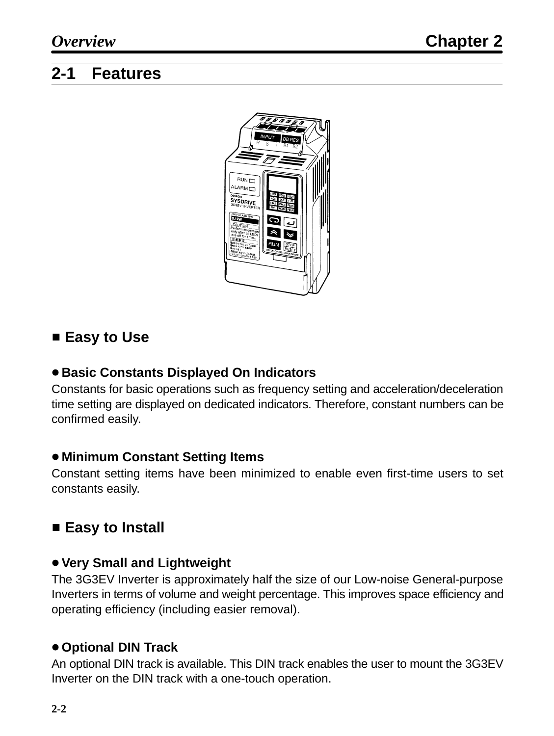## 2-1 Features

### ■ Easy to Use

**● Basic Constants Displayed On Indicators**

Constants for basic operations such as frequency setting and acceleration/deceleration time setting are displayed on dedicated indicators. Therefore, constant numbers can be confirmed easily.

**● Minimum Constant Setting Items**

Constant setting items have been minimized to enable even first-time users to set constants easily.

### ■ Easy to Install

**● Very Small and Lightweight**

The 3G3EV Inverter is approximately half the size of our Low-noise General-purpose Inverters in terms of volume and weight percentage. This improves space efficiency and operating efficiency (including easier removal).

**● Optional DIN Track**

An optional DIN track is available. This DIN track enables the user to mount the 3G3EV Inverter on the DIN track with a one-touch operation.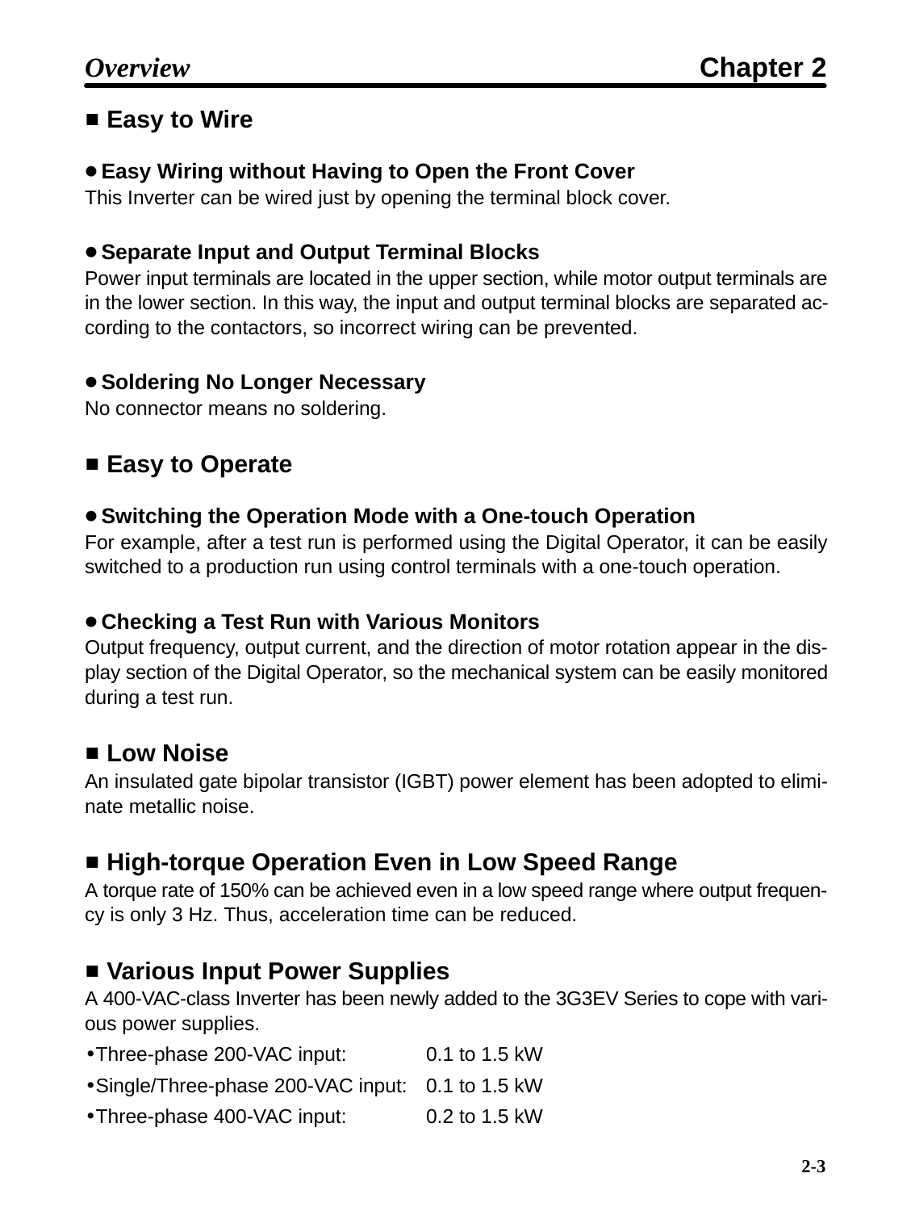## ■ Easy to Wire

### ● Easy Wiring without Having to Open the Front Cover

This Inverter can be wired just by opening the terminal block cover.

### ● Separate Input and Output Terminal Blocks

Power input terminals are located in the upper section, while motor output terminals are in the lower section. In this way, the input and output terminal blocks are separated according to the contactors, so incorrect wiring can be prevented.

### ● Soldering No Longer Necessary

No connector means no soldering.

## ■ Easy to Operate

### ● Switching the Operation Mode with a One-touch Operation

For example, after a test run is performed using the Digital Operator, it can be easily switched to a production run using control terminals with a one-touch operation.

### ● Checking a Test Run with Various Monitors

Output frequency, output current, and the direction of motor rotation appear in the display section of the Digital Operator, so the mechanical system can be easily monitored during a test run.

## ■ Low Noise

An insulated gate bipolar transistor (IGBT) power element has been adopted to eliminate metallic noise.

## ■ High-torque Operation Even in Low Speed Range

A torque rate of 150% can be achieved even in a low speed range where output frequency is only 3 Hz. Thus, acceleration time can be reduced.

## ■ Various Input Power Supplies

A 400-VAC-class Inverter has been newly added to the 3G3EV Series to cope with various power supplies.

- Three-phase 200-VAC input: 0.1 to 1.5 kW
- Single/Three-phase 200-VAC input: 0.1 to 1.5 kW
- Three-phase 400-VAC input: 0.2 to 1.5 kW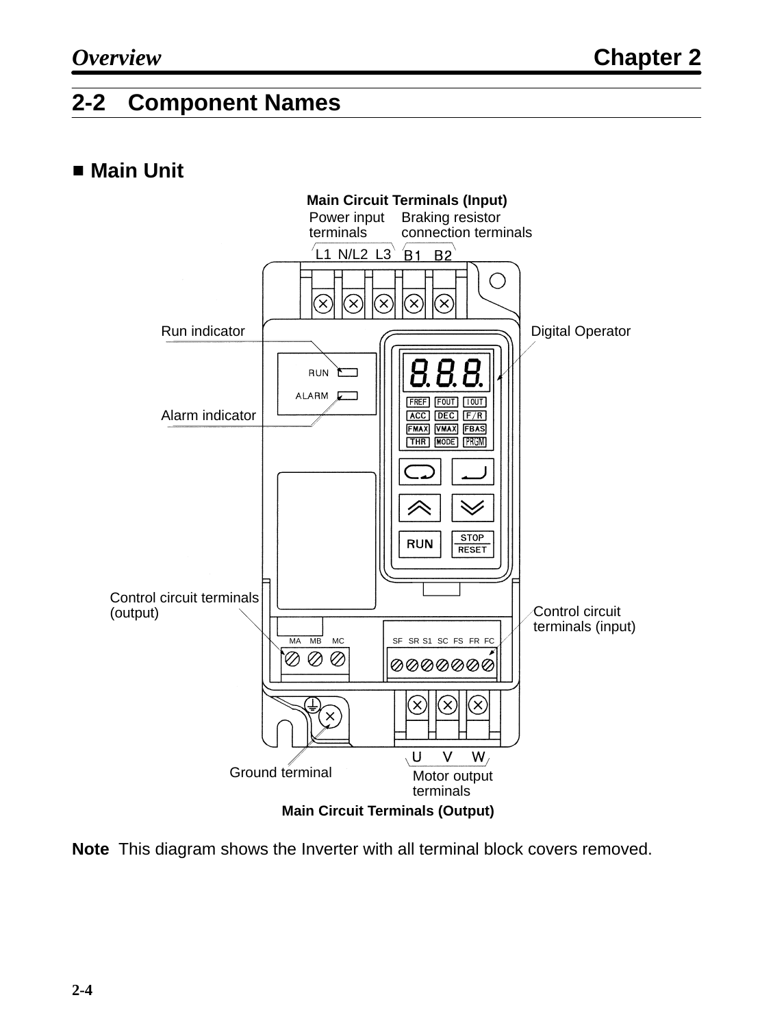## 2-2 Component Names

### ■ Main Unit

**Main Circuit Terminals (Input)**

Power input terminals: L1 N/L2 L3

Braking resistor connection terminals: B1 B2

Run indicator

Alarm indicator

Digital Operator

Control circuit terminals (output): MA MB MC

Control circuit terminals (input): SF SR S1 SC FS FR FC

Ground terminal

Motor output terminals: U V W

**Main Circuit Terminals (Output)**

**Note** This diagram shows the Inverter with all terminal block covers removed.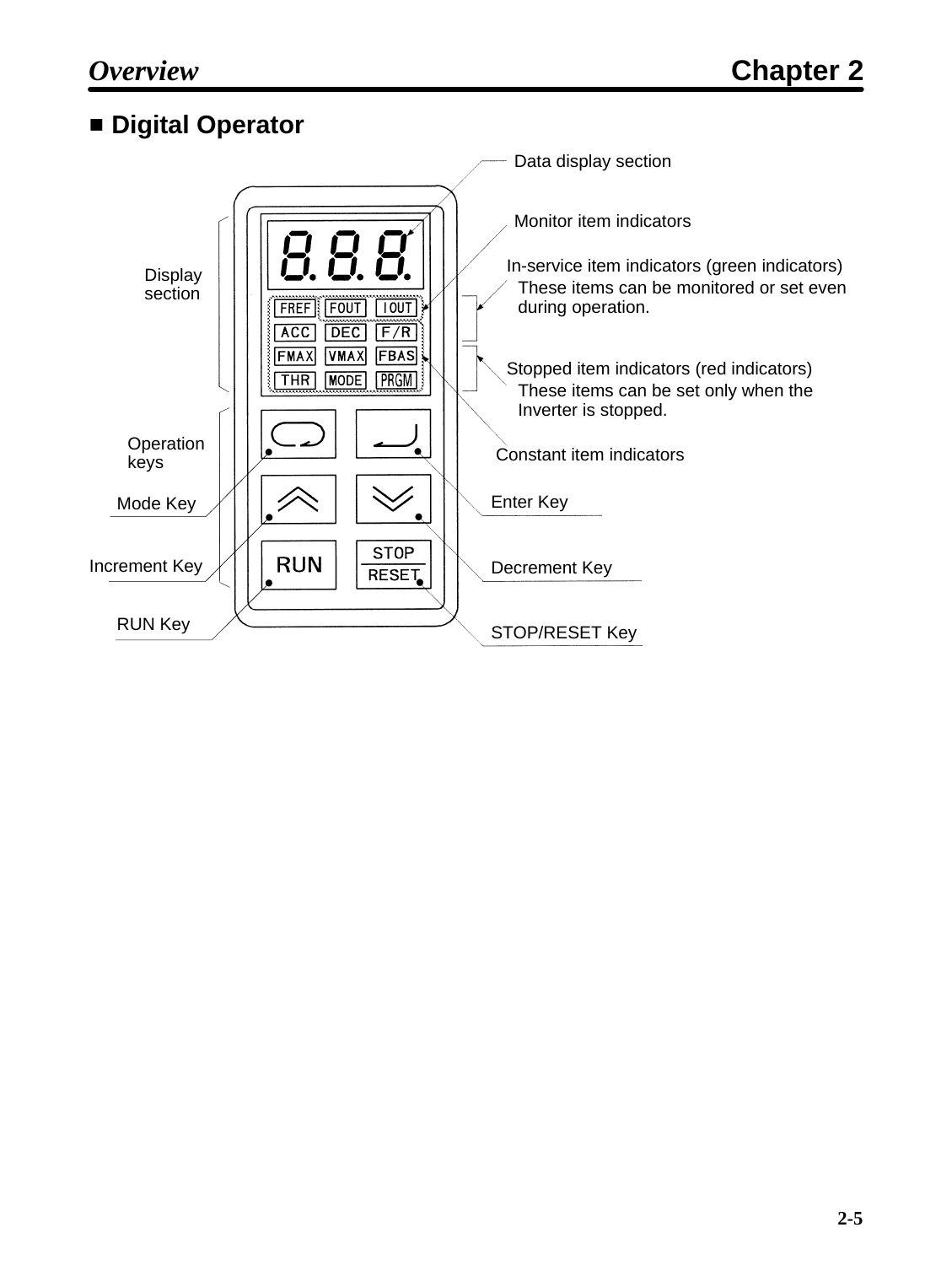## ■ Digital Operator

Data display section

Monitor item indicators

In-service item indicators (green indicators)
These items can be monitored or set even during operation.

Stopped item indicators (red indicators)
These items can be set only when the Inverter is stopped.

Constant item indicators

Display section

Operation keys

Mode Key

Increment Key

RUN Key

Enter Key

Decrement Key

STOP/RESET Key

FREF FOUT IOUT
ACC DEC F/R
FMAX VMAX FBAS
THR MODE PRGM

RUN

STOP
RESET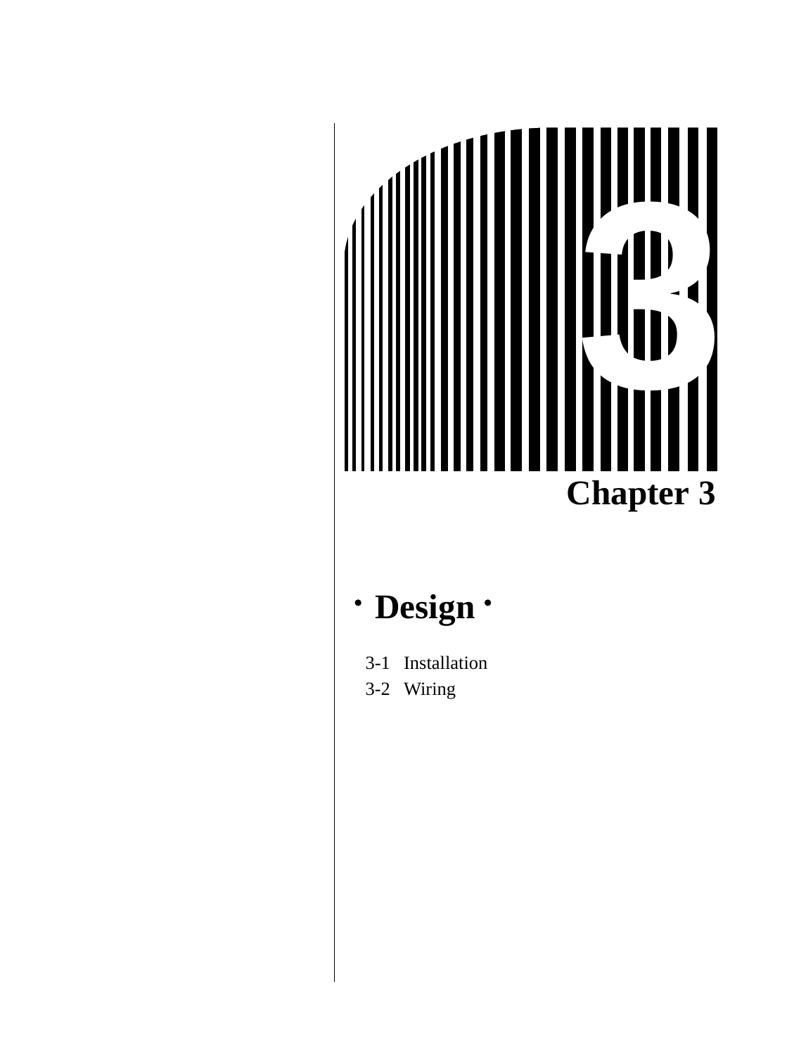# Chapter 3

## · Design ·

3-1 Installation
3-2 Wiring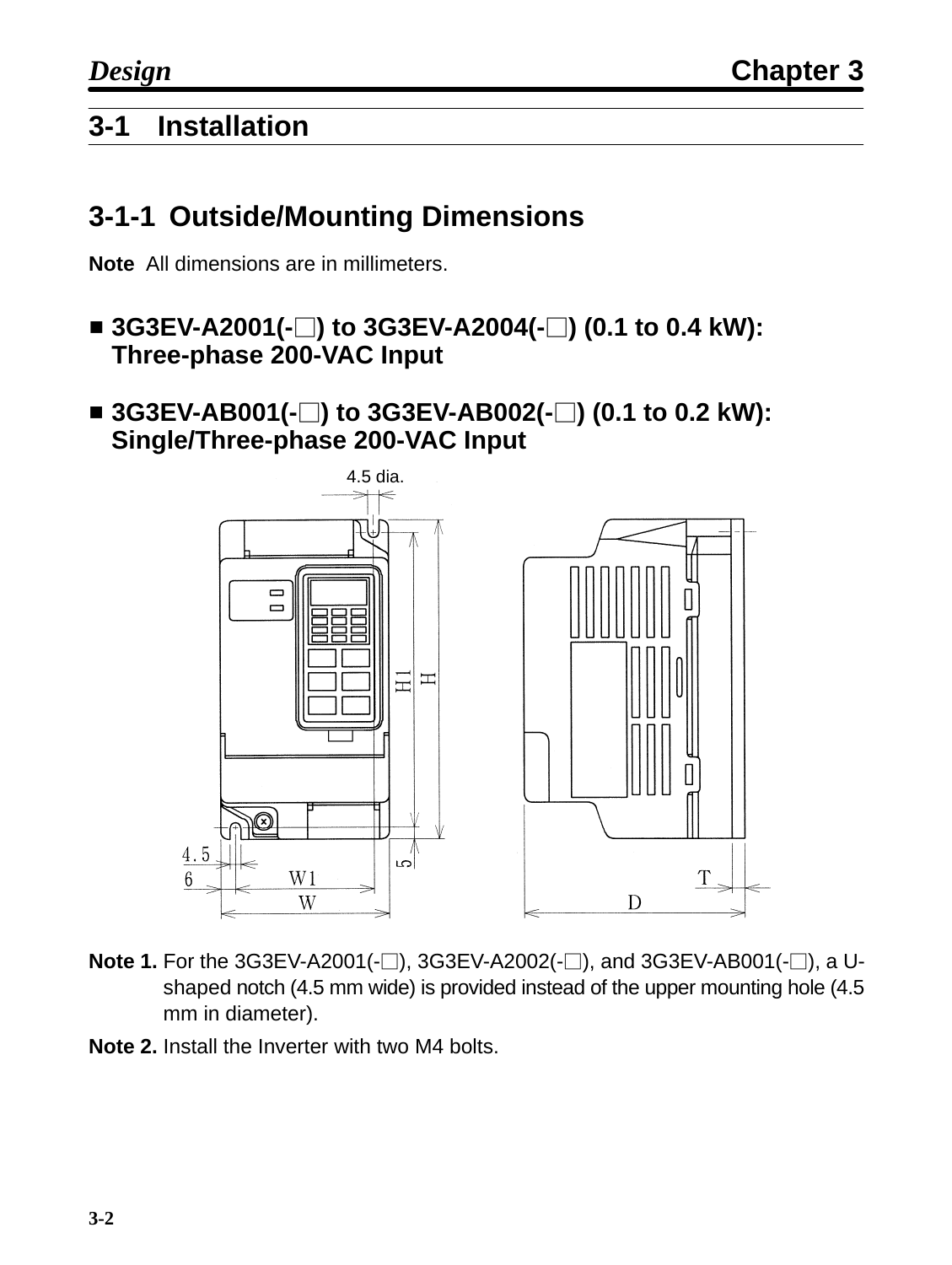## 3-1 Installation

### 3-1-1 Outside/Mounting Dimensions

**Note** All dimensions are in millimeters.

- **3G3EV-A2001(-□) to 3G3EV-A2004(-□) (0.1 to 0.4 kW): Three-phase 200-VAC Input**

- **3G3EV-AB001(-□) to 3G3EV-AB002(-□) (0.1 to 0.2 kW): Single/Three-phase 200-VAC Input**

4.5 dia.

H1 H

4.5
6 W1
W

5

T
D

**Note 1.** For the 3G3EV-A2001(-□), 3G3EV-A2002(-□), and 3G3EV-AB001(-□), a U-shaped notch (4.5 mm wide) is provided instead of the upper mounting hole (4.5 mm in diameter).

**Note 2.** Install the Inverter with two M4 bolts.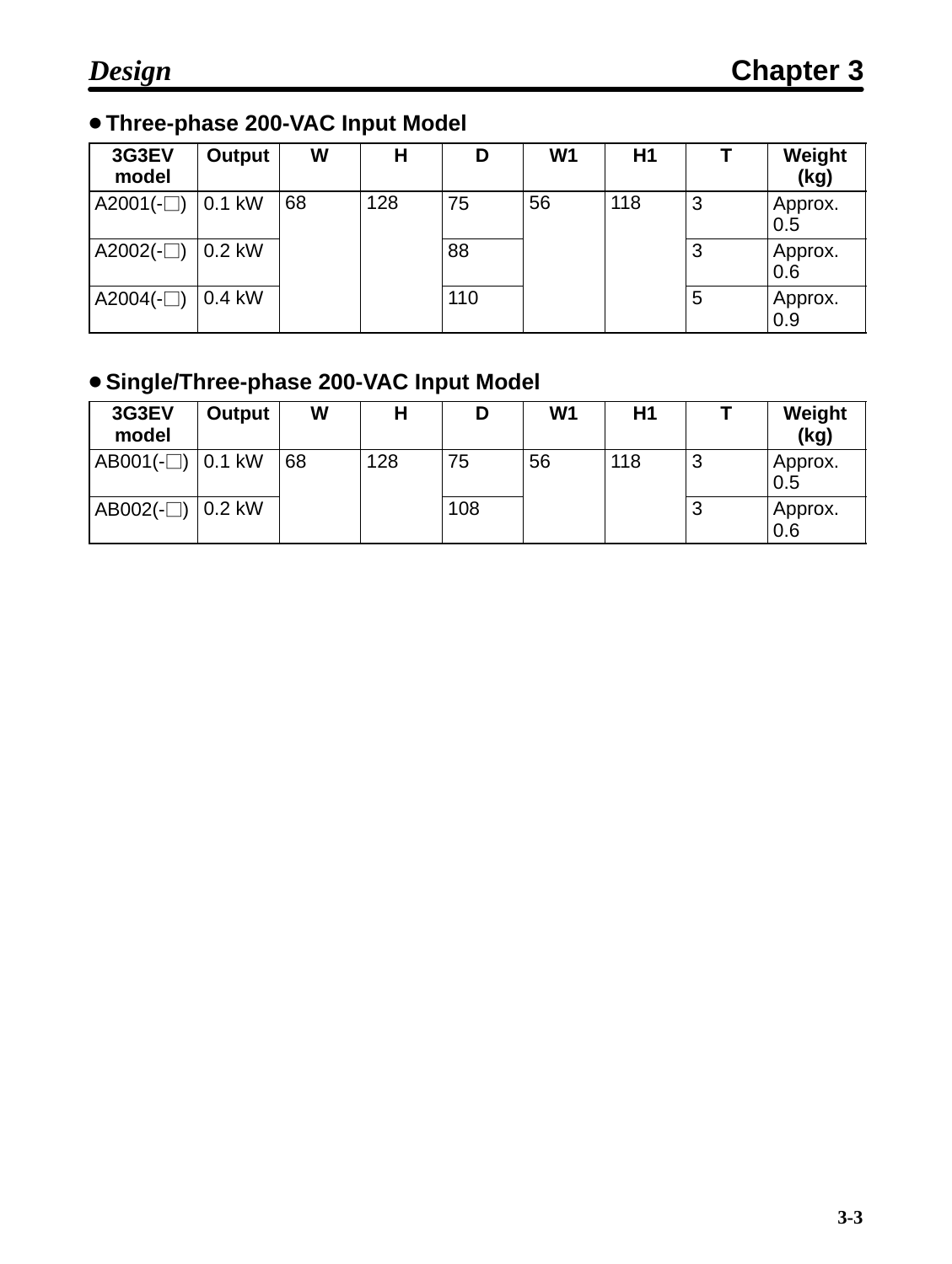- **Three-phase 200-VAC Input Model**

| 3G3EV model | Output | W | H | D | W1 | H1 | T | Weight (kg) |
|---|---|---|---|---|---|---|---|---|
| A2001(-□) | 0.1 kW | 68 | 128 | 75 | 56 | 118 | 3 | Approx. 0.5 |
| A2002(-□) | 0.2 kW | | | 88 | | | 3 | Approx. 0.6 |
| A2004(-□) | 0.4 kW | | | 110 | | | 5 | Approx. 0.9 |

- **Single/Three-phase 200-VAC Input Model**

| 3G3EV model | Output | W | H | D | W1 | H1 | T | Weight (kg) |
|---|---|---|---|---|---|---|---|---|
| AB001(-□) | 0.1 kW | 68 | 128 | 75 | 56 | 118 | 3 | Approx. 0.5 |
| AB002(-□) | 0.2 kW | | | 108 | | | 3 | Approx. 0.6 |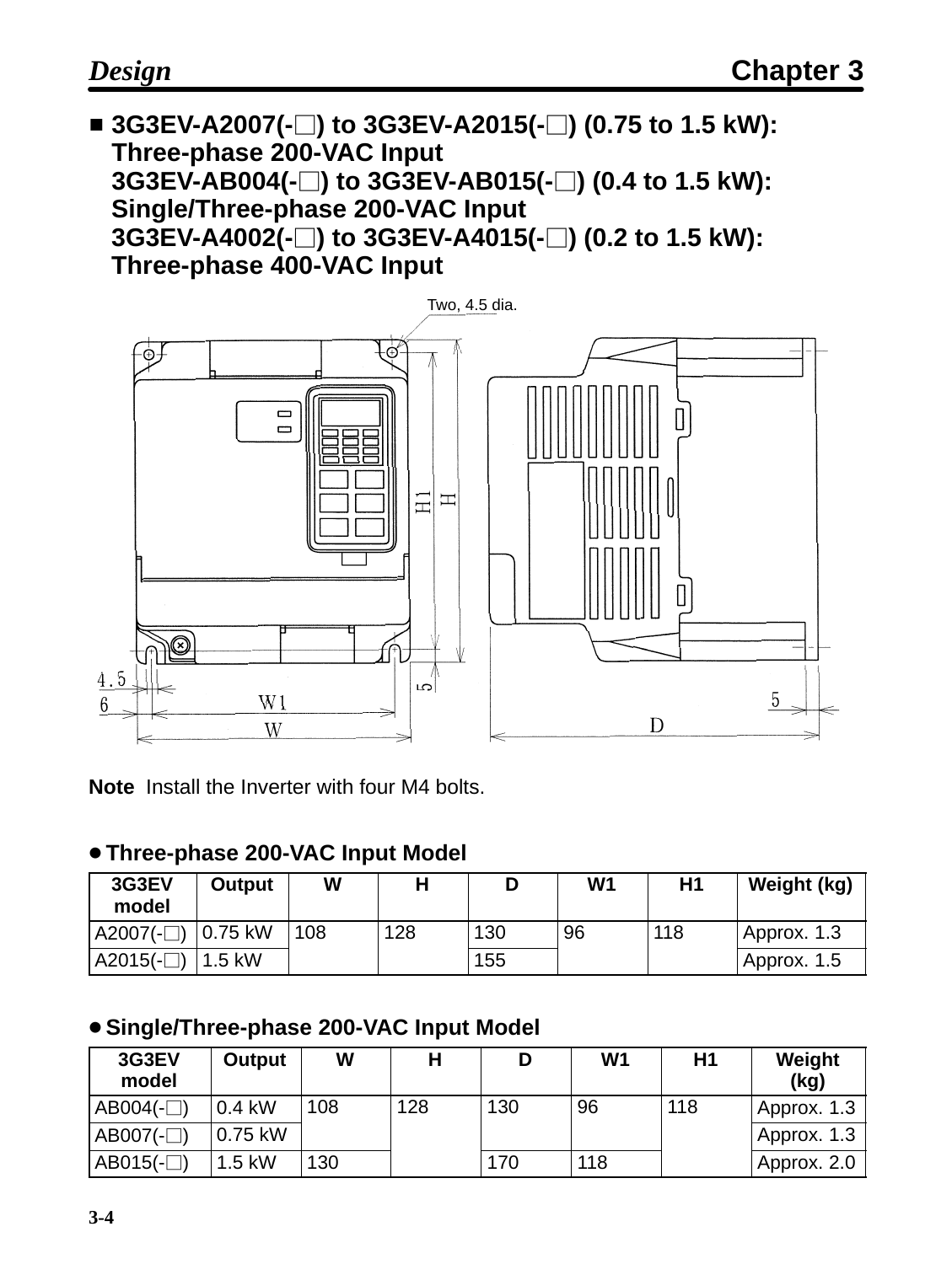## ■ 3G3EV-A2007(-□) to 3G3EV-A2015(-□) (0.75 to 1.5 kW): Three-phase 200-VAC Input 3G3EV-AB004(-□) to 3G3EV-AB015(-□) (0.4 to 1.5 kW): Single/Three-phase 200-VAC Input 3G3EV-A4002(-□) to 3G3EV-A4015(-□) (0.2 to 1.5 kW): Three-phase 400-VAC Input

Two, 4.5 dia.

H1 H

4.5 6 W1 W 5 5 D

**Note** Install the Inverter with four M4 bolts.

### ● Three-phase 200-VAC Input Model

| 3G3EV model | Output | W | H | D | W1 | H1 | Weight (kg) |
|---|---|---|---|---|---|---|---|
| A2007(-□) | 0.75 kW | 108 | 128 | 130 | 96 | 118 | Approx. 1.3 |
| A2015(-□) | 1.5 kW | | | 155 | | | Approx. 1.5 |

### ● Single/Three-phase 200-VAC Input Model

| 3G3EV model | Output | W | H | D | W1 | H1 | Weight (kg) |
|---|---|---|---|---|---|---|---|
| AB004(-□) | 0.4 kW | 108 | 128 | 130 | 96 | 118 | Approx. 1.3 |
| AB007(-□) | 0.75 kW | | | | | | Approx. 1.3 |
| AB015(-□) | 1.5 kW | 130 | | 170 | 118 | | Approx. 2.0 |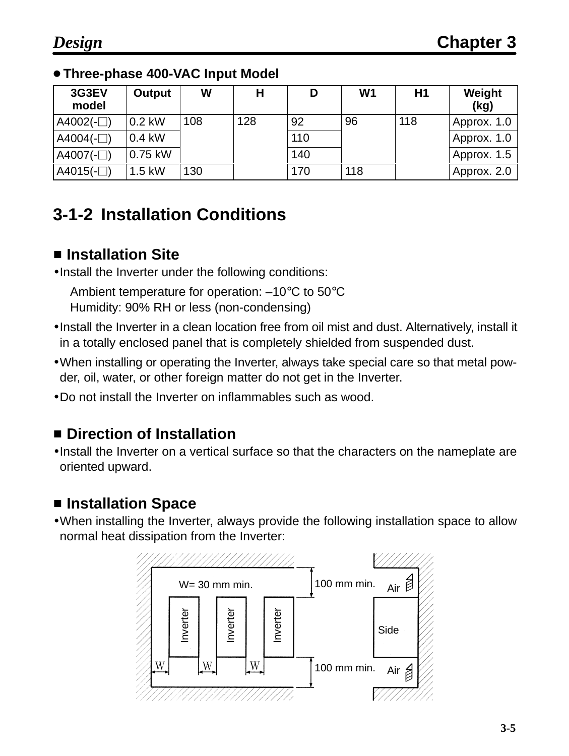- **Three-phase 400-VAC Input Model**

| 3G3EV model | Output | W | H | D | W1 | H1 | Weight (kg) |
|---|---|---|---|---|---|---|---|
| A4002(-□) | 0.2 kW | 108 | 128 | 92 | 96 | 118 | Approx. 1.0 |
| A4004(-□) | 0.4 kW | | | 110 | | | Approx. 1.0 |
| A4007(-□) | 0.75 kW | | | 140 | | | Approx. 1.5 |
| A4015(-□) | 1.5 kW | 130 | | 170 | 118 | | Approx. 2.0 |

## 3-1-2 Installation Conditions

### ■ Installation Site

- Install the Inverter under the following conditions:

  Ambient temperature for operation: –10°C to 50°C
  Humidity: 90% RH or less (non-condensing)

- Install the Inverter in a clean location free from oil mist and dust. Alternatively, install it in a totally enclosed panel that is completely shielded from suspended dust.
- When installing or operating the Inverter, always take special care so that metal powder, oil, water, or other foreign matter do not get in the Inverter.
- Do not install the Inverter on inflammables such as wood.

### ■ Direction of Installation

- Install the Inverter on a vertical surface so that the characters on the nameplate are oriented upward.

### ■ Installation Space

- When installing the Inverter, always provide the following installation space to allow normal heat dissipation from the Inverter:

W= 30 mm min.

100 mm min.

Air

Inverter Inverter Inverter

Side

W W W

100 mm min.

Air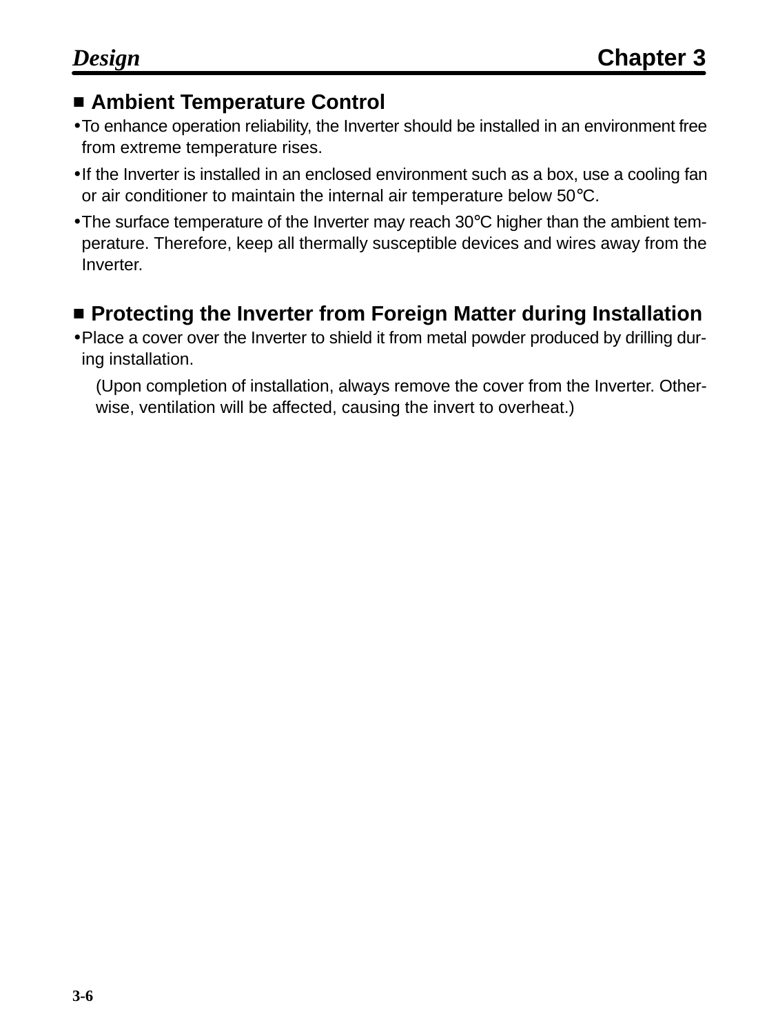## ■ Ambient Temperature Control

- To enhance operation reliability, the Inverter should be installed in an environment free from extreme temperature rises.
- If the Inverter is installed in an enclosed environment such as a box, use a cooling fan or air conditioner to maintain the internal air temperature below 50°C.
- The surface temperature of the Inverter may reach 30°C higher than the ambient temperature. Therefore, keep all thermally susceptible devices and wires away from the Inverter.

## ■ Protecting the Inverter from Foreign Matter during Installation

- Place a cover over the Inverter to shield it from metal powder produced by drilling during installation.

  (Upon completion of installation, always remove the cover from the Inverter. Otherwise, ventilation will be affected, causing the invert to overheat.)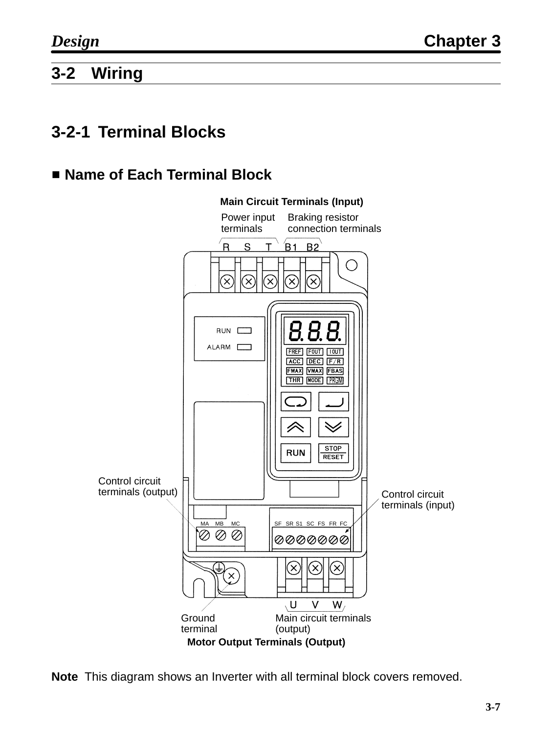## 3-2 Wiring

### 3-2-1 Terminal Blocks

#### ■ Name of Each Terminal Block

**Main Circuit Terminals (Input)**

Power input terminals

Braking resistor connection terminals

R S T B1 B2

RUN

ALARM

Control circuit terminals (output)

Control circuit terminals (input)

MA MB MC

SF SR S1 SC FS FR FC

U V W

Ground terminal

Main circuit terminals (output)

**Motor Output Terminals (Output)**

**Note** This diagram shows an Inverter with all terminal block covers removed.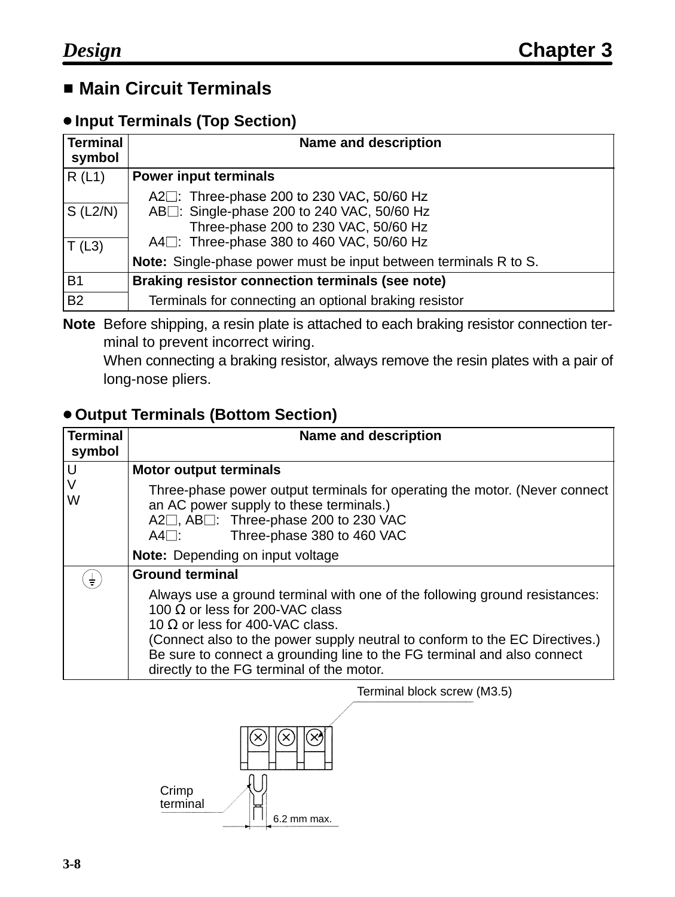## ■ Main Circuit Terminals

### ● Input Terminals (Top Section)

| Terminal symbol | Name and description |
|---|---|
| R (L1) | **Power input terminals**<br>A2□: Three-phase 200 to 230 VAC, 50/60 Hz<br>AB□: Single-phase 200 to 240 VAC, 50/60 Hz<br>Three-phase 200 to 230 VAC, 50/60 Hz<br>A4□: Three-phase 380 to 460 VAC, 50/60 Hz<br>**Note:** Single-phase power must be input between terminals R to S. |
| S (L2/N) | |
| T (L3) | |
| B1 | **Braking resistor connection terminals (see note)**<br>Terminals for connecting an optional braking resistor |
| B2 | |

**Note** Before shipping, a resin plate is attached to each braking resistor connection terminal to prevent incorrect wiring.
When connecting a braking resistor, always remove the resin plates with a pair of long-nose pliers.

### ● Output Terminals (Bottom Section)

| Terminal symbol | Name and description |
|---|---|
| U<br>V<br>W | **Motor output terminals**<br>Three-phase power output terminals for operating the motor. (Never connect an AC power supply to these terminals.)<br>A2□, AB□: Three-phase 200 to 230 VAC<br>A4□: Three-phase 380 to 460 VAC<br>**Note:** Depending on input voltage |
| ⏚ | **Ground terminal**<br>Always use a ground terminal with one of the following ground resistances:<br>100 Ω or less for 200-VAC class<br>10 Ω or less for 400-VAC class.<br>(Connect also to the power supply neutral to conform to the EC Directives.)<br>Be sure to connect a grounding line to the FG terminal and also connect directly to the FG terminal of the motor. |

Terminal block screw (M3.5)

Crimp terminal

6.2 mm max.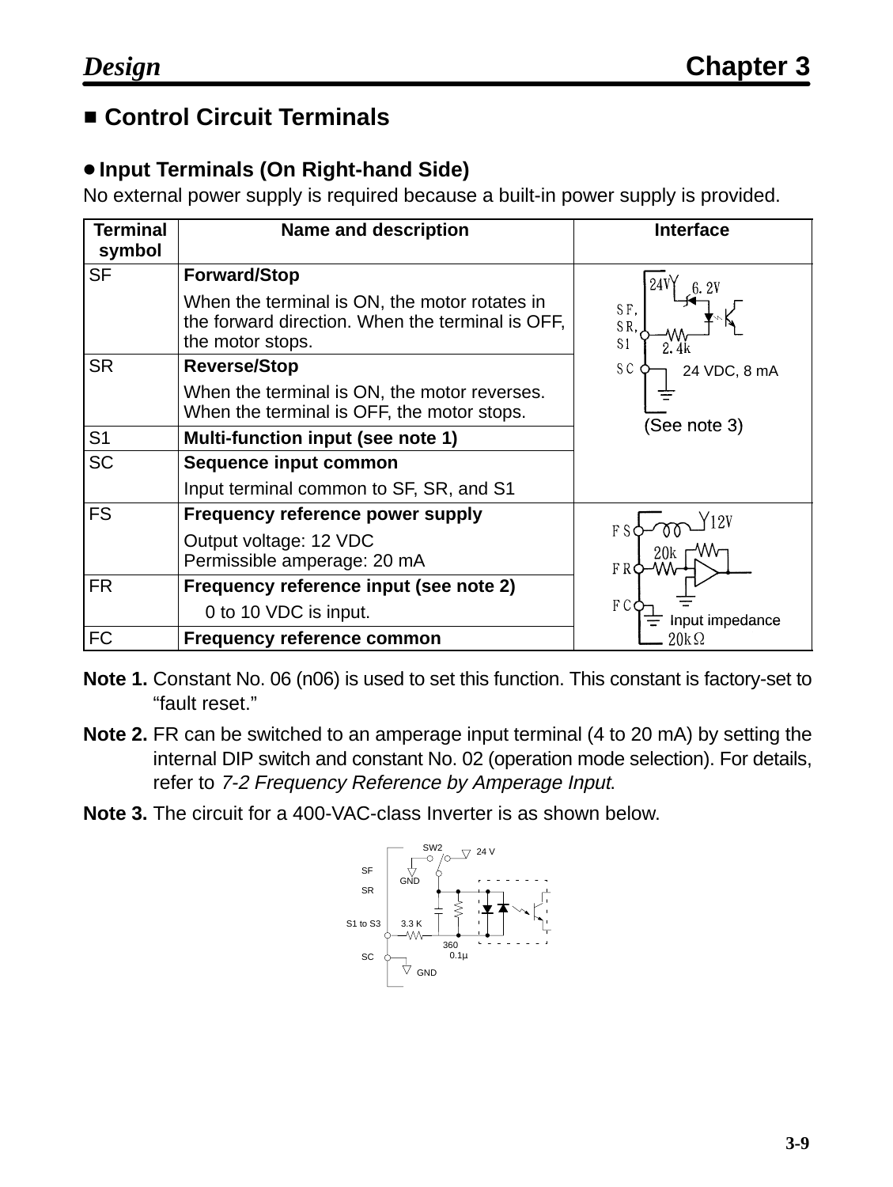## ■ Control Circuit Terminals

### ● Input Terminals (On Right-hand Side)

No external power supply is required because a built-in power supply is provided.

| Terminal symbol | Name and description | Interface |
|---|---|---|
| SF | **Forward/Stop**<br>When the terminal is ON, the motor rotates in the forward direction. When the terminal is OFF, the motor stops. | 24 VDC, 8 mA<br>(See note 3) |
| SR | **Reverse/Stop**<br>When the terminal is ON, the motor reverses. When the terminal is OFF, the motor stops. | |
| S1 | **Multi-function input (see note 1)** | |
| SC | **Sequence input common**<br>Input terminal common to SF, SR, and S1 | |
| FS | **Frequency reference power supply**<br>Output voltage: 12 VDC<br>Permissible amperage: 20 mA | Input impedance 20kΩ |
| FR | **Frequency reference input (see note 2)**<br>0 to 10 VDC is input. | |
| FC | **Frequency reference common** | |

**Note 1.** Constant No. 06 (n06) is used to set this function. This constant is factory-set to "fault reset."

**Note 2.** FR can be switched to an amperage input terminal (4 to 20 mA) by setting the internal DIP switch and constant No. 02 (operation mode selection). For details, refer to *7-2 Frequency Reference by Amperage Input*.

**Note 3.** The circuit for a 400-VAC-class Inverter is as shown below.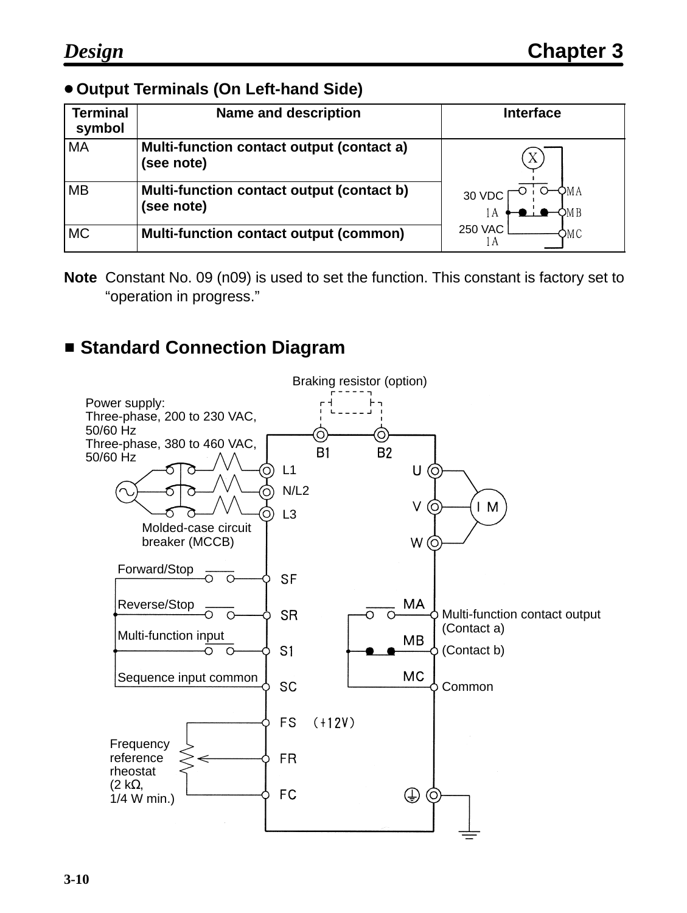● **Output Terminals (On Left-hand Side)**

| Terminal symbol | Name and description | Interface |
|---|---|---|
| MA | **Multi-function contact output (contact a) (see note)** | 30 VDC 1A / 250 VAC 1A (X, MA, MB, MC) |
| MB | **Multi-function contact output (contact b) (see note)** | |
| MC | **Multi-function contact output (common)** | |

**Note** Constant No. 09 (n09) is used to set the function. This constant is factory set to “operation in progress.”

## ■ Standard Connection Diagram

Braking resistor (option)

Power supply:
Three-phase, 200 to 230 VAC, 50/60 Hz
Three-phase, 380 to 460 VAC, 50/60 Hz

B1 B2

L1
N/L2
L3

U
V
W

I M

Molded-case circuit breaker (MCCB)

Forward/Stop — SF
Reverse/Stop — SR
Multi-function input — S1
Sequence input common — SC

MA — Multi-function contact output (Contact a)
MB — (Contact b)
MC — Common

FS (+12V)
FR
FC

Frequency reference rheostat (2 kΩ, 1/4 W min.)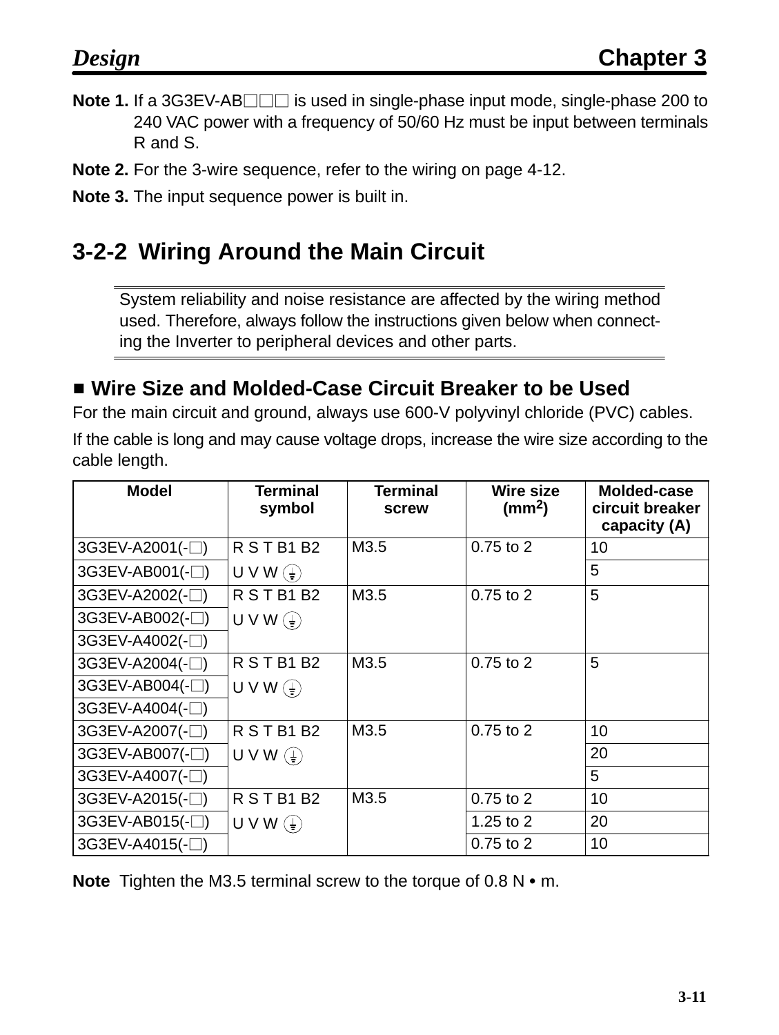**Note 1.** If a 3G3EV-AB□□□ is used in single-phase input mode, single-phase 200 to 240 VAC power with a frequency of 50/60 Hz must be input between terminals R and S.

**Note 2.** For the 3-wire sequence, refer to the wiring on page 4-12.

**Note 3.** The input sequence power is built in.

## 3-2-2 Wiring Around the Main Circuit

System reliability and noise resistance are affected by the wiring method used. Therefore, always follow the instructions given below when connecting the Inverter to peripheral devices and other parts.

### ■ Wire Size and Molded-Case Circuit Breaker to be Used

For the main circuit and ground, always use 600-V polyvinyl chloride (PVC) cables.

If the cable is long and may cause voltage drops, increase the wire size according to the cable length.

| Model | Terminal symbol | Terminal screw | Wire size ($mm^2$) | Molded-case circuit breaker capacity (A) |
|---|---|---|---|---|
| 3G3EV-A2001(-□) | R S T B1 B2 | M3.5 | 0.75 to 2 | 10 |
| 3G3EV-AB001(-□) | U V W ⏚ | | | 5 |
| 3G3EV-A2002(-□) | R S T B1 B2 | M3.5 | 0.75 to 2 | 5 |
| 3G3EV-AB002(-□) | U V W ⏚ | | | |
| 3G3EV-A4002(-□) | | | | |
| 3G3EV-A2004(-□) | R S T B1 B2 | M3.5 | 0.75 to 2 | 5 |
| 3G3EV-AB004(-□) | U V W ⏚ | | | |
| 3G3EV-A4004(-□) | | | | |
| 3G3EV-A2007(-□) | R S T B1 B2 | M3.5 | 0.75 to 2 | 10 |
| 3G3EV-AB007(-□) | U V W ⏚ | | | 20 |
| 3G3EV-A4007(-□) | | | | 5 |
| 3G3EV-A2015(-□) | R S T B1 B2 | M3.5 | 0.75 to 2 | 10 |
| 3G3EV-AB015(-□) | U V W ⏚ | | 1.25 to 2 | 20 |
| 3G3EV-A4015(-□) | | | 0.75 to 2 | 10 |

**Note** Tighten the M3.5 terminal screw to the torque of 0.8 N • m.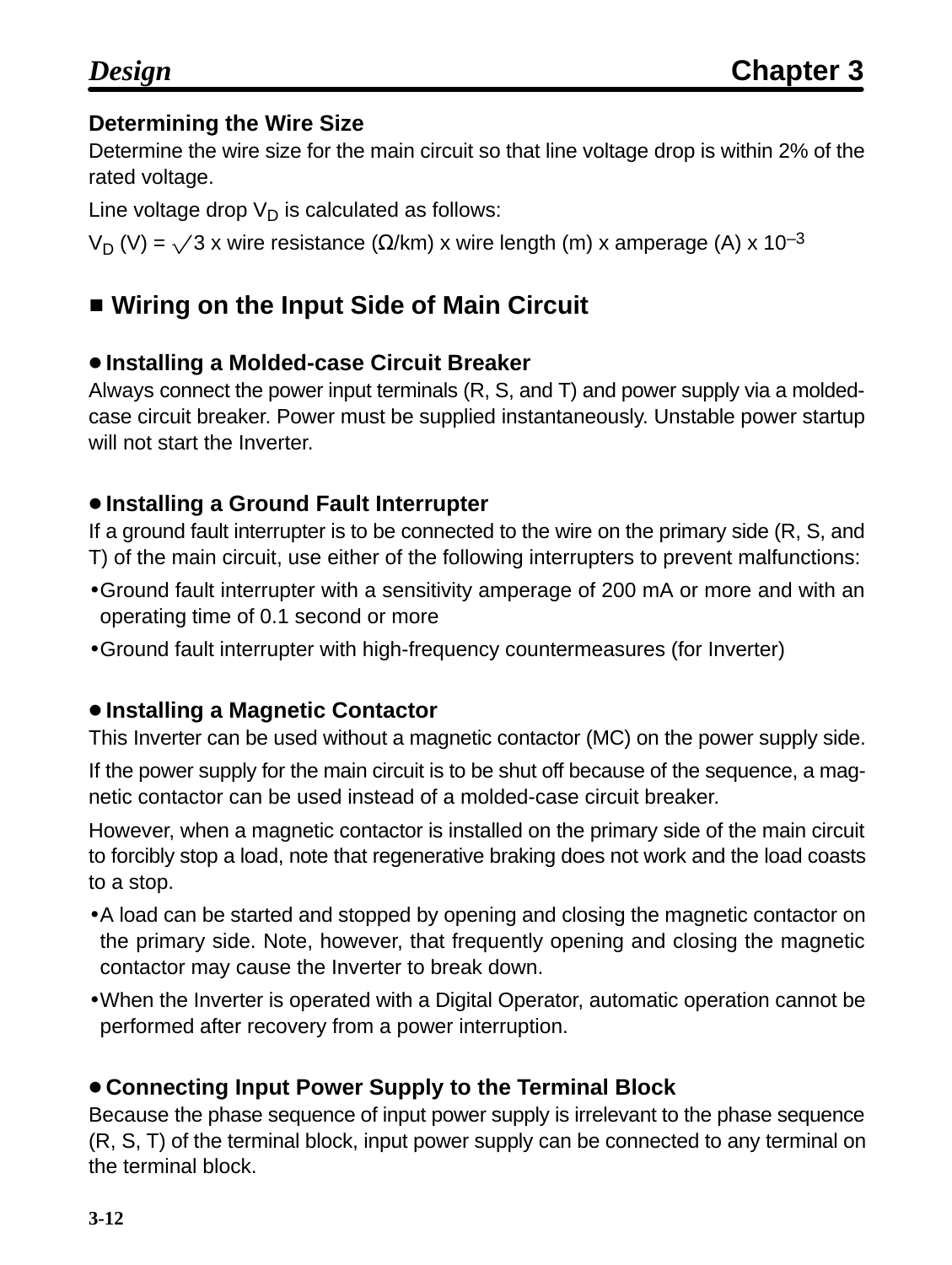### Determining the Wire Size

Determine the wire size for the main circuit so that line voltage drop is within 2% of the rated voltage.

Line voltage drop $V_D$ is calculated as follows:

$V_D$ (V) = $\sqrt{3}$ x wire resistance (Ω/km) x wire length (m) x amperage (A) x $10^{-3}$

## ■ Wiring on the Input Side of Main Circuit

### ● Installing a Molded-case Circuit Breaker

Always connect the power input terminals (R, S, and T) and power supply via a molded-case circuit breaker. Power must be supplied instantaneously. Unstable power startup will not start the Inverter.

### ● Installing a Ground Fault Interrupter

If a ground fault interrupter is to be connected to the wire on the primary side (R, S, and T) of the main circuit, use either of the following interrupters to prevent malfunctions:

- Ground fault interrupter with a sensitivity amperage of 200 mA or more and with an operating time of 0.1 second or more
- Ground fault interrupter with high-frequency countermeasures (for Inverter)

### ● Installing a Magnetic Contactor

This Inverter can be used without a magnetic contactor (MC) on the power supply side.

If the power supply for the main circuit is to be shut off because of the sequence, a magnetic contactor can be used instead of a molded-case circuit breaker.

However, when a magnetic contactor is installed on the primary side of the main circuit to forcibly stop a load, note that regenerative braking does not work and the load coasts to a stop.

- A load can be started and stopped by opening and closing the magnetic contactor on the primary side. Note, however, that frequently opening and closing the magnetic contactor may cause the Inverter to break down.
- When the Inverter is operated with a Digital Operator, automatic operation cannot be performed after recovery from a power interruption.

### ● Connecting Input Power Supply to the Terminal Block

Because the phase sequence of input power supply is irrelevant to the phase sequence (R, S, T) of the terminal block, input power supply can be connected to any terminal on the terminal block.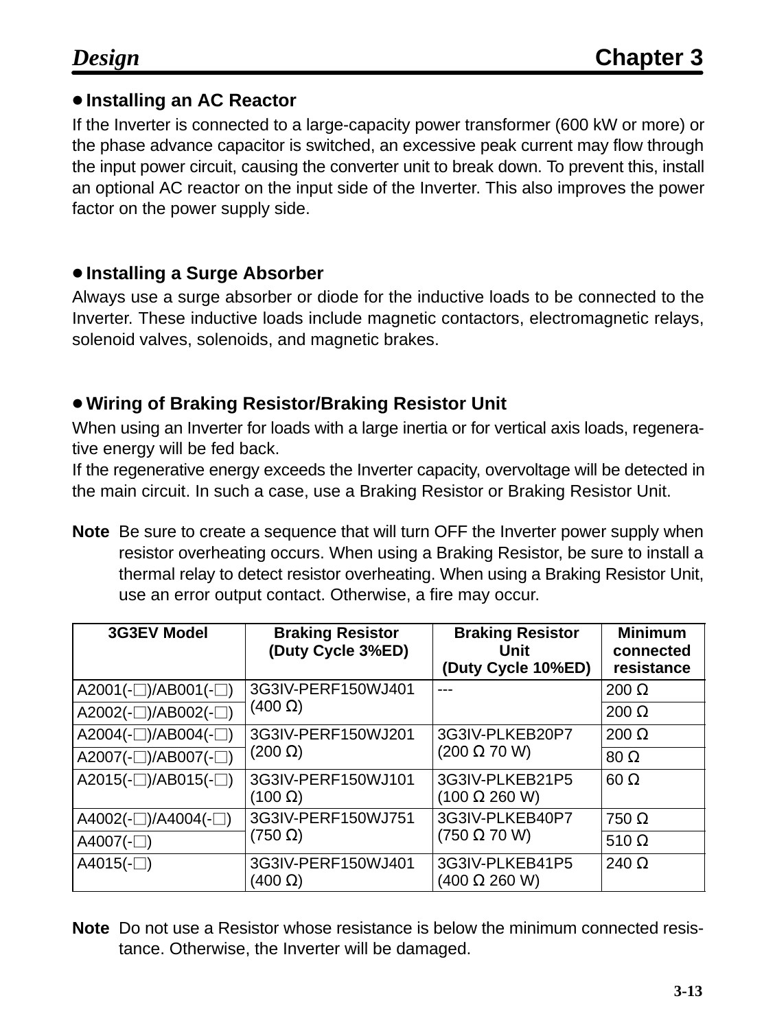### • Installing an AC Reactor

If the Inverter is connected to a large-capacity power transformer (600 kW or more) or the phase advance capacitor is switched, an excessive peak current may flow through the input power circuit, causing the converter unit to break down. To prevent this, install an optional AC reactor on the input side of the Inverter. This also improves the power factor on the power supply side.

### • Installing a Surge Absorber

Always use a surge absorber or diode for the inductive loads to be connected to the Inverter. These inductive loads include magnetic contactors, electromagnetic relays, solenoid valves, solenoids, and magnetic brakes.

### • Wiring of Braking Resistor/Braking Resistor Unit

When using an Inverter for loads with a large inertia or for vertical axis loads, regenerative energy will be fed back.

If the regenerative energy exceeds the Inverter capacity, overvoltage will be detected in the main circuit. In such a case, use a Braking Resistor or Braking Resistor Unit.

**Note** Be sure to create a sequence that will turn OFF the Inverter power supply when resistor overheating occurs. When using a Braking Resistor, be sure to install a thermal relay to detect resistor overheating. When using a Braking Resistor Unit, use an error output contact. Otherwise, a fire may occur.

| 3G3EV Model | Braking Resistor (Duty Cycle 3%ED) | Braking Resistor Unit (Duty Cycle 10%ED) | Minimum connected resistance |
|---|---|---|---|
| A2001(-□)/AB001(-□) | 3G3IV-PERF150WJ401 (400 Ω) | --- | 200 Ω |
| A2002(-□)/AB002(-□) | | | 200 Ω |
| A2004(-□)/AB004(-□) | 3G3IV-PERF150WJ201 (200 Ω) | 3G3IV-PLKEB20P7 (200 Ω 70 W) | 200 Ω |
| A2007(-□)/AB007(-□) | | | 80 Ω |
| A2015(-□)/AB015(-□) | 3G3IV-PERF150WJ101 (100 Ω) | 3G3IV-PLKEB21P5 (100 Ω 260 W) | 60 Ω |
| A4002(-□)/A4004(-□) | 3G3IV-PERF150WJ751 (750 Ω) | 3G3IV-PLKEB40P7 (750 Ω 70 W) | 750 Ω |
| A4007(-□) | | | 510 Ω |
| A4015(-□) | 3G3IV-PERF150WJ401 (400 Ω) | 3G3IV-PLKEB41P5 (400 Ω 260 W) | 240 Ω |

**Note** Do not use a Resistor whose resistance is below the minimum connected resistance. Otherwise, the Inverter will be damaged.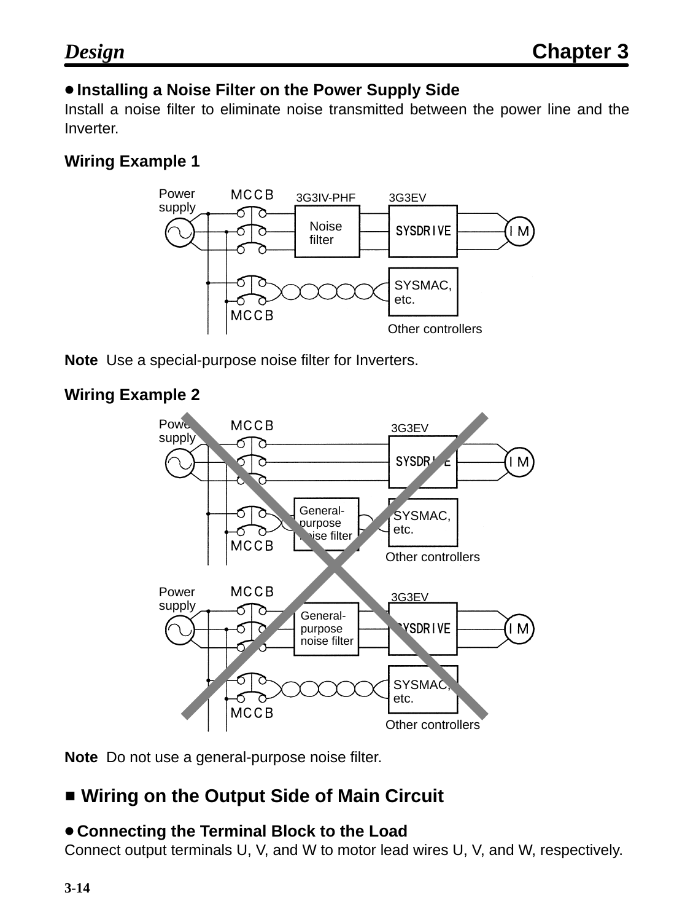- **Installing a Noise Filter on the Power Supply Side**

Install a noise filter to eliminate noise transmitted between the power line and the Inverter.

### Wiring Example 1

**Note** Use a special-purpose noise filter for Inverters.

### Wiring Example 2

**Note** Do not use a general-purpose noise filter.

## ■ Wiring on the Output Side of Main Circuit

- **Connecting the Terminal Block to the Load**

Connect output terminals U, V, and W to motor lead wires U, V, and W, respectively.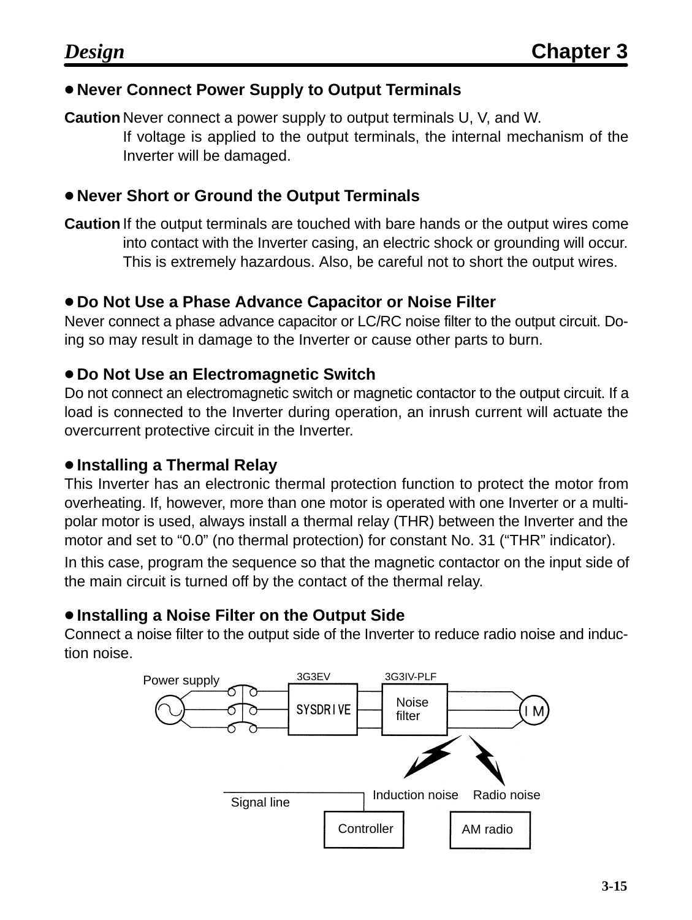## • Never Connect Power Supply to Output Terminals

**Caution** Never connect a power supply to output terminals U, V, and W.
If voltage is applied to the output terminals, the internal mechanism of the Inverter will be damaged.

## • Never Short or Ground the Output Terminals

**Caution** If the output terminals are touched with bare hands or the output wires come into contact with the Inverter casing, an electric shock or grounding will occur. This is extremely hazardous. Also, be careful not to short the output wires.

## • Do Not Use a Phase Advance Capacitor or Noise Filter

Never connect a phase advance capacitor or LC/RC noise filter to the output circuit. Doing so may result in damage to the Inverter or cause other parts to burn.

## • Do Not Use an Electromagnetic Switch

Do not connect an electromagnetic switch or magnetic contactor to the output circuit. If a load is connected to the Inverter during operation, an inrush current will actuate the overcurrent protective circuit in the Inverter.

## • Installing a Thermal Relay

This Inverter has an electronic thermal protection function to protect the motor from overheating. If, however, more than one motor is operated with one Inverter or a multi-polar motor is used, always install a thermal relay (THR) between the Inverter and the motor and set to “0.0” (no thermal protection) for constant No. 31 (“THR” indicator).

In this case, program the sequence so that the magnetic contactor on the input side of the main circuit is turned off by the contact of the thermal relay.

## • Installing a Noise Filter on the Output Side

Connect a noise filter to the output side of the Inverter to reduce radio noise and induction noise.

Power supply | 3G3EV SYSDRIVE | 3G3IV-PLF Noise filter | IM

Induction noise | Radio noise

Signal line | Controller | AM radio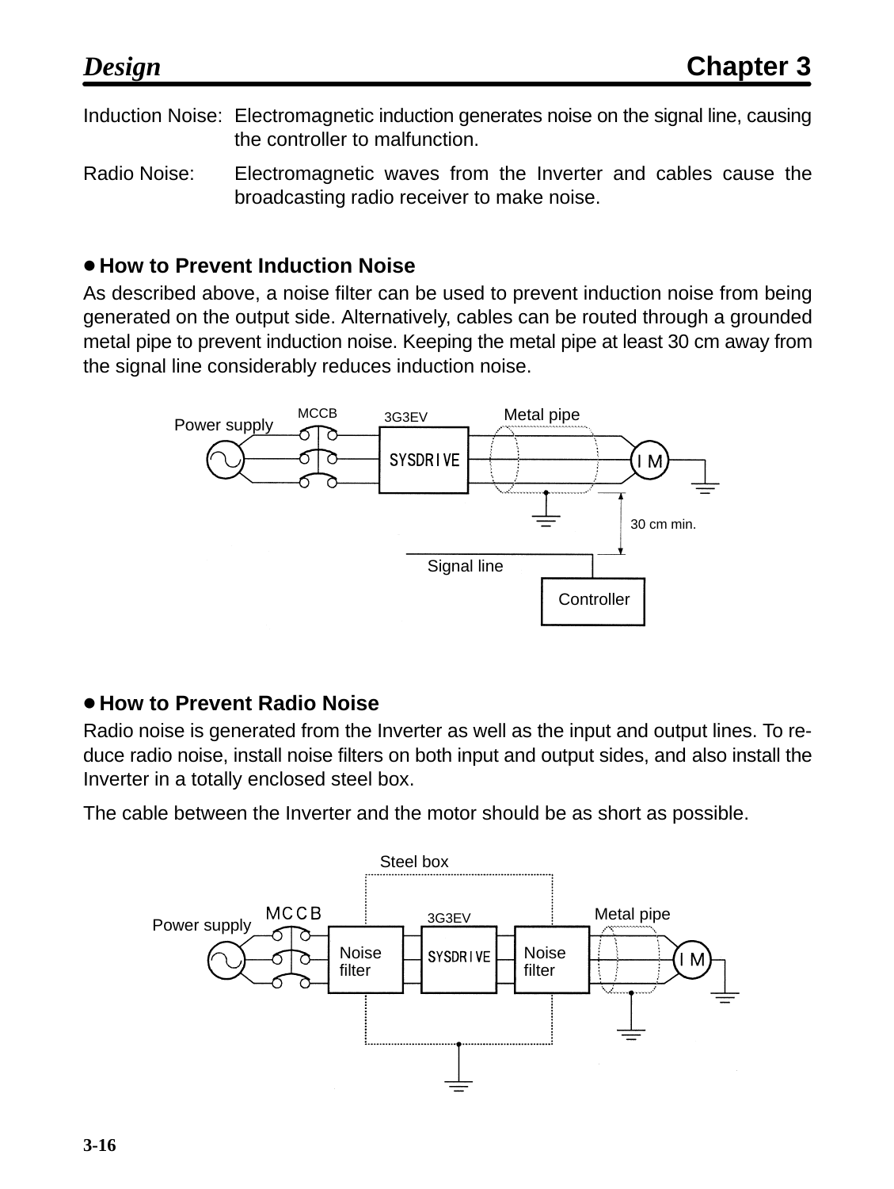Induction Noise: Electromagnetic induction generates noise on the signal line, causing the controller to malfunction.

Radio Noise: Electromagnetic waves from the Inverter and cables cause the broadcasting radio receiver to make noise.

### ● How to Prevent Induction Noise

As described above, a noise filter can be used to prevent induction noise from being generated on the output side. Alternatively, cables can be routed through a grounded metal pipe to prevent induction noise. Keeping the metal pipe at least 30 cm away from the signal line considerably reduces induction noise.

### ● How to Prevent Radio Noise

Radio noise is generated from the Inverter as well as the input and output lines. To reduce radio noise, install noise filters on both input and output sides, and also install the Inverter in a totally enclosed steel box.

The cable between the Inverter and the motor should be as short as possible.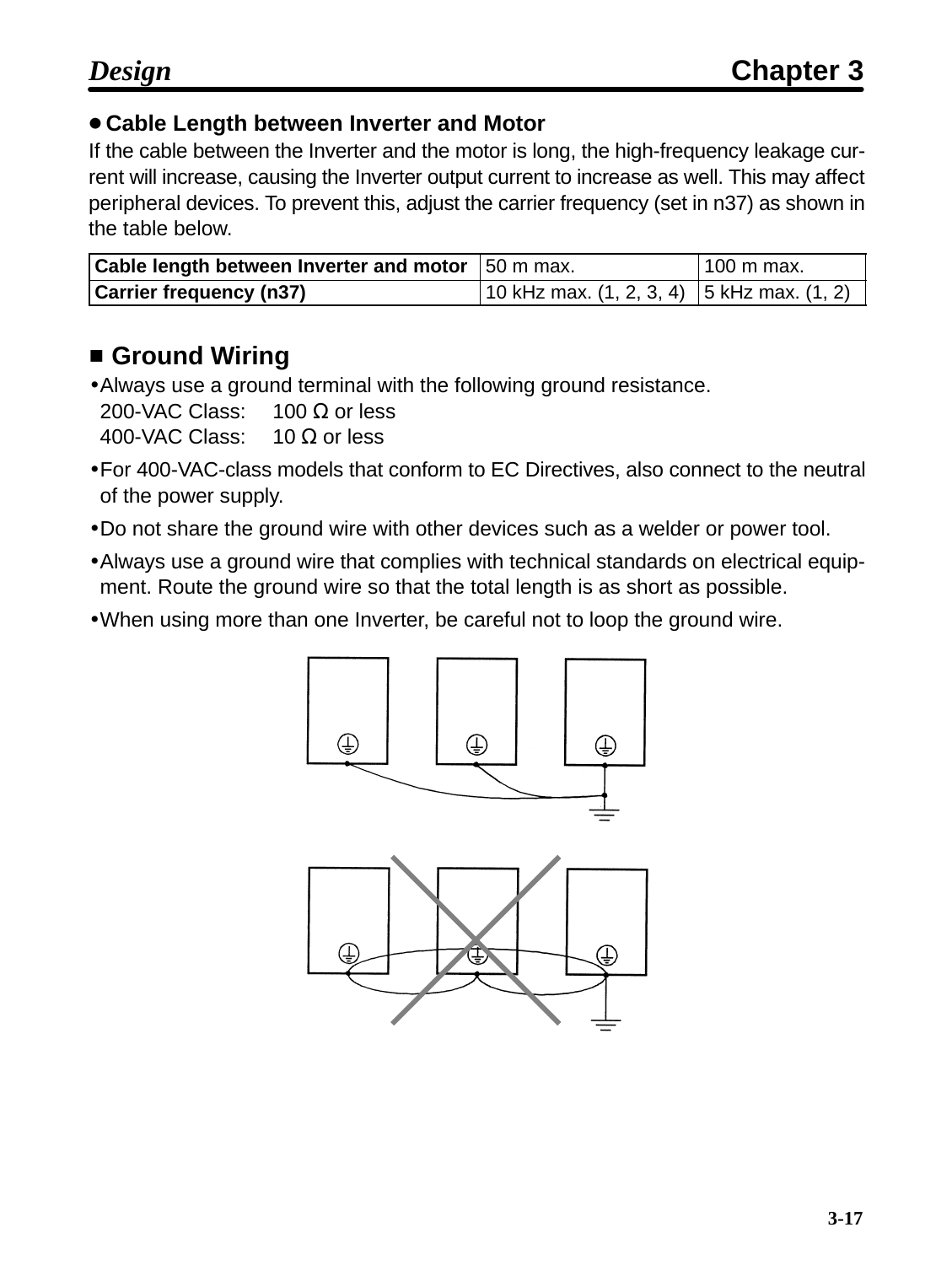**● Cable Length between Inverter and Motor**

If the cable between the Inverter and the motor is long, the high-frequency leakage current will increase, causing the Inverter output current to increase as well. This may affect peripheral devices. To prevent this, adjust the carrier frequency (set in n37) as shown in the table below.

| Cable length between Inverter and motor | 50 m max. | 100 m max. |
|---|---|---|
| Carrier frequency (n37) | 10 kHz max. (1, 2, 3, 4) | 5 kHz max. (1, 2) |

## ■ Ground Wiring

- Always use a ground terminal with the following ground resistance.
  200-VAC Class: 100 Ω or less
  400-VAC Class: 10 Ω or less
- For 400-VAC-class models that conform to EC Directives, also connect to the neutral of the power supply.
- Do not share the ground wire with other devices such as a welder or power tool.
- Always use a ground wire that complies with technical standards on electrical equipment. Route the ground wire so that the total length is as short as possible.
- When using more than one Inverter, be careful not to loop the ground wire.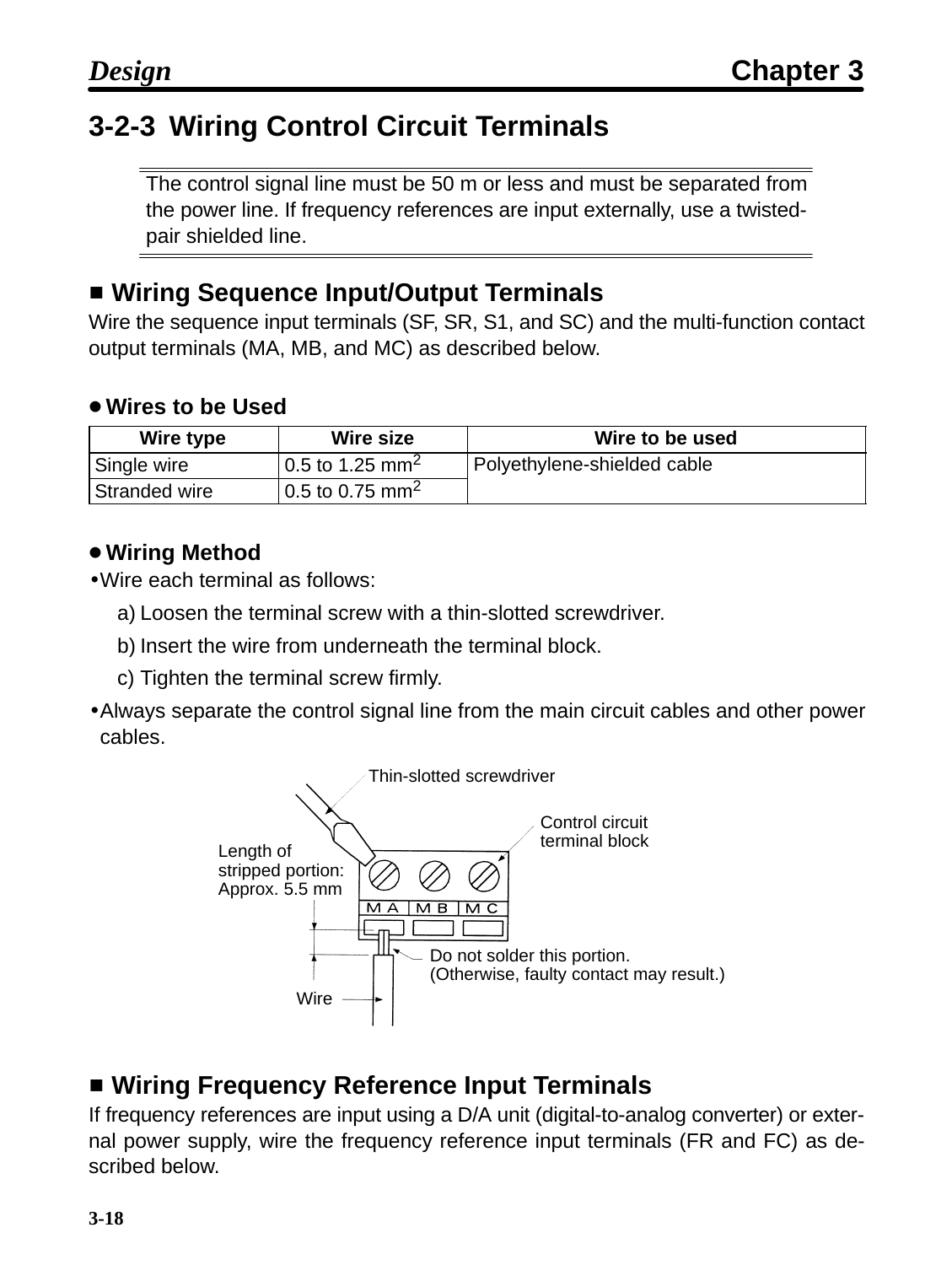## 3-2-3 Wiring Control Circuit Terminals

The control signal line must be 50 m or less and must be separated from the power line. If frequency references are input externally, use a twisted-pair shielded line.

### ■ Wiring Sequence Input/Output Terminals

Wire the sequence input terminals (SF, SR, S1, and SC) and the multi-function contact output terminals (MA, MB, and MC) as described below.

#### ● Wires to be Used

| Wire type | Wire size | Wire to be used |
|---|---|---|
| Single wire | 0.5 to 1.25 $mm^2$ | Polyethylene-shielded cable |
| Stranded wire | 0.5 to 0.75 $mm^2$ | |

#### ● Wiring Method

- Wire each terminal as follows:
  a) Loosen the terminal screw with a thin-slotted screwdriver.
  b) Insert the wire from underneath the terminal block.
  c) Tighten the terminal screw firmly.
- Always separate the control signal line from the main circuit cables and other power cables.

Thin-slotted screwdriver

Control circuit terminal block

Length of stripped portion: Approx. 5.5 mm

MA MB MC

Do not solder this portion. (Otherwise, faulty contact may result.)

Wire

### ■ Wiring Frequency Reference Input Terminals

If frequency references are input using a D/A unit (digital-to-analog converter) or external power supply, wire the frequency reference input terminals (FR and FC) as described below.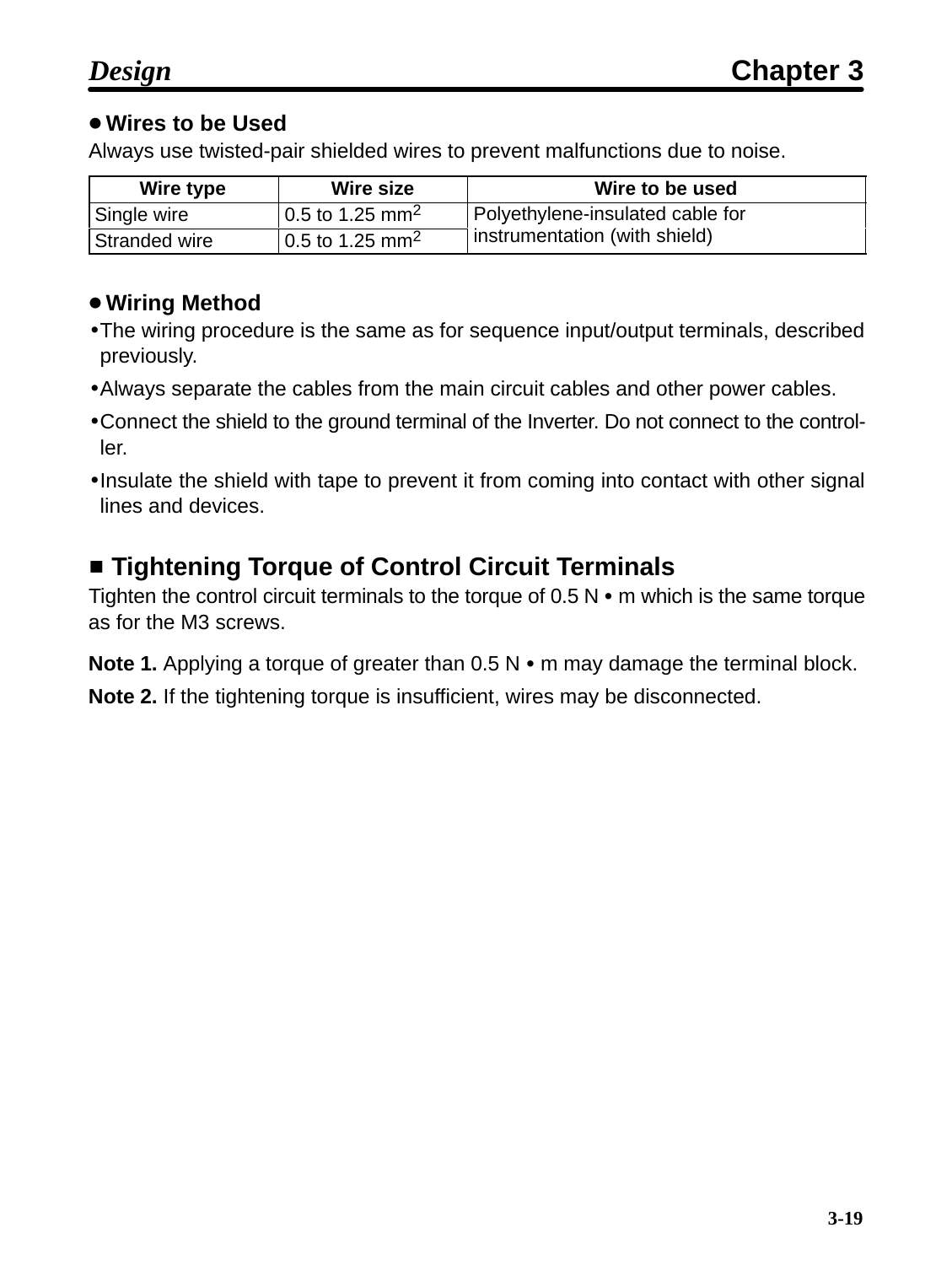## ● Wires to be Used

Always use twisted-pair shielded wires to prevent malfunctions due to noise.

| Wire type | Wire size | Wire to be used |
|---|---|---|
| Single wire | 0.5 to 1.25 $mm^2$ | Polyethylene-insulated cable for instrumentation (with shield) |
| Stranded wire | 0.5 to 1.25 $mm^2$ | |

## ● Wiring Method

- The wiring procedure is the same as for sequence input/output terminals, described previously.
- Always separate the cables from the main circuit cables and other power cables.
- Connect the shield to the ground terminal of the Inverter. Do not connect to the controller.
- Insulate the shield with tape to prevent it from coming into contact with other signal lines and devices.

## ■ Tightening Torque of Control Circuit Terminals

Tighten the control circuit terminals to the torque of 0.5 N • m which is the same torque as for the M3 screws.

**Note 1.** Applying a torque of greater than 0.5 N • m may damage the terminal block.

**Note 2.** If the tightening torque is insufficient, wires may be disconnected.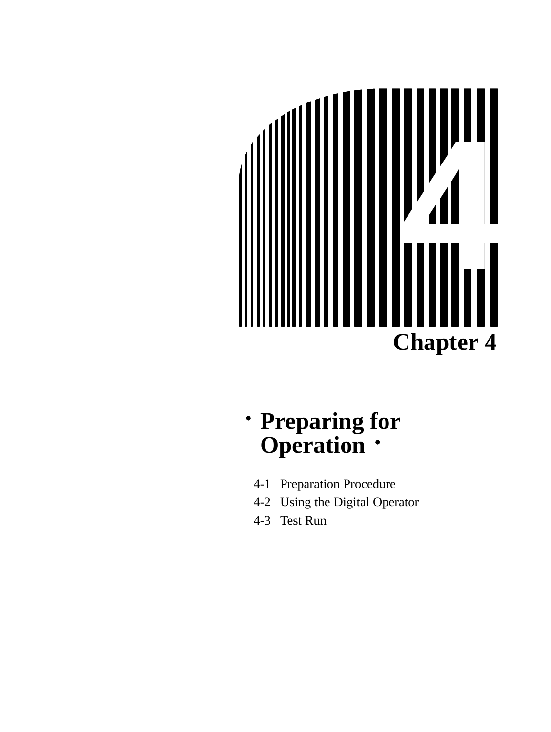# Chapter 4

## Preparing for Operation

4-1 Preparation Procedure

4-2 Using the Digital Operator

4-3 Test Run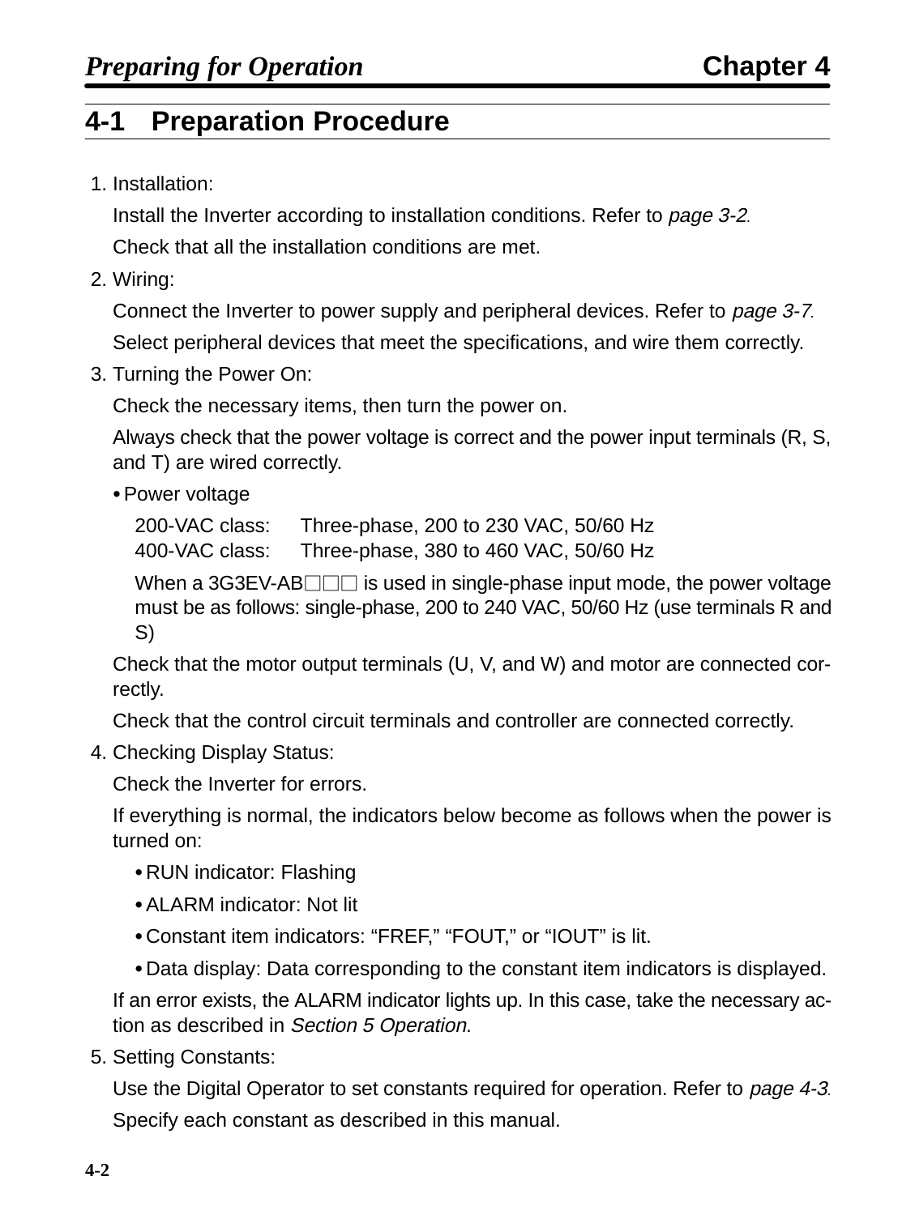## 4-1 Preparation Procedure

1. Installation:

   Install the Inverter according to installation conditions. Refer to *page 3-2*.

   Check that all the installation conditions are met.

2. Wiring:

   Connect the Inverter to power supply and peripheral devices. Refer to *page 3-7*.

   Select peripheral devices that meet the specifications, and wire them correctly.

3. Turning the Power On:

   Check the necessary items, then turn the power on.

   Always check that the power voltage is correct and the power input terminals (R, S, and T) are wired correctly.

   • Power voltage

   200-VAC class: Three-phase, 200 to 230 VAC, 50/60 Hz
   400-VAC class: Three-phase, 380 to 460 VAC, 50/60 Hz

   When a 3G3EV-AB☐☐☐ is used in single-phase input mode, the power voltage must be as follows: single-phase, 200 to 240 VAC, 50/60 Hz (use terminals R and S)

   Check that the motor output terminals (U, V, and W) and motor are connected correctly.

   Check that the control circuit terminals and controller are connected correctly.

4. Checking Display Status:

   Check the Inverter for errors.

   If everything is normal, the indicators below become as follows when the power is turned on:

   • RUN indicator: Flashing
   • ALARM indicator: Not lit
   • Constant item indicators: “FREF,” “FOUT,” or “IOUT” is lit.
   • Data display: Data corresponding to the constant item indicators is displayed.

   If an error exists, the ALARM indicator lights up. In this case, take the necessary action as described in *Section 5 Operation*.

5. Setting Constants:

   Use the Digital Operator to set constants required for operation. Refer to *page 4-3*.

   Specify each constant as described in this manual.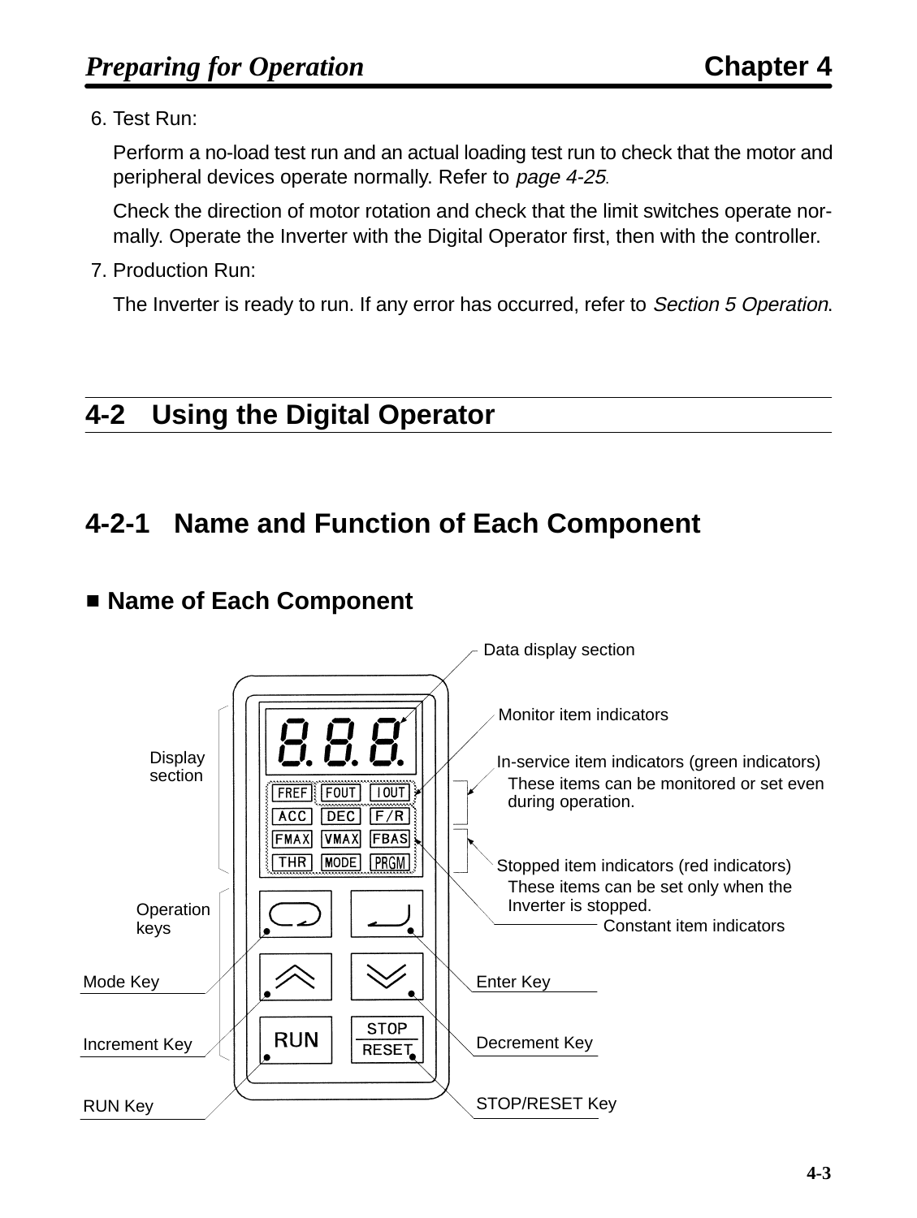6. Test Run:

   Perform a no-load test run and an actual loading test run to check that the motor and peripheral devices operate normally. Refer to *page 4-25*.

   Check the direction of motor rotation and check that the limit switches operate normally. Operate the Inverter with the Digital Operator first, then with the controller.

7. Production Run:

   The Inverter is ready to run. If any error has occurred, refer to *Section 5 Operation*.

## 4-2 Using the Digital Operator

### 4-2-1 Name and Function of Each Component

#### ■ Name of Each Component

Data display section

Monitor item indicators

Display section

In-service item indicators (green indicators)
These items can be monitored or set even during operation.

FREF FOUT IOUT
ACC DEC F/R
FMAX VMAX FBAS
THR MODE PRGM

Stopped item indicators (red indicators)
These items can be set only when the Inverter is stopped.

Constant item indicators

Operation keys

Mode Key

Enter Key

Increment Key

Decrement Key

RUN Key

STOP/RESET Key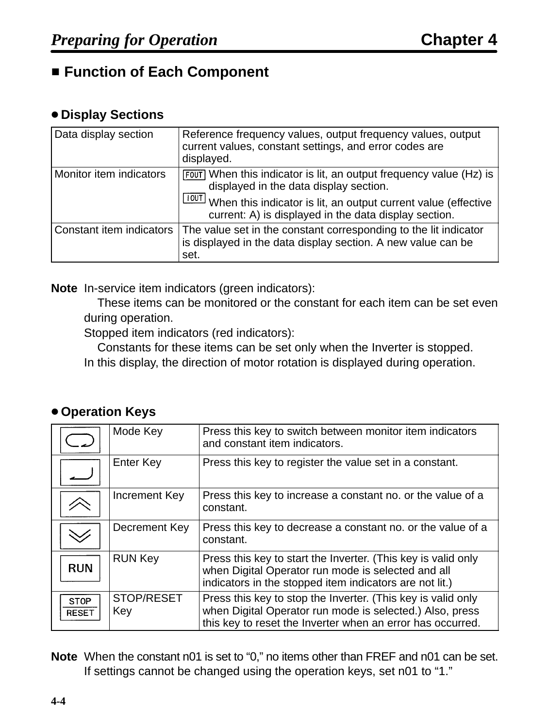## ■ Function of Each Component

### ● Display Sections

| Data display section | Reference frequency values, output frequency values, output current values, constant settings, and error codes are displayed. |
|---|---|
| Monitor item indicators | FOUT When this indicator is lit, an output frequency value (Hz) is displayed in the data display section.<br>IOUT When this indicator is lit, an output current value (effective current: A) is displayed in the data display section. |
| Constant item indicators | The value set in the constant corresponding to the lit indicator is displayed in the data display section. A new value can be set. |

**Note** In-service item indicators (green indicators):
These items can be monitored or the constant for each item can be set even during operation.
Stopped item indicators (red indicators):
Constants for these items can be set only when the Inverter is stopped.
In this display, the direction of motor rotation is displayed during operation.

### ● Operation Keys

| Key | Name | Function |
|---|---|---|
| (Mode) | Mode Key | Press this key to switch between monitor item indicators and constant item indicators. |
| (Enter) | Enter Key | Press this key to register the value set in a constant. |
| (Increment) | Increment Key | Press this key to increase a constant no. or the value of a constant. |
| (Decrement) | Decrement Key | Press this key to decrease a constant no. or the value of a constant. |
| RUN | RUN Key | Press this key to start the Inverter. (This key is valid only when Digital Operator run mode is selected and all indicators in the stopped item indicators are not lit.) |
| STOP/RESET | STOP/RESET Key | Press this key to stop the Inverter. (This key is valid only when Digital Operator run mode is selected.) Also, press this key to reset the Inverter when an error has occurred. |

**Note** When the constant n01 is set to “0,” no items other than FREF and n01 can be set. If settings cannot be changed using the operation keys, set n01 to “1.”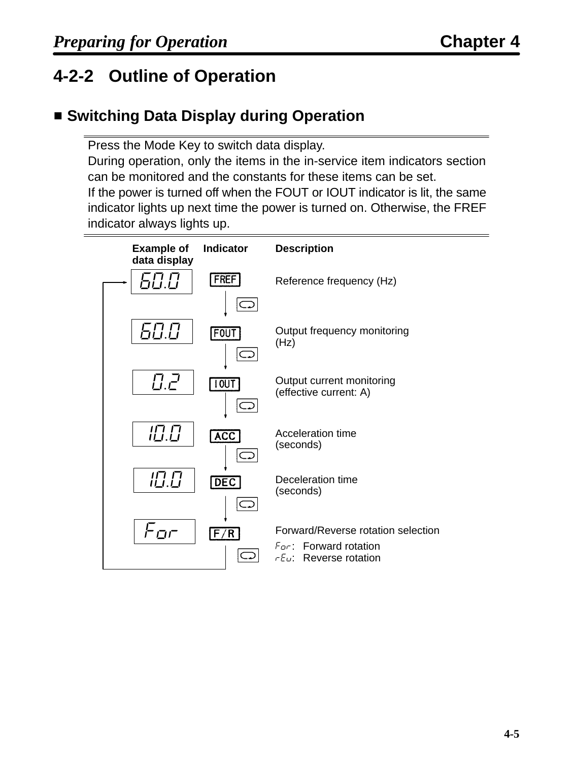## 4-2-2 Outline of Operation

### ■ Switching Data Display during Operation

Press the Mode Key to switch data display.
During operation, only the items in the in-service item indicators section can be monitored and the constants for these items can be set.
If the power is turned off when the FOUT or IOUT indicator is lit, the same indicator lights up next time the power is turned on. Otherwise, the FREF indicator always lights up.

| Example of data display | Indicator | Description |
|---|---|---|
| 60.0 | FREF | Reference frequency (Hz) |
| 60.0 | FOUT | Output frequency monitoring (Hz) |
| 0.2 | IOUT | Output current monitoring (effective current: A) |
| 10.0 | ACC | Acceleration time (seconds) |
| 10.0 | DEC | Deceleration time (seconds) |
| For | F/R | Forward/Reverse rotation selection<br>For: Forward rotation<br>rEv: Reverse rotation |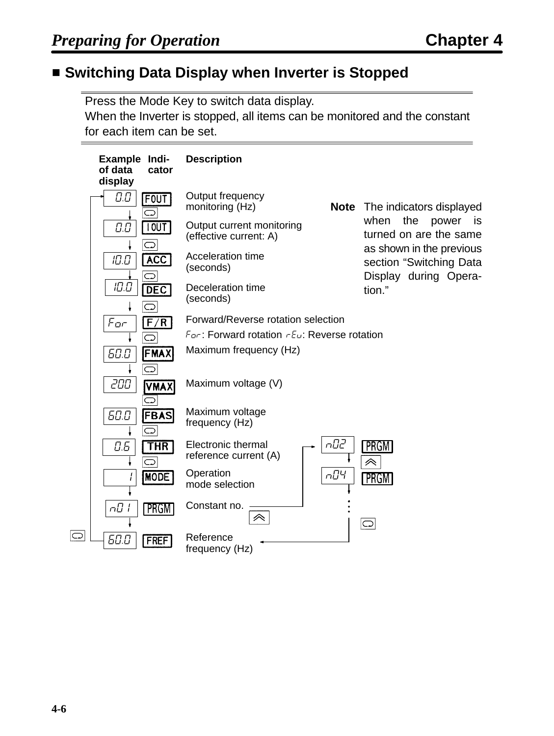## ■ Switching Data Display when Inverter is Stopped

Press the Mode Key to switch data display.
When the Inverter is stopped, all items can be monitored and the constant for each item can be set.

| Example of data display | Indicator | Description |
|---|---|---|
| 0.0 | FOUT | Output frequency monitoring (Hz) |
| 0.0 | IOUT | Output current monitoring (effective current: A) |
| 10.0 | ACC | Acceleration time (seconds) |
| 10.0 | DEC | Deceleration time (seconds) |
| For | F/R | Forward/Reverse rotation selection<br>For: Forward rotation rEv: Reverse rotation |
| 60.0 | FMAX | Maximum frequency (Hz) |
| 200 | VMAX | Maximum voltage (V) |
| 60.0 | FBAS | Maximum voltage frequency (Hz) |
| 0.6 | THR | Electronic thermal reference current (A) |
| 1 | MODE | Operation mode selection |
| n01 | PRGM | Constant no. |
| 60.0 | FREF | Reference frequency (Hz) |

Pressing the Mode Key moves to the next item in the list; from FREF it returns to FOUT. At "Constant no." (n01, PRGM), pressing the Increment Key moves to n02, n04, ... (PRGM); pressing the Mode Key returns to Reference frequency (FREF).

**Note** The indicators displayed when the power is turned on are the same as shown in the previous section "Switching Data Display during Operation."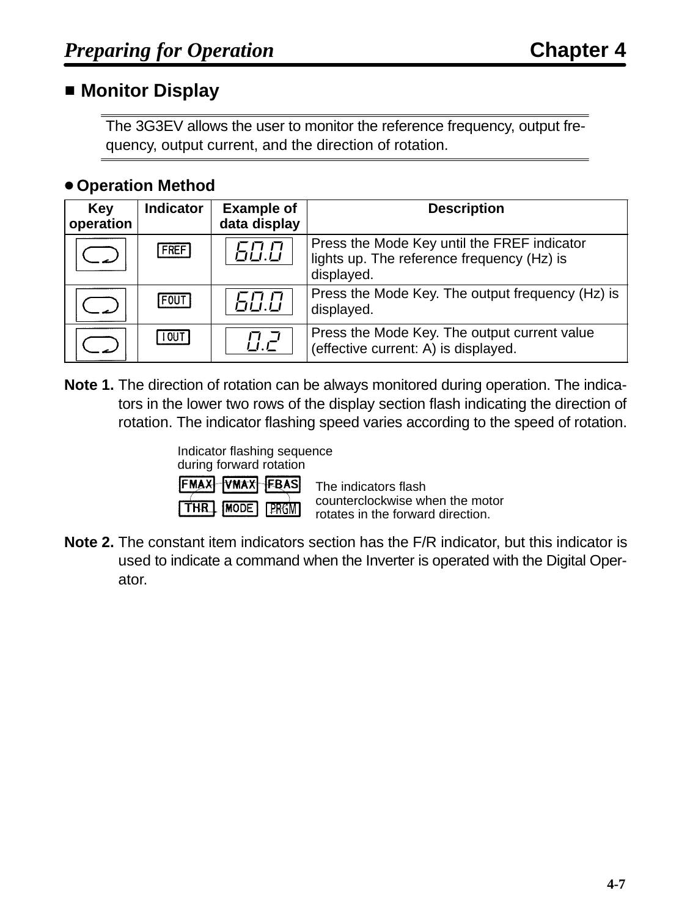## ■ Monitor Display

The 3G3EV allows the user to monitor the reference frequency, output frequency, output current, and the direction of rotation.

### ● Operation Method

| Key operation | Indicator | Example of data display | Description |
|---|---|---|---|
| Mode Key | FREF | 60.0 | Press the Mode Key until the FREF indicator lights up. The reference frequency (Hz) is displayed. |
| Mode Key | FOUT | 60.0 | Press the Mode Key. The output frequency (Hz) is displayed. |
| Mode Key | IOUT | 0.2 | Press the Mode Key. The output current value (effective current: A) is displayed. |

**Note 1.** The direction of rotation can be always monitored during operation. The indicators in the lower two rows of the display section flash indicating the direction of rotation. The indicator flashing speed varies according to the speed of rotation.

Indicator flashing sequence during forward rotation

FMAX VMAX FBAS
THR MODE PRGM

The indicators flash counterclockwise when the motor rotates in the forward direction.

**Note 2.** The constant item indicators section has the F/R indicator, but this indicator is used to indicate a command when the Inverter is operated with the Digital Operator.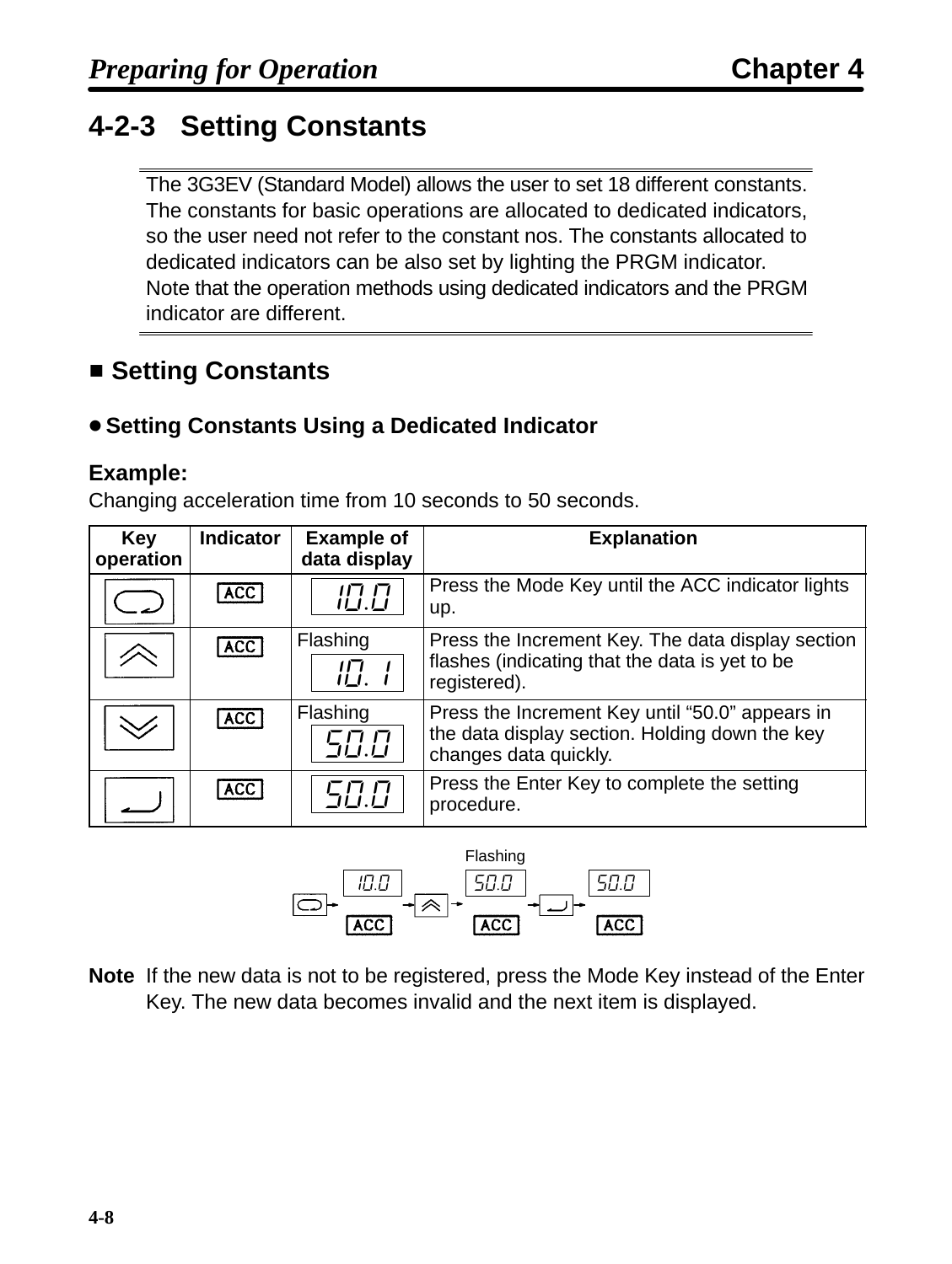## 4-2-3 Setting Constants

The 3G3EV (Standard Model) allows the user to set 18 different constants. The constants for basic operations are allocated to dedicated indicators, so the user need not refer to the constant nos. The constants allocated to dedicated indicators can be also set by lighting the PRGM indicator. Note that the operation methods using dedicated indicators and the PRGM indicator are different.

### ■ Setting Constants

#### ● Setting Constants Using a Dedicated Indicator

**Example:**

Changing acceleration time from 10 seconds to 50 seconds.

| Key operation | Indicator | Example of data display | Explanation |
|---|---|---|---|
| Mode Key | ACC | 10.0 | Press the Mode Key until the ACC indicator lights up. |
| Increment Key | ACC | Flashing 10. 1 | Press the Increment Key. The data display section flashes (indicating that the data is yet to be registered). |
| Decrement Key | ACC | Flashing 50.0 | Press the Increment Key until “50.0” appears in the data display section. Holding down the key changes data quickly. |
| Enter Key | ACC | 50.0 | Press the Enter Key to complete the setting procedure. |

Mode Key → 10.0 (ACC) → Increment Key → 50.0 (ACC, Flashing) → Enter Key → 50.0 (ACC)

**Note** If the new data is not to be registered, press the Mode Key instead of the Enter Key. The new data becomes invalid and the next item is displayed.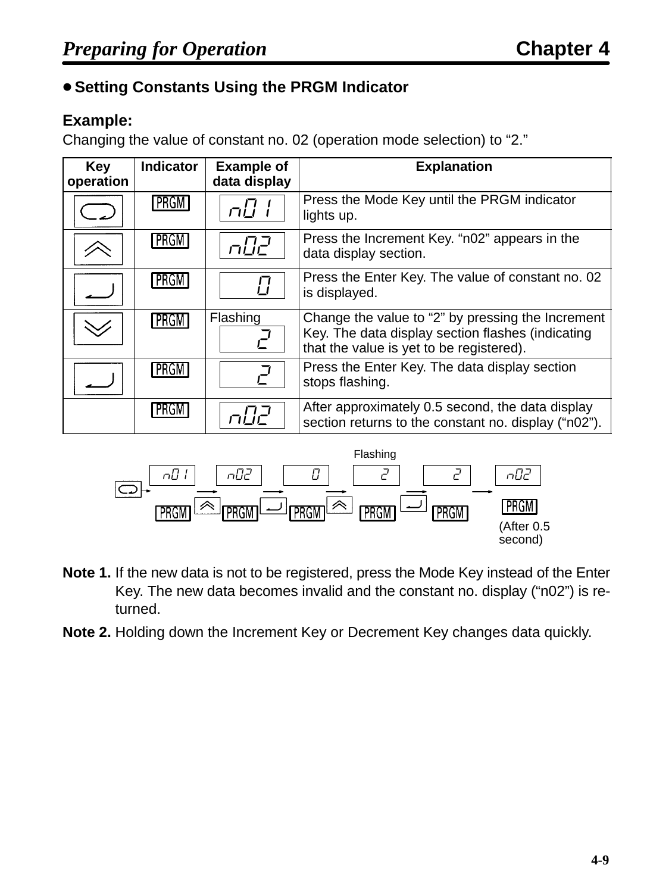- **Setting Constants Using the PRGM Indicator**

**Example:**

Changing the value of constant no. 02 (operation mode selection) to "2."

| Key operation | Indicator | Example of data display | Explanation |
|---|---|---|---|
| (Mode Key) | PRGM | n01 | Press the Mode Key until the PRGM indicator lights up. |
| (Increment Key) | PRGM | n02 | Press the Increment Key. "n02" appears in the data display section. |
| (Enter Key) | PRGM | 0 | Press the Enter Key. The value of constant no. 02 is displayed. |
| (Decrement Key) | PRGM | Flashing 2 | Change the value to "2" by pressing the Increment Key. The data display section flashes (indicating that the value is yet to be registered). |
| (Enter Key) | PRGM | 2 | Press the Enter Key. The data display section stops flashing. |
| | PRGM | n02 | After approximately 0.5 second, the data display section returns to the constant no. display ("n02"). |

Flashing

n01 → n02 → 0 → 2 → 2 → n02

PRGM PRGM PRGM PRGM PRGM PRGM

(After 0.5 second)

**Note 1.** If the new data is not to be registered, press the Mode Key instead of the Enter Key. The new data becomes invalid and the constant no. display ("n02") is returned.

**Note 2.** Holding down the Increment Key or Decrement Key changes data quickly.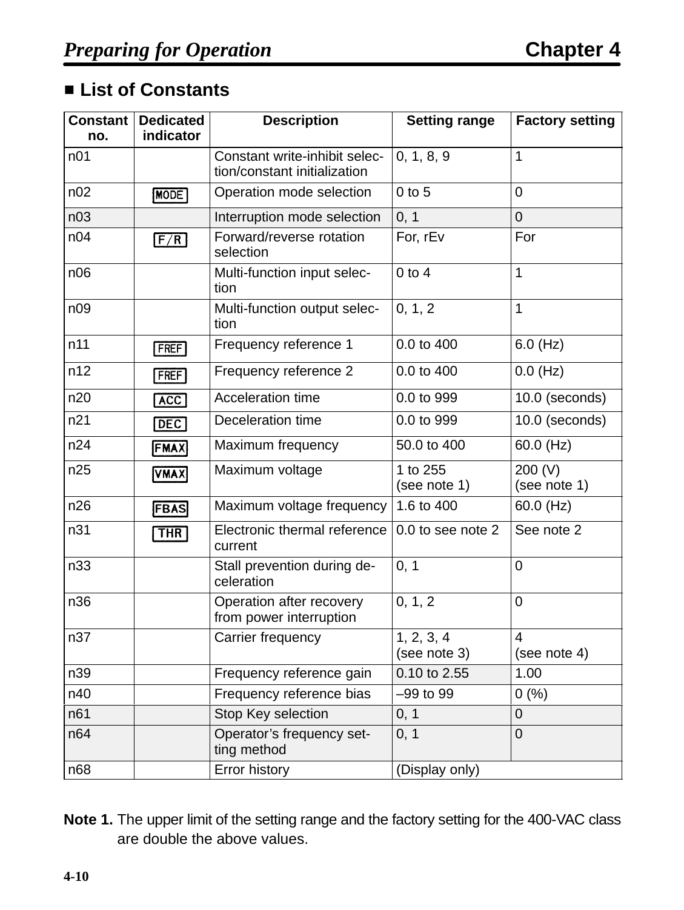## ■ List of Constants

| Constant no. | Dedicated indicator | Description | Setting range | Factory setting |
|---|---|---|---|---|
| n01 | | Constant write-inhibit selection/constant initialization | 0, 1, 8, 9 | 1 |
| n02 | MODE | Operation mode selection | 0 to 5 | 0 |
| n03 | | Interruption mode selection | 0, 1 | 0 |
| n04 | F/R | Forward/reverse rotation selection | For, rEv | For |
| n06 | | Multi-function input selection | 0 to 4 | 1 |
| n09 | | Multi-function output selection | 0, 1, 2 | 1 |
| n11 | FREF | Frequency reference 1 | 0.0 to 400 | 6.0 (Hz) |
| n12 | FREF | Frequency reference 2 | 0.0 to 400 | 0.0 (Hz) |
| n20 | ACC | Acceleration time | 0.0 to 999 | 10.0 (seconds) |
| n21 | DEC | Deceleration time | 0.0 to 999 | 10.0 (seconds) |
| n24 | FMAX | Maximum frequency | 50.0 to 400 | 60.0 (Hz) |
| n25 | VMAX | Maximum voltage | 1 to 255 (see note 1) | 200 (V) (see note 1) |
| n26 | FBAS | Maximum voltage frequency | 1.6 to 400 | 60.0 (Hz) |
| n31 | THR | Electronic thermal reference current | 0.0 to see note 2 | See note 2 |
| n33 | | Stall prevention during deceleration | 0, 1 | 0 |
| n36 | | Operation after recovery from power interruption | 0, 1, 2 | 0 |
| n37 | | Carrier frequency | 1, 2, 3, 4 (see note 3) | 4 (see note 4) |
| n39 | | Frequency reference gain | 0.10 to 2.55 | 1.00 |
| n40 | | Frequency reference bias | –99 to 99 | 0 (%) |
| n61 | | Stop Key selection | 0, 1 | 0 |
| n64 | | Operator's frequency setting method | 0, 1 | 0 |
| n68 | | Error history | (Display only) | |

**Note 1.** The upper limit of the setting range and the factory setting for the 400-VAC class are double the above values.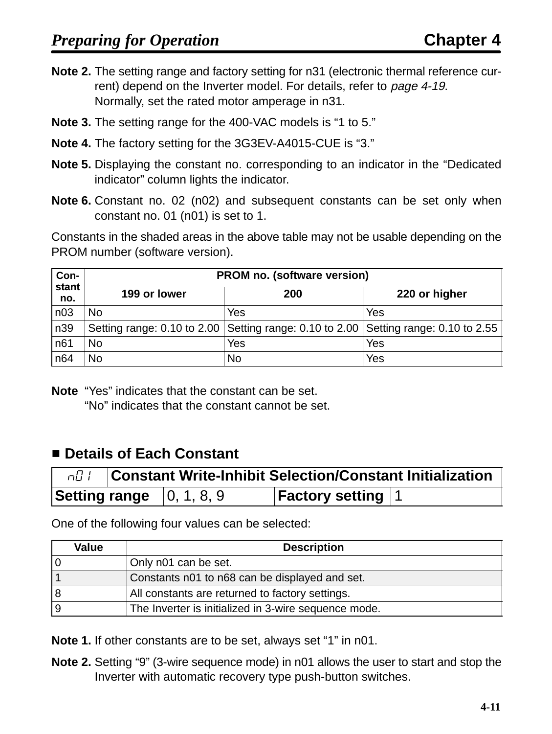**Note 2.** The setting range and factory setting for n31 (electronic thermal reference current) depend on the Inverter model. For details, refer to *page 4-19*. Normally, set the rated motor amperage in n31.

**Note 3.** The setting range for the 400-VAC models is "1 to 5."

**Note 4.** The factory setting for the 3G3EV-A4015-CUE is "3."

**Note 5.** Displaying the constant no. corresponding to an indicator in the "Dedicated indicator" column lights the indicator.

**Note 6.** Constant no. 02 (n02) and subsequent constants can be set only when constant no. 01 (n01) is set to 1.

Constants in the shaded areas in the above table may not be usable depending on the PROM number (software version).

| Constant no. | PROM no. (software version) | | |
|---|---|---|---|
| | 199 or lower | 200 | 220 or higher |
| n03 | No | Yes | Yes |
| n39 | Setting range: 0.10 to 2.00 | Setting range: 0.10 to 2.00 | Setting range: 0.10 to 2.55 |
| n61 | No | Yes | Yes |
| n64 | No | No | Yes |

**Note** "Yes" indicates that the constant can be set.
"No" indicates that the constant cannot be set.

## ■ Details of Each Constant

| n01 | Constant Write-Inhibit Selection/Constant Initialization | | |
|---|---|---|---|
| **Setting range** | 0, 1, 8, 9 | **Factory setting** | 1 |

One of the following four values can be selected:

| Value | Description |
|---|---|
| 0 | Only n01 can be set. |
| 1 | Constants n01 to n68 can be displayed and set. |
| 8 | All constants are returned to factory settings. |
| 9 | The Inverter is initialized in 3-wire sequence mode. |

**Note 1.** If other constants are to be set, always set "1" in n01.

**Note 2.** Setting "9" (3-wire sequence mode) in n01 allows the user to start and stop the Inverter with automatic recovery type push-button switches.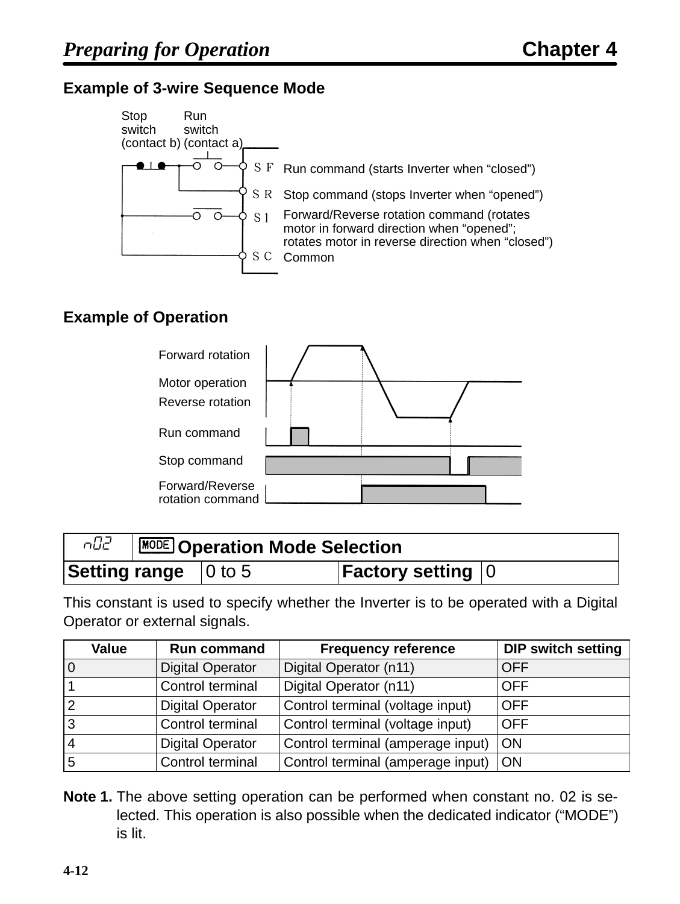### Example of 3-wire Sequence Mode

Stop switch (contact b) | Run switch (contact a)

- SF — Run command (starts Inverter when “closed”)
- SR — Stop command (stops Inverter when “opened”)
- S1 — Forward/Reverse rotation command (rotates motor in forward direction when “opened”; rotates motor in reverse direction when “closed”)
- SC — Common

### Example of Operation

Forward rotation
Motor operation
Reverse rotation
Run command
Stop command
Forward/Reverse rotation command

| n02 | MODE Operation Mode Selection | | |
|---|---|---|---|
| **Setting range** | 0 to 5 | **Factory setting** | 0 |

This constant is used to specify whether the Inverter is to be operated with a Digital Operator or external signals.

| Value | Run command | Frequency reference | DIP switch setting |
|---|---|---|---|
| 0 | Digital Operator | Digital Operator (n11) | OFF |
| 1 | Control terminal | Digital Operator (n11) | OFF |
| 2 | Digital Operator | Control terminal (voltage input) | OFF |
| 3 | Control terminal | Control terminal (voltage input) | OFF |
| 4 | Digital Operator | Control terminal (amperage input) | ON |
| 5 | Control terminal | Control terminal (amperage input) | ON |

**Note 1.** The above setting operation can be performed when constant no. 02 is selected. This operation is also possible when the dedicated indicator (“MODE”) is lit.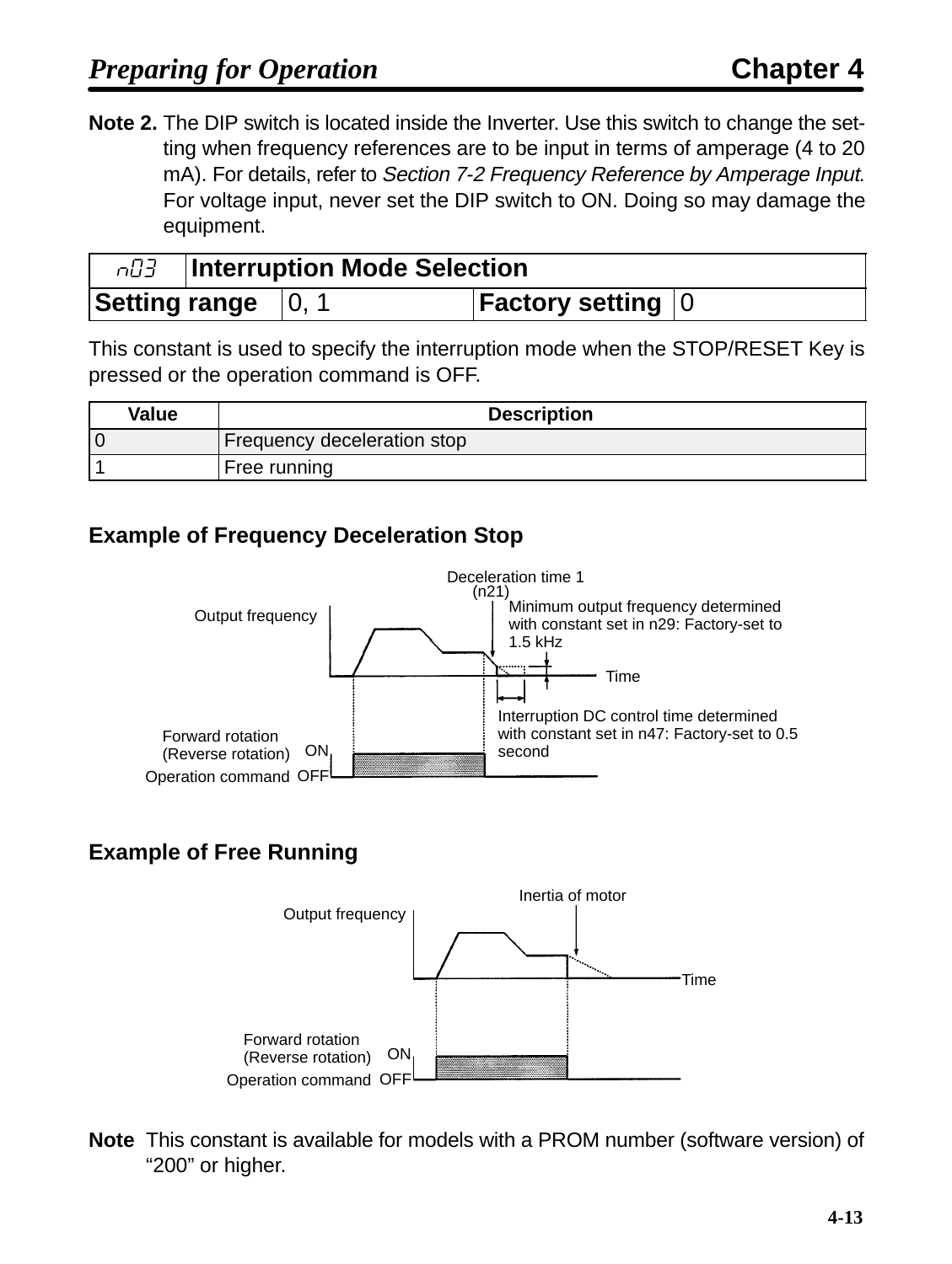**Note 2.** The DIP switch is located inside the Inverter. Use this switch to change the setting when frequency references are to be input in terms of amperage (4 to 20 mA). For details, refer to *Section 7-2 Frequency Reference by Amperage Input*. For voltage input, never set the DIP switch to ON. Doing so may damage the equipment.

| n03 | Interruption Mode Selection | | |
|---|---|---|---|
| **Setting range** | 0, 1 | **Factory setting** | 0 |

This constant is used to specify the interruption mode when the STOP/RESET Key is pressed or the operation command is OFF.

| Value | Description |
|---|---|
| 0 | Frequency deceleration stop |
| 1 | Free running |

### Example of Frequency Deceleration Stop

Output frequency

Deceleration time 1 (n21)

Minimum output frequency determined with constant set in n29: Factory-set to 1.5 kHz

Time

Interruption DC control time determined with constant set in n47: Factory-set to 0.5 second

Forward rotation (Reverse rotation) Operation command ON OFF

### Example of Free Running

Output frequency

Inertia of motor

Time

Forward rotation (Reverse rotation) Operation command ON OFF

**Note** This constant is available for models with a PROM number (software version) of “200” or higher.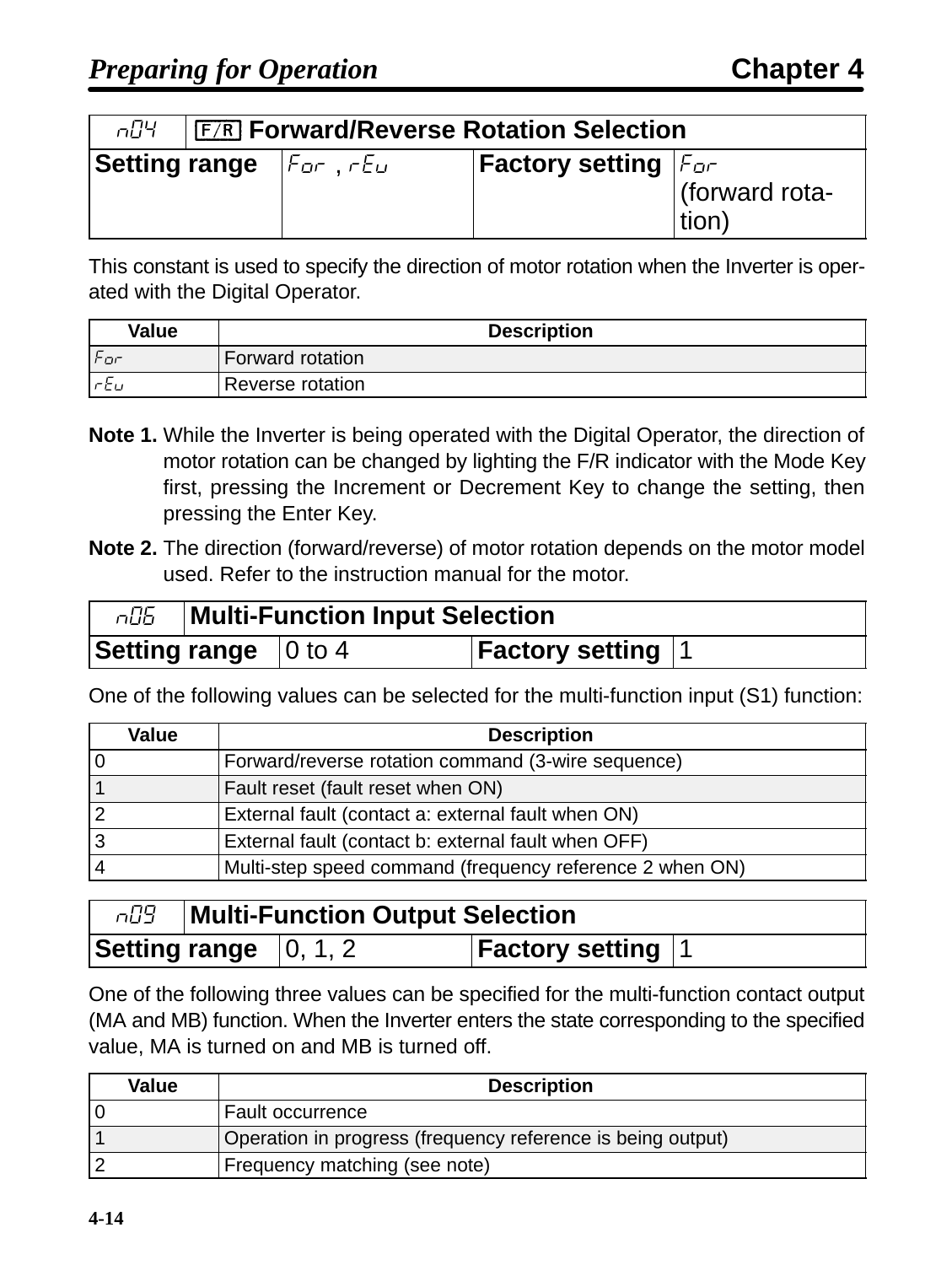| n04 | [F/R] Forward/Reverse Rotation Selection | | |
|---|---|---|---|
| **Setting range** | For , rEu | **Factory setting** | For (forward rotation) |

This constant is used to specify the direction of motor rotation when the Inverter is operated with the Digital Operator.

| Value | Description |
|---|---|
| For | Forward rotation |
| rEu | Reverse rotation |

**Note 1.** While the Inverter is being operated with the Digital Operator, the direction of motor rotation can be changed by lighting the F/R indicator with the Mode Key first, pressing the Increment or Decrement Key to change the setting, then pressing the Enter Key.

**Note 2.** The direction (forward/reverse) of motor rotation depends on the motor model used. Refer to the instruction manual for the motor.

| n06 | Multi-Function Input Selection | | |
|---|---|---|---|
| **Setting range** | 0 to 4 | **Factory setting** | 1 |

One of the following values can be selected for the multi-function input (S1) function:

| Value | Description |
|---|---|
| 0 | Forward/reverse rotation command (3-wire sequence) |
| 1 | Fault reset (fault reset when ON) |
| 2 | External fault (contact a: external fault when ON) |
| 3 | External fault (contact b: external fault when OFF) |
| 4 | Multi-step speed command (frequency reference 2 when ON) |

| n09 | Multi-Function Output Selection | | |
|---|---|---|---|
| **Setting range** | 0, 1, 2 | **Factory setting** | 1 |

One of the following three values can be specified for the multi-function contact output (MA and MB) function. When the Inverter enters the state corresponding to the specified value, MA is turned on and MB is turned off.

| Value | Description |
|---|---|
| 0 | Fault occurrence |
| 1 | Operation in progress (frequency reference is being output) |
| 2 | Frequency matching (see note) |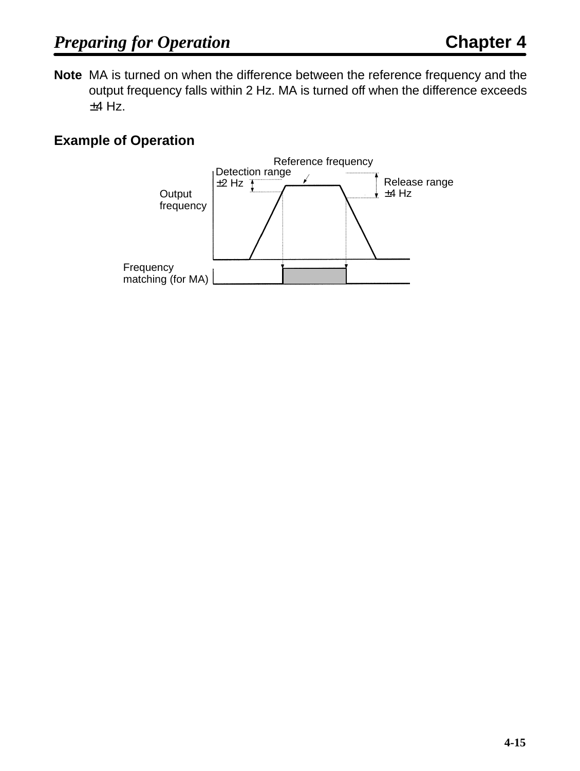**Note** MA is turned on when the difference between the reference frequency and the output frequency falls within 2 Hz. MA is turned off when the difference exceeds ±4 Hz.

### Example of Operation

Reference frequency

Detection range ±2 Hz

Release range ±4 Hz

Output frequency

Frequency matching (for MA)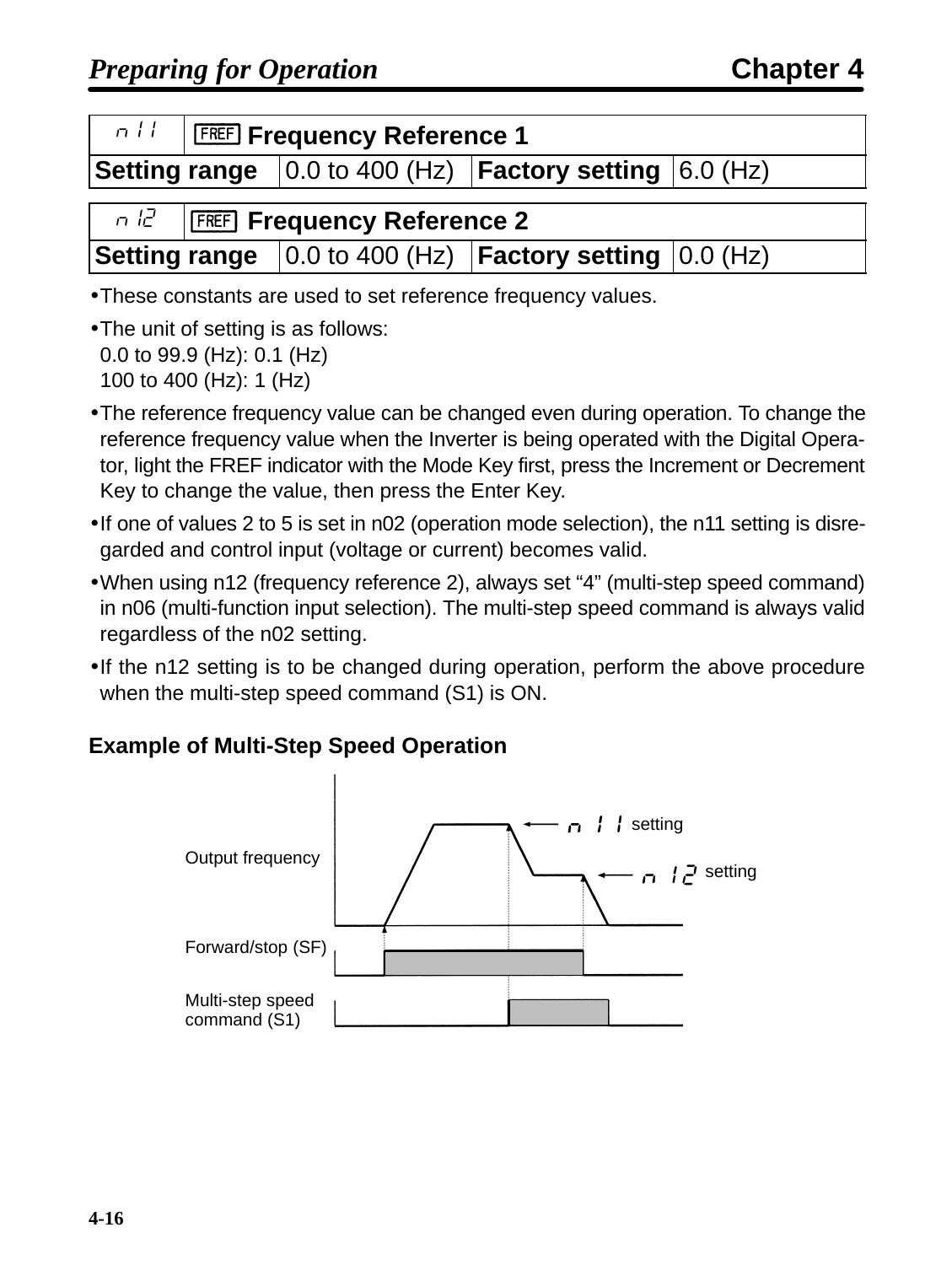| n11 | FREF Frequency Reference 1 | | |
|---|---|---|---|
| **Setting range** | 0.0 to 400 (Hz) | **Factory setting** | 6.0 (Hz) |

| n12 | FREF Frequency Reference 2 | | |
|---|---|---|---|
| **Setting range** | 0.0 to 400 (Hz) | **Factory setting** | 0.0 (Hz) |

- These constants are used to set reference frequency values.
- The unit of setting is as follows:
  0.0 to 99.9 (Hz): 0.1 (Hz)
  100 to 400 (Hz): 1 (Hz)
- The reference frequency value can be changed even during operation. To change the reference frequency value when the Inverter is being operated with the Digital Operator, light the FREF indicator with the Mode Key first, press the Increment or Decrement Key to change the value, then press the Enter Key.
- If one of values 2 to 5 is set in n02 (operation mode selection), the n11 setting is disregarded and control input (voltage or current) becomes valid.
- When using n12 (frequency reference 2), always set "4" (multi-step speed command) in n06 (multi-function input selection). The multi-step speed command is always valid regardless of the n02 setting.
- If the n12 setting is to be changed during operation, perform the above procedure when the multi-step speed command (S1) is ON.

### Example of Multi-Step Speed Operation

Output frequency — n11 setting — n12 setting

Forward/stop (SF)

Multi-step speed command (S1)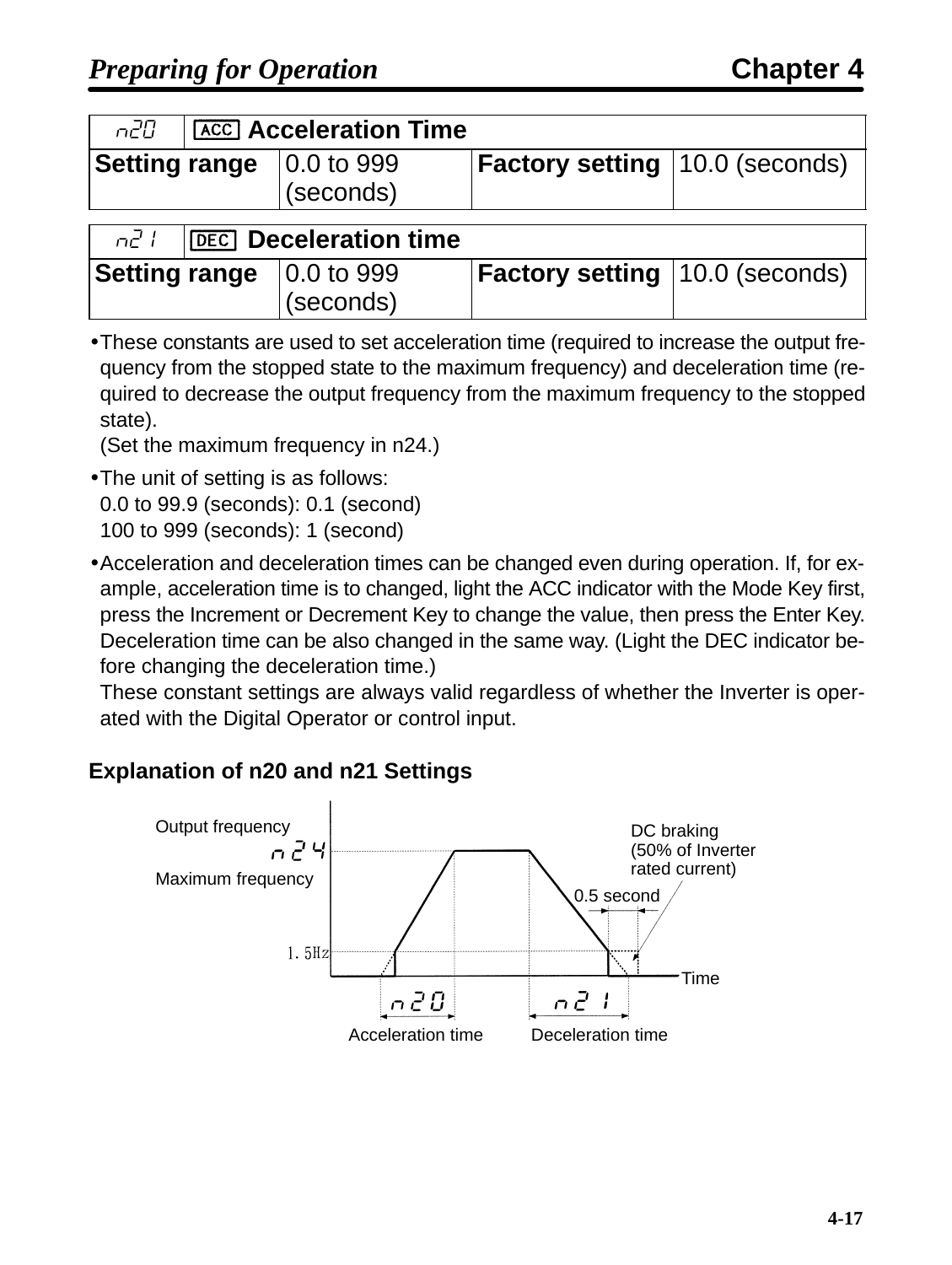| n20 | ACC Acceleration Time | | |
|---|---|---|---|
| Setting range | 0.0 to 999 (seconds) | Factory setting | 10.0 (seconds) |

| n21 | DEC Deceleration time | | |
|---|---|---|---|
| Setting range | 0.0 to 999 (seconds) | Factory setting | 10.0 (seconds) |

- These constants are used to set acceleration time (required to increase the output frequency from the stopped state to the maximum frequency) and deceleration time (required to decrease the output frequency from the maximum frequency to the stopped state).
  (Set the maximum frequency in n24.)
- The unit of setting is as follows:
  0.0 to 99.9 (seconds): 0.1 (second)
  100 to 999 (seconds): 1 (second)
- Acceleration and deceleration times can be changed even during operation. If, for example, acceleration time is to changed, light the ACC indicator with the Mode Key first, press the Increment or Decrement Key to change the value, then press the Enter Key. Deceleration time can be also changed in the same way. (Light the DEC indicator before changing the deceleration time.)
  These constant settings are always valid regardless of whether the Inverter is operated with the Digital Operator or control input.

**Explanation of n20 and n21 Settings**

Output frequency
n24
Maximum frequency
1.5Hz
DC braking
(50% of Inverter rated current)
0.5 second
Time
n20
Acceleration time
n21
Deceleration time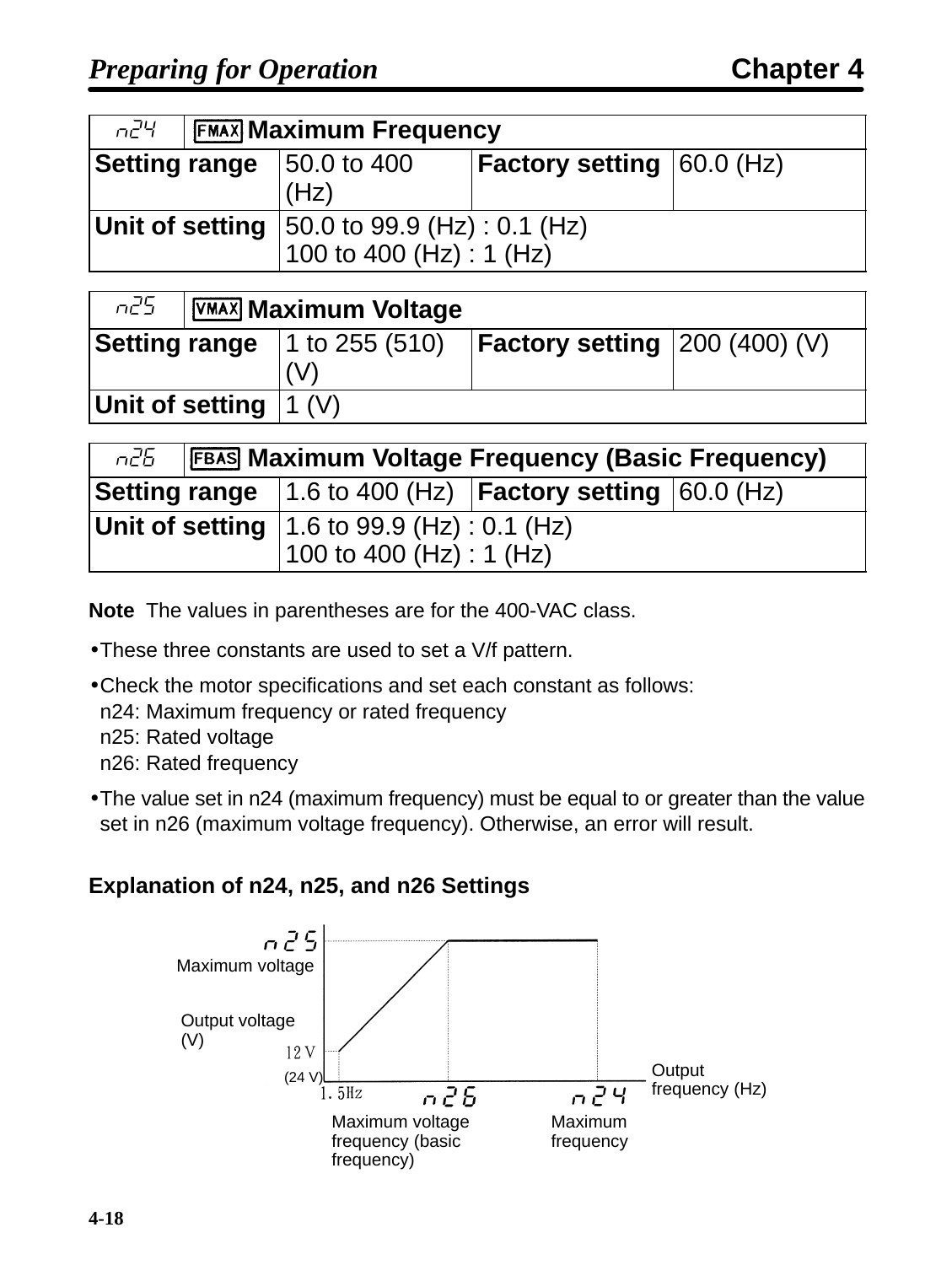| n24 | FMAX Maximum Frequency | | |
|---|---|---|---|
| **Setting range** | 50.0 to 400 (Hz) | **Factory setting** | 60.0 (Hz) |
| **Unit of setting** | 50.0 to 99.9 (Hz) : 0.1 (Hz)<br>100 to 400 (Hz) : 1 (Hz) | | |

| n25 | VMAX Maximum Voltage | | |
|---|---|---|---|
| **Setting range** | 1 to 255 (510) (V) | **Factory setting** | 200 (400) (V) |
| **Unit of setting** | 1 (V) | | |

| n26 | FBAS Maximum Voltage Frequency (Basic Frequency) | | |
|---|---|---|---|
| **Setting range** | 1.6 to 400 (Hz) | **Factory setting** | 60.0 (Hz) |
| **Unit of setting** | 1.6 to 99.9 (Hz) : 0.1 (Hz)<br>100 to 400 (Hz) : 1 (Hz) | | |

**Note** The values in parentheses are for the 400-VAC class.

- These three constants are used to set a V/f pattern.
- Check the motor specifications and set each constant as follows:
  n24: Maximum frequency or rated frequency
  n25: Rated voltage
  n26: Rated frequency
- The value set in n24 (maximum frequency) must be equal to or greater than the value set in n26 (maximum voltage frequency). Otherwise, an error will result.

**Explanation of n24, n25, and n26 Settings**

n25
Maximum voltage

Output voltage (V)

12 V
(24 V)

1.5Hz

n26
Maximum voltage frequency (basic frequency)

n24
Maximum frequency

Output frequency (Hz)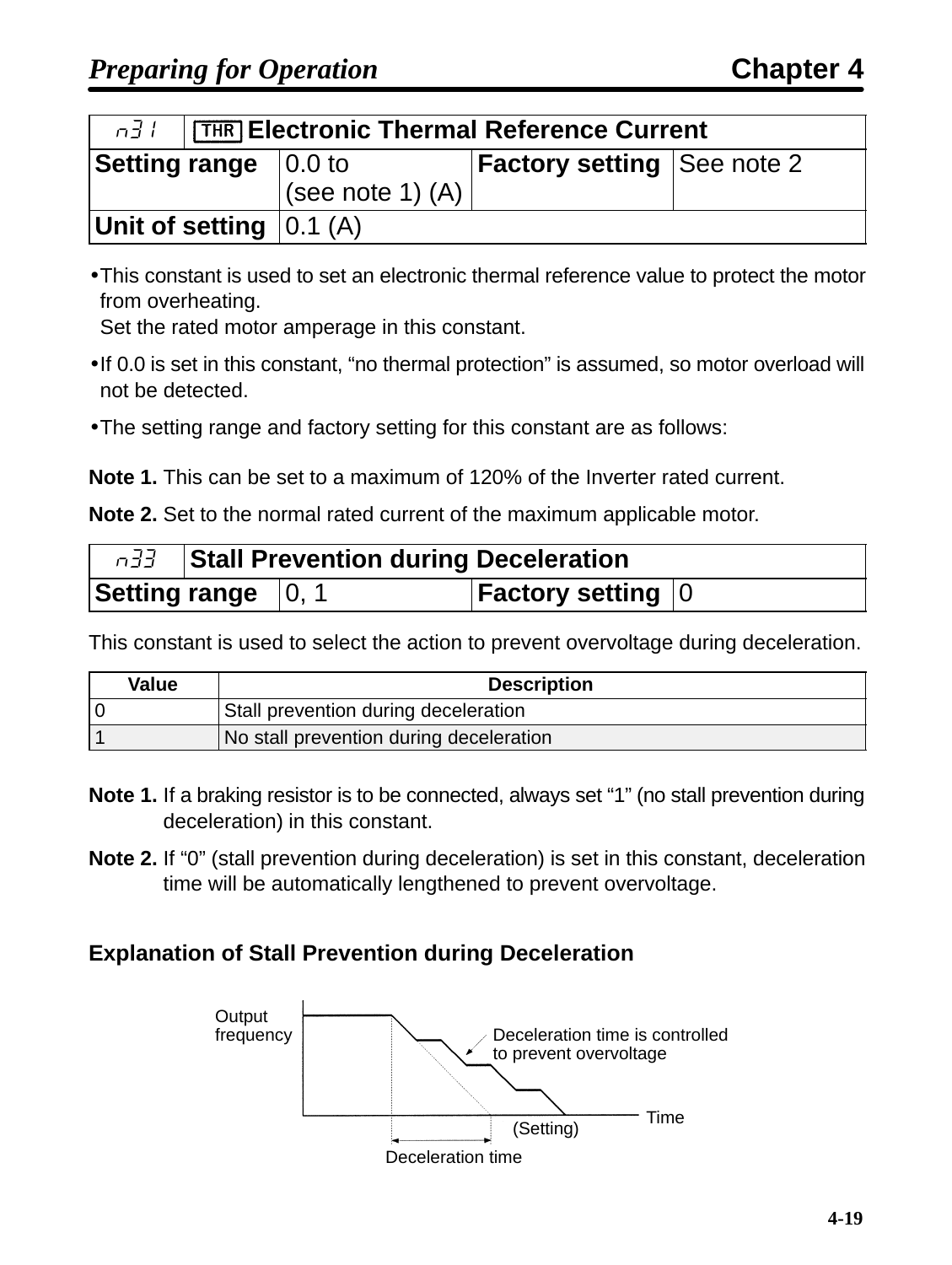| n31 | THR Electronic Thermal Reference Current | | |
|---|---|---|---|
| **Setting range** | 0.0 to (see note 1) (A) | **Factory setting** | See note 2 |
| **Unit of setting** | 0.1 (A) | | |

- This constant is used to set an electronic thermal reference value to protect the motor from overheating.
  Set the rated motor amperage in this constant.
- If 0.0 is set in this constant, "no thermal protection" is assumed, so motor overload will not be detected.
- The setting range and factory setting for this constant are as follows:

**Note 1.** This can be set to a maximum of 120% of the Inverter rated current.

**Note 2.** Set to the normal rated current of the maximum applicable motor.

| n33 | Stall Prevention during Deceleration | | |
|---|---|---|---|
| **Setting range** | 0, 1 | **Factory setting** | 0 |

This constant is used to select the action to prevent overvoltage during deceleration.

| Value | Description |
|---|---|
| 0 | Stall prevention during deceleration |
| 1 | No stall prevention during deceleration |

**Note 1.** If a braking resistor is to be connected, always set "1" (no stall prevention during deceleration) in this constant.

**Note 2.** If "0" (stall prevention during deceleration) is set in this constant, deceleration time will be automatically lengthened to prevent overvoltage.

### Explanation of Stall Prevention during Deceleration

Output frequency

Deceleration time is controlled to prevent overvoltage

Time

(Setting)

Deceleration time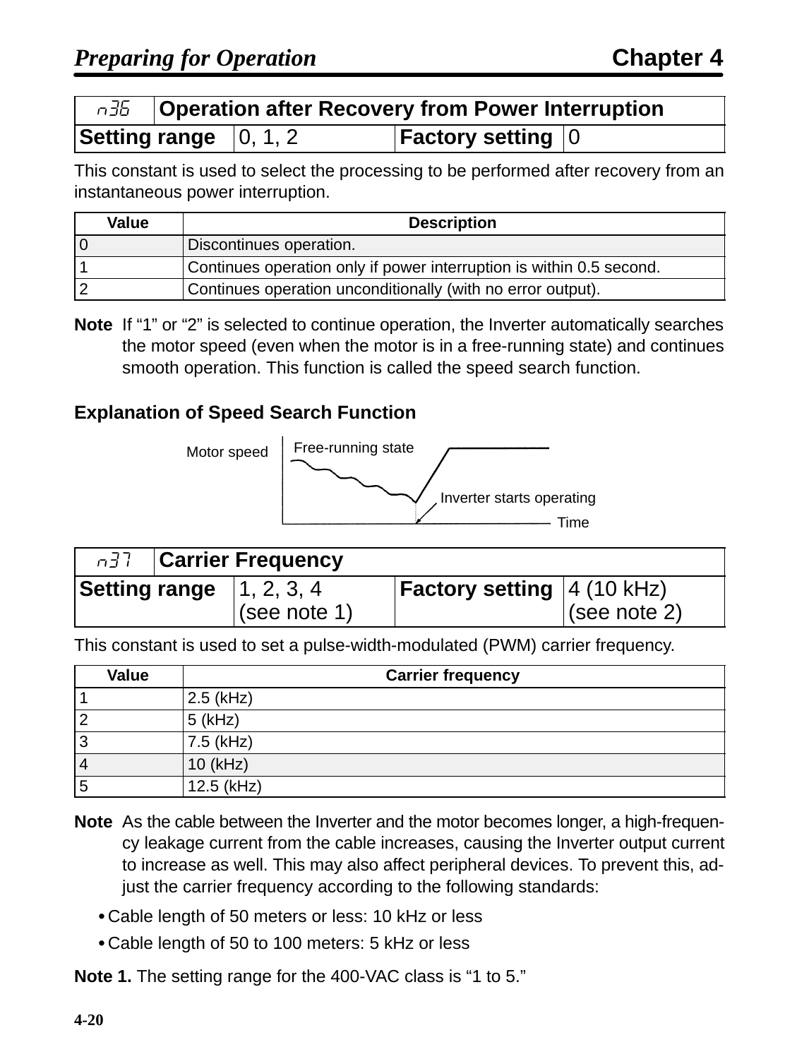| n36 | Operation after Recovery from Power Interruption | | |
|---|---|---|---|
| **Setting range** | 0, 1, 2 | **Factory setting** | 0 |

This constant is used to select the processing to be performed after recovery from an instantaneous power interruption.

| Value | Description |
|---|---|
| 0 | Discontinues operation. |
| 1 | Continues operation only if power interruption is within 0.5 second. |
| 2 | Continues operation unconditionally (with no error output). |

**Note** If “1” or “2” is selected to continue operation, the Inverter automatically searches the motor speed (even when the motor is in a free-running state) and continues smooth operation. This function is called the speed search function.

### Explanation of Speed Search Function

Motor speed — Free-running state — Inverter starts operating — Time

| n37 | Carrier Frequency | | |
|---|---|---|---|
| **Setting range** | 1, 2, 3, 4 (see note 1) | **Factory setting** | 4 (10 kHz) (see note 2) |

This constant is used to set a pulse-width-modulated (PWM) carrier frequency.

| Value | Carrier frequency |
|---|---|
| 1 | 2.5 (kHz) |
| 2 | 5 (kHz) |
| 3 | 7.5 (kHz) |
| 4 | 10 (kHz) |
| 5 | 12.5 (kHz) |

**Note** As the cable between the Inverter and the motor becomes longer, a high-frequency leakage current from the cable increases, causing the Inverter output current to increase as well. This may also affect peripheral devices. To prevent this, adjust the carrier frequency according to the following standards:

- Cable length of 50 meters or less: 10 kHz or less
- Cable length of 50 to 100 meters: 5 kHz or less

**Note 1.** The setting range for the 400-VAC class is “1 to 5.”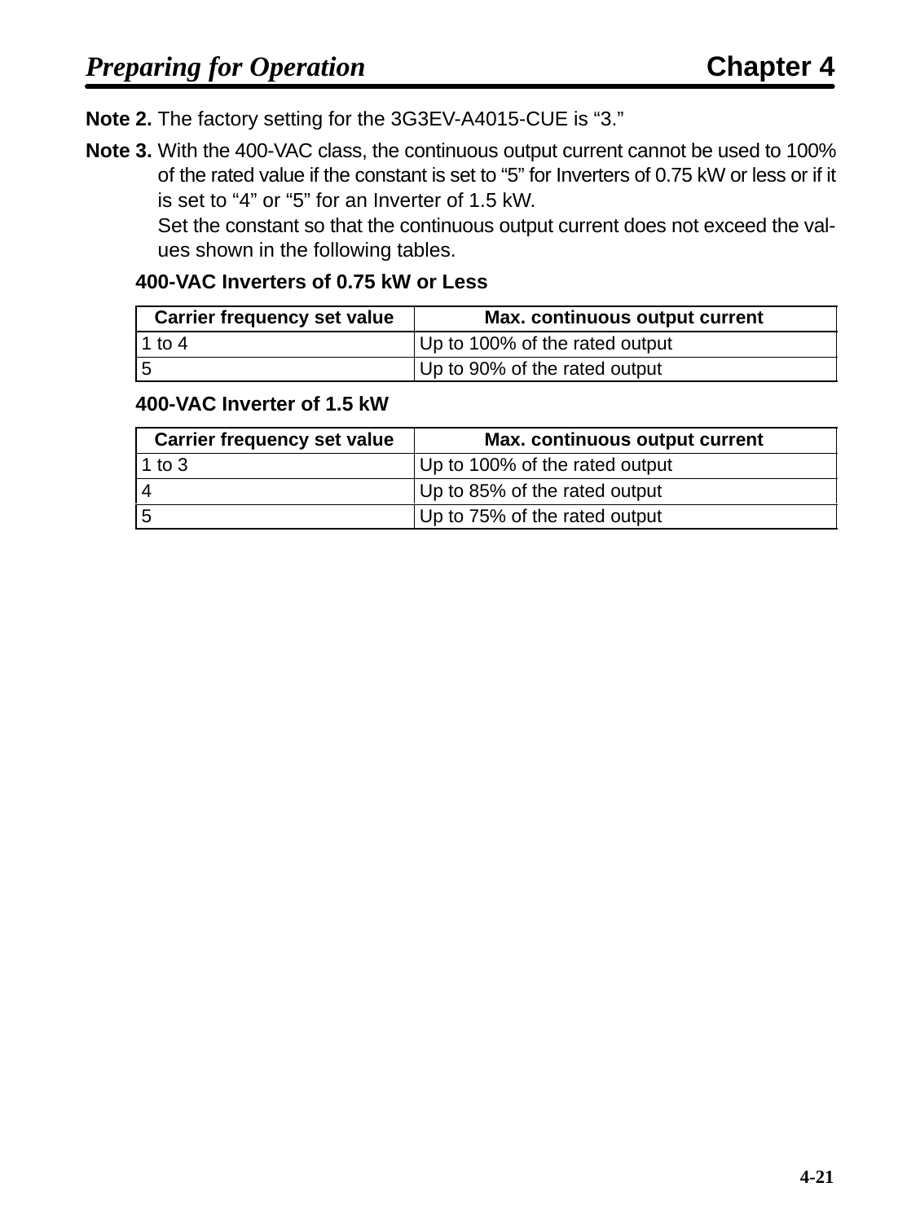**Note 2.** The factory setting for the 3G3EV-A4015-CUE is “3.”

**Note 3.** With the 400-VAC class, the continuous output current cannot be used to 100% of the rated value if the constant is set to “5” for Inverters of 0.75 kW or less or if it is set to “4” or “5” for an Inverter of 1.5 kW.
Set the constant so that the continuous output current does not exceed the values shown in the following tables.

**400-VAC Inverters of 0.75 kW or Less**

| Carrier frequency set value | Max. continuous output current |
|---|---|
| 1 to 4 | Up to 100% of the rated output |
| 5 | Up to 90% of the rated output |

**400-VAC Inverter of 1.5 kW**

| Carrier frequency set value | Max. continuous output current |
|---|---|
| 1 to 3 | Up to 100% of the rated output |
| 4 | Up to 85% of the rated output |
| 5 | Up to 75% of the rated output |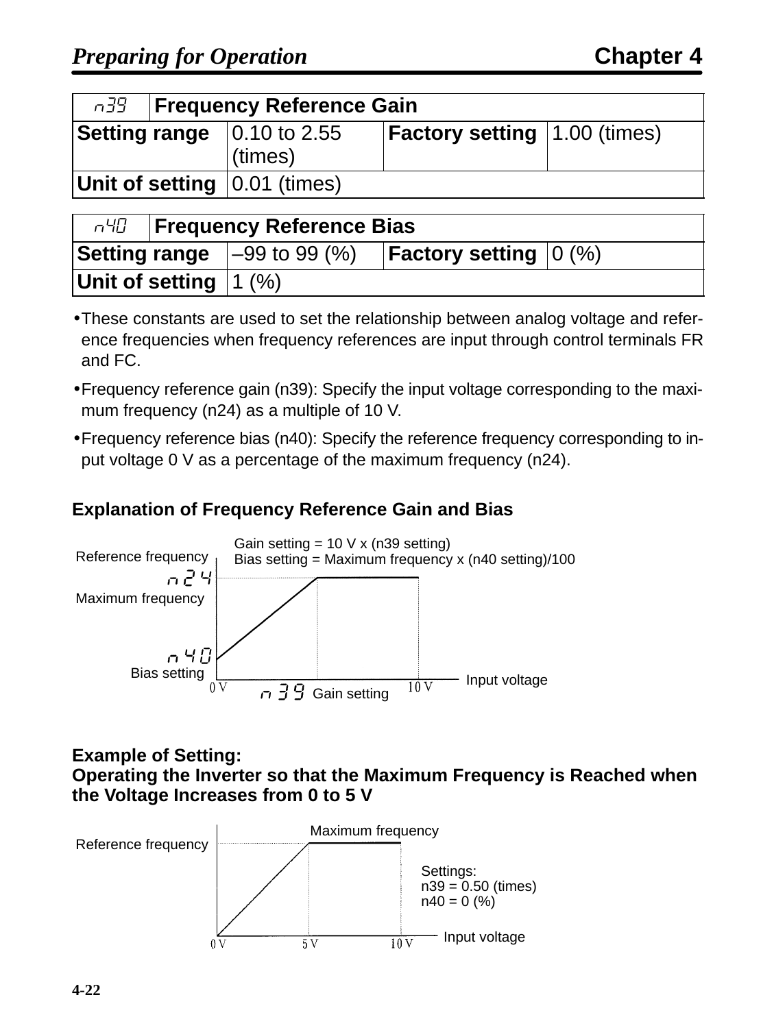| n39 | Frequency Reference Gain | | |
|---|---|---|---|
| **Setting range** | 0.10 to 2.55 (times) | **Factory setting** | 1.00 (times) |
| **Unit of setting** | 0.01 (times) | | |

| n40 | Frequency Reference Bias | | |
|---|---|---|---|
| **Setting range** | –99 to 99 (%) | **Factory setting** | 0 (%) |
| **Unit of setting** | 1 (%) | | |

- These constants are used to set the relationship between analog voltage and reference frequencies when frequency references are input through control terminals FR and FC.
- Frequency reference gain (n39): Specify the input voltage corresponding to the maximum frequency (n24) as a multiple of 10 V.
- Frequency reference bias (n40): Specify the reference frequency corresponding to input voltage 0 V as a percentage of the maximum frequency (n24).

### Explanation of Frequency Reference Gain and Bias

Gain setting = 10 V x (n39 setting)
Bias setting = Maximum frequency x (n40 setting)/100

Reference frequency; n24 Maximum frequency; n40 Bias setting; 0 V; n39 Gain setting; 10 V; Input voltage

### Example of Setting: Operating the Inverter so that the Maximum Frequency is Reached when the Voltage Increases from 0 to 5 V

Reference frequency; Maximum frequency; 0 V; 5 V; 10 V; Input voltage

Settings:
n39 = 0.50 (times)
n40 = 0 (%)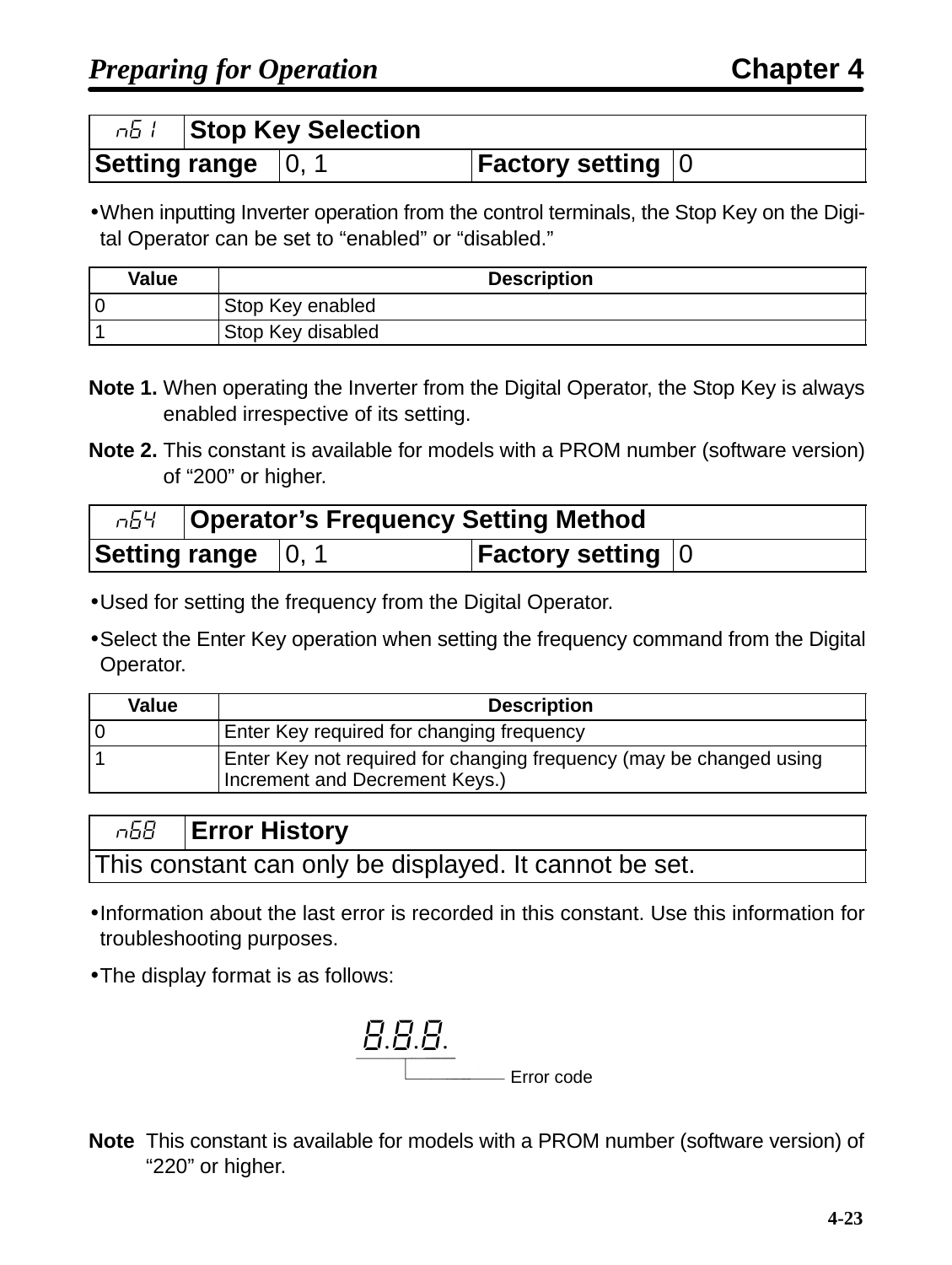| n61 | Stop Key Selection | | |
|---|---|---|---|
| Setting range | 0, 1 | Factory setting | 0 |

- When inputting Inverter operation from the control terminals, the Stop Key on the Digital Operator can be set to “enabled” or “disabled.”

| Value | Description |
|---|---|
| 0 | Stop Key enabled |
| 1 | Stop Key disabled |

**Note 1.** When operating the Inverter from the Digital Operator, the Stop Key is always enabled irrespective of its setting.

**Note 2.** This constant is available for models with a PROM number (software version) of “200” or higher.

| n64 | Operator’s Frequency Setting Method | | |
|---|---|---|---|
| Setting range | 0, 1 | Factory setting | 0 |

- Used for setting the frequency from the Digital Operator.
- Select the Enter Key operation when setting the frequency command from the Digital Operator.

| Value | Description |
|---|---|
| 0 | Enter Key required for changing frequency |
| 1 | Enter Key not required for changing frequency (may be changed using Increment and Decrement Keys.) |

| n68 | Error History |
|---|---|
| This constant can only be displayed. It cannot be set. | |

- Information about the last error is recorded in this constant. Use this information for troubleshooting purposes.
- The display format is as follows:

8.8.8.

Error code

**Note** This constant is available for models with a PROM number (software version) of “220” or higher.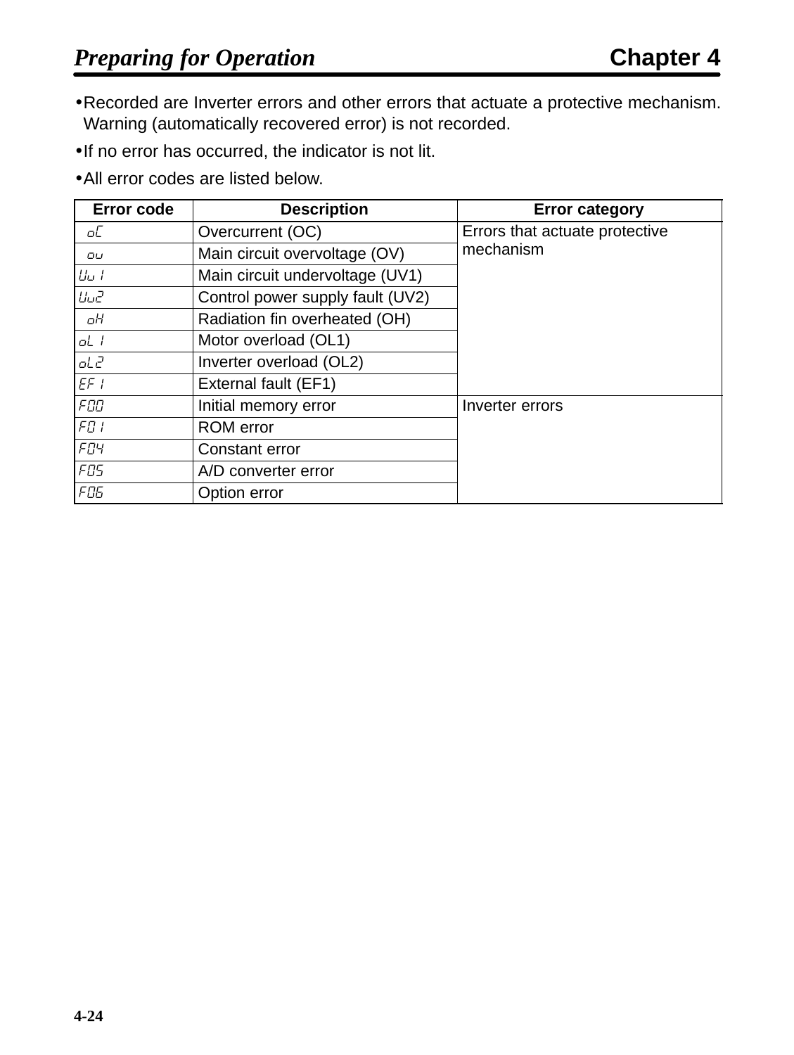- Recorded are Inverter errors and other errors that actuate a protective mechanism. Warning (automatically recovered error) is not recorded.
- If no error has occurred, the indicator is not lit.
- All error codes are listed below.

| Error code | Description | Error category |
|---|---|---|
| oC | Overcurrent (OC) | Errors that actuate protective mechanism |
| ou | Main circuit overvoltage (OV) | |
| Uu1 | Main circuit undervoltage (UV1) | |
| Uu2 | Control power supply fault (UV2) | |
| oH | Radiation fin overheated (OH) | |
| oL1 | Motor overload (OL1) | |
| oL2 | Inverter overload (OL2) | |
| EF1 | External fault (EF1) | |
| F00 | Initial memory error | Inverter errors |
| F01 | ROM error | |
| F04 | Constant error | |
| F05 | A/D converter error | |
| F06 | Option error | |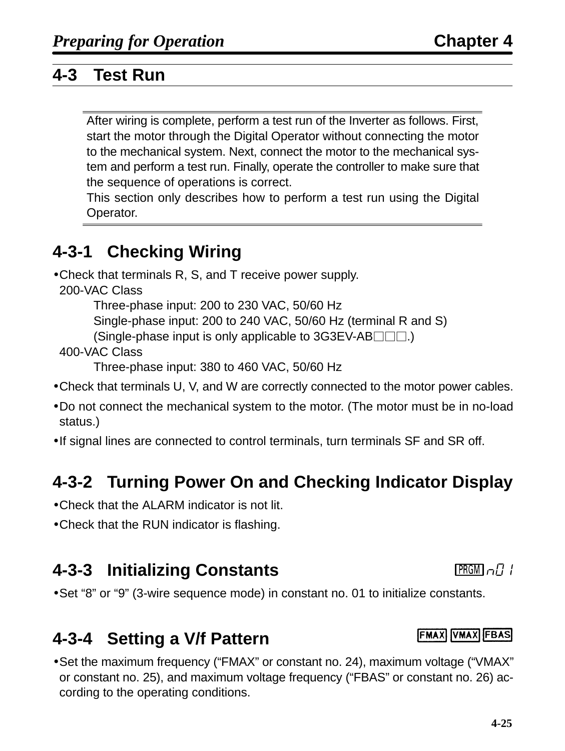## 4-3 Test Run

After wiring is complete, perform a test run of the Inverter as follows. First, start the motor through the Digital Operator without connecting the motor to the mechanical system. Next, connect the motor to the mechanical system and perform a test run. Finally, operate the controller to make sure that the sequence of operations is correct.
This section only describes how to perform a test run using the Digital Operator.

### 4-3-1 Checking Wiring

- Check that terminals R, S, and T receive power supply.
  200-VAC Class
  Three-phase input: 200 to 230 VAC, 50/60 Hz
  Single-phase input: 200 to 240 VAC, 50/60 Hz (terminal R and S)
  (Single-phase input is only applicable to 3G3EV-AB□□□.)
  400-VAC Class
  Three-phase input: 380 to 460 VAC, 50/60 Hz
- Check that terminals U, V, and W are correctly connected to the motor power cables.
- Do not connect the mechanical system to the motor. (The motor must be in no-load status.)
- If signal lines are connected to control terminals, turn terminals SF and SR off.

### 4-3-2 Turning Power On and Checking Indicator Display

- Check that the ALARM indicator is not lit.
- Check that the RUN indicator is flashing.

### 4-3-3 Initializing Constants

PRGM n01

- Set "8" or "9" (3-wire sequence mode) in constant no. 01 to initialize constants.

### 4-3-4 Setting a V/f Pattern

FMAX VMAX FBAS

- Set the maximum frequency ("FMAX" or constant no. 24), maximum voltage ("VMAX" or constant no. 25), and maximum voltage frequency ("FBAS" or constant no. 26) according to the operating conditions.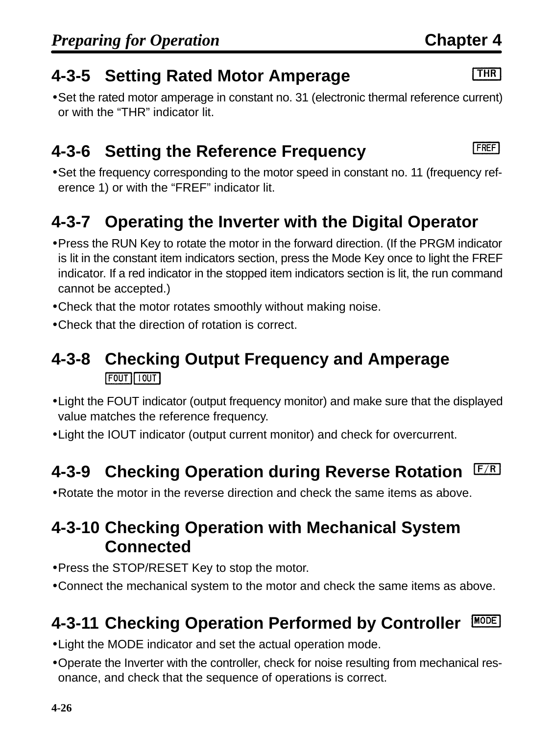### 4-3-5 Setting Rated Motor Amperage [THR]

- Set the rated motor amperage in constant no. 31 (electronic thermal reference current) or with the “THR” indicator lit.

### 4-3-6 Setting the Reference Frequency [FREF]

- Set the frequency corresponding to the motor speed in constant no. 11 (frequency reference 1) or with the “FREF” indicator lit.

### 4-3-7 Operating the Inverter with the Digital Operator

- Press the RUN Key to rotate the motor in the forward direction. (If the PRGM indicator is lit in the constant item indicators section, press the Mode Key once to light the FREF indicator. If a red indicator in the stopped item indicators section is lit, the run command cannot be accepted.)
- Check that the motor rotates smoothly without making noise.
- Check that the direction of rotation is correct.

### 4-3-8 Checking Output Frequency and Amperage [FOUT] [IOUT]

- Light the FOUT indicator (output frequency monitor) and make sure that the displayed value matches the reference frequency.
- Light the IOUT indicator (output current monitor) and check for overcurrent.

### 4-3-9 Checking Operation during Reverse Rotation [F/R]

- Rotate the motor in the reverse direction and check the same items as above.

### 4-3-10 Checking Operation with Mechanical System Connected

- Press the STOP/RESET Key to stop the motor.
- Connect the mechanical system to the motor and check the same items as above.

### 4-3-11 Checking Operation Performed by Controller [MODE]

- Light the MODE indicator and set the actual operation mode.
- Operate the Inverter with the controller, check for noise resulting from mechanical resonance, and check that the sequence of operations is correct.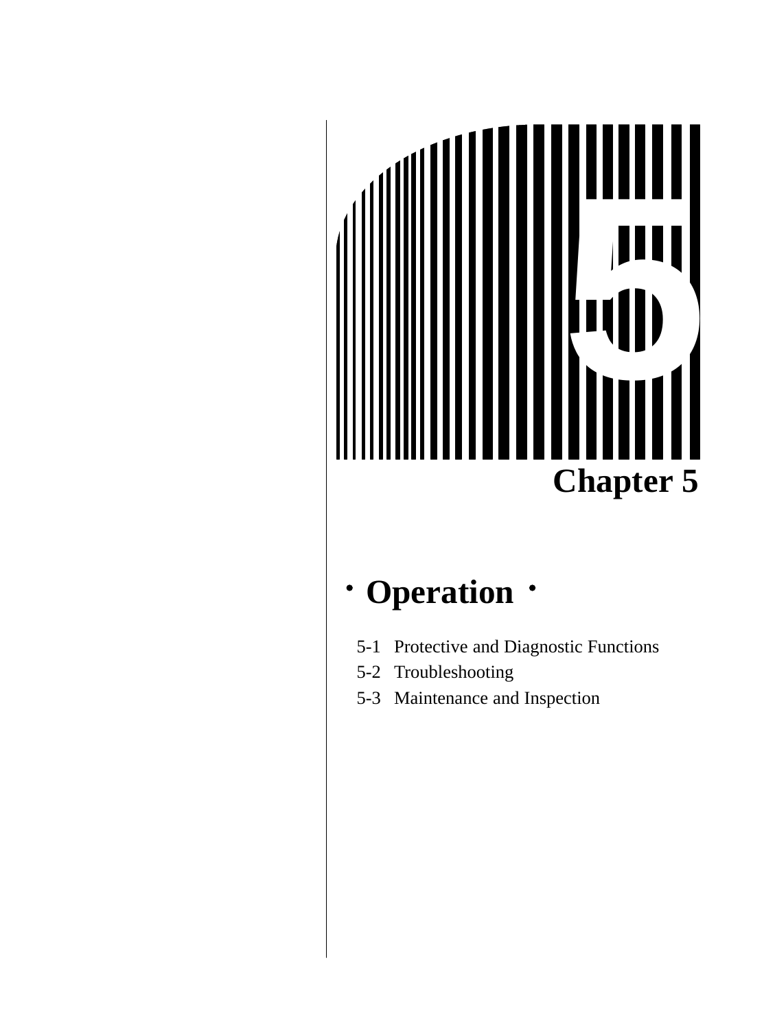# Chapter 5

## ・Operation・

5-1 Protective and Diagnostic Functions

5-2 Troubleshooting

5-3 Maintenance and Inspection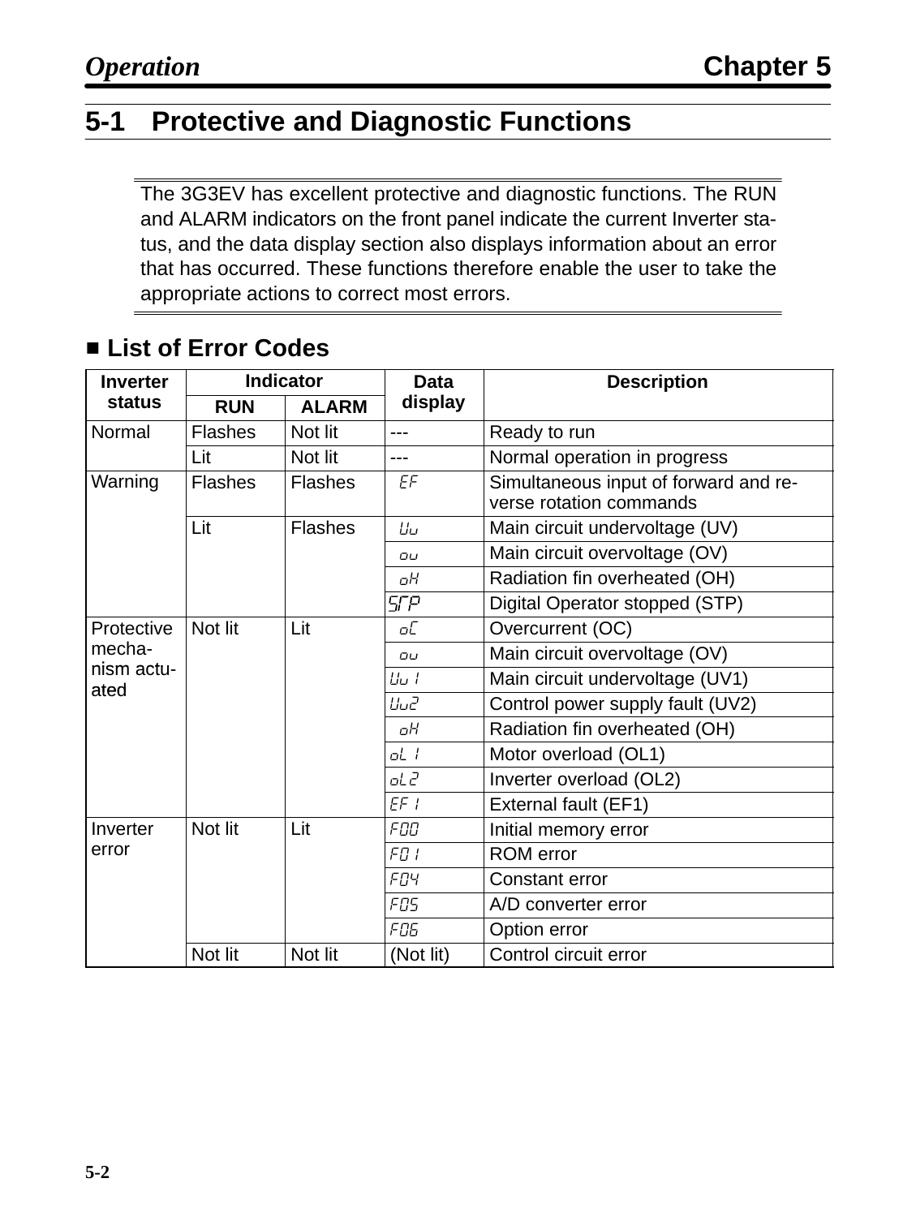## 5-1 Protective and Diagnostic Functions

The 3G3EV has excellent protective and diagnostic functions. The RUN and ALARM indicators on the front panel indicate the current Inverter status, and the data display section also displays information about an error that has occurred. These functions therefore enable the user to take the appropriate actions to correct most errors.

### ■ List of Error Codes

| Inverter status | Indicator | | Data display | Description |
|---|---|---|---|---|
| | RUN | ALARM | | |
| Normal | Flashes | Not lit | --- | Ready to run |
| | Lit | Not lit | --- | Normal operation in progress |
| Warning | Flashes | Flashes | EF | Simultaneous input of forward and reverse rotation commands |
| | Lit | Flashes | Uu | Main circuit undervoltage (UV) |
| | | | ou | Main circuit overvoltage (OV) |
| | | | oH | Radiation fin overheated (OH) |
| | | | STP | Digital Operator stopped (STP) |
| Protective mechanism actuated | Not lit | Lit | oC | Overcurrent (OC) |
| | | | ou | Main circuit overvoltage (OV) |
| | | | Uu1 | Main circuit undervoltage (UV1) |
| | | | Uu2 | Control power supply fault (UV2) |
| | | | oH | Radiation fin overheated (OH) |
| | | | oL1 | Motor overload (OL1) |
| | | | oL2 | Inverter overload (OL2) |
| | | | EF1 | External fault (EF1) |
| Inverter error | Not lit | Lit | F00 | Initial memory error |
| | | | F01 | ROM error |
| | | | F04 | Constant error |
| | | | F05 | A/D converter error |
| | | | F06 | Option error |
| | Not lit | Not lit | (Not lit) | Control circuit error |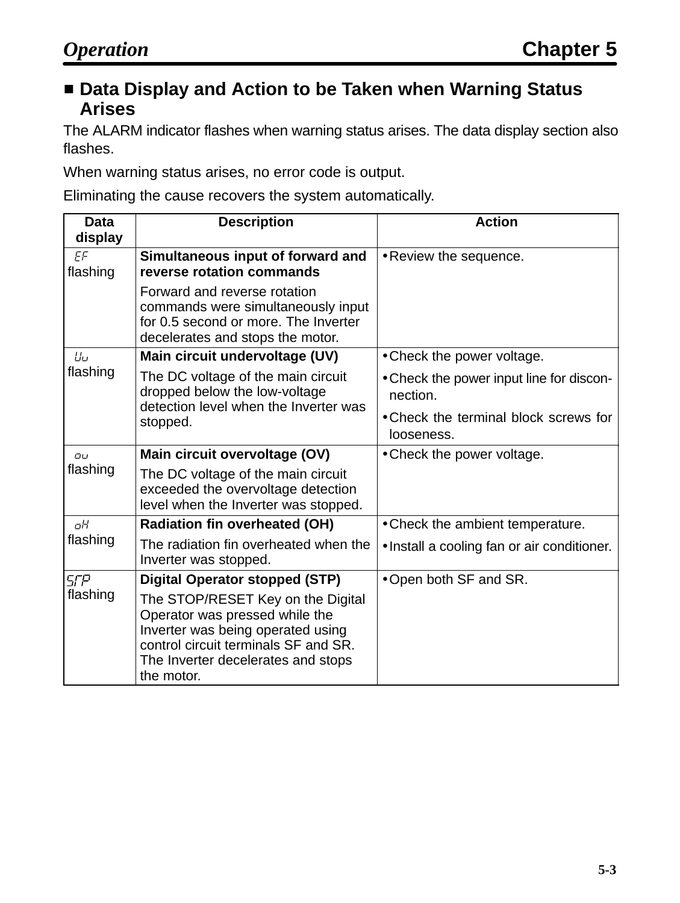## ■ Data Display and Action to be Taken when Warning Status Arises

The ALARM indicator flashes when warning status arises. The data display section also flashes.

When warning status arises, no error code is output.

Eliminating the cause recovers the system automatically.

| Data display | Description | Action |
|---|---|---|
| EF flashing | **Simultaneous input of forward and reverse rotation commands**<br>Forward and reverse rotation commands were simultaneously input for 0.5 second or more. The Inverter decelerates and stops the motor. | • Review the sequence. |
| Uu flashing | **Main circuit undervoltage (UV)**<br>The DC voltage of the main circuit dropped below the low-voltage detection level when the Inverter was stopped. | • Check the power voltage.<br>• Check the power input line for disconnection.<br>• Check the terminal block screws for looseness. |
| ou flashing | **Main circuit overvoltage (OV)**<br>The DC voltage of the main circuit exceeded the overvoltage detection level when the Inverter was stopped. | • Check the power voltage. |
| oH flashing | **Radiation fin overheated (OH)**<br>The radiation fin overheated when the Inverter was stopped. | • Check the ambient temperature.<br>• Install a cooling fan or air conditioner. |
| STP flashing | **Digital Operator stopped (STP)**<br>The STOP/RESET Key on the Digital Operator was pressed while the Inverter was being operated using control circuit terminals SF and SR. The Inverter decelerates and stops the motor. | • Open both SF and SR. |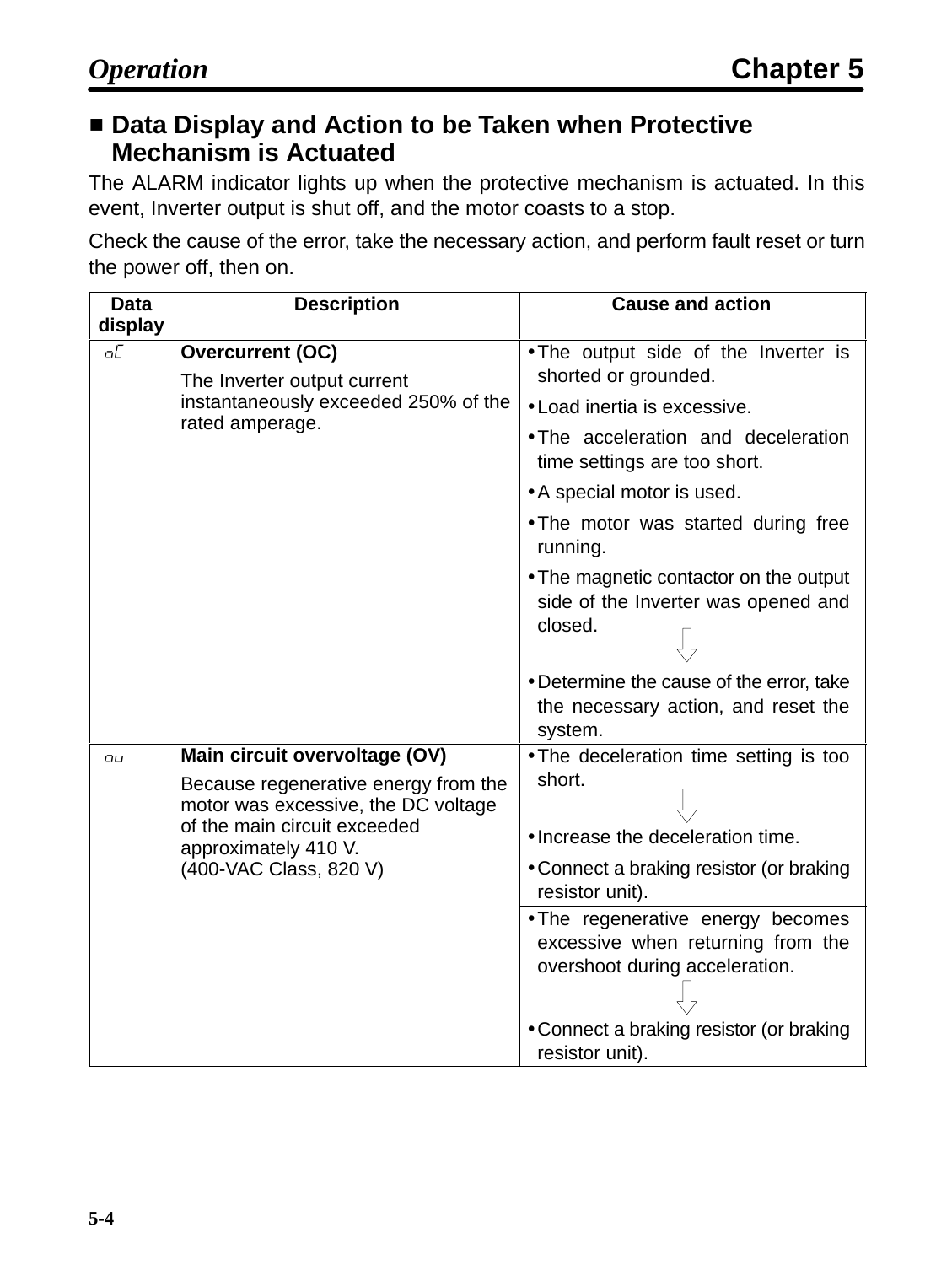## ■ Data Display and Action to be Taken when Protective Mechanism is Actuated

The ALARM indicator lights up when the protective mechanism is actuated. In this event, Inverter output is shut off, and the motor coasts to a stop.

Check the cause of the error, take the necessary action, and perform fault reset or turn the power off, then on.

| Data display | Description | Cause and action |
|---|---|---|
| oC | **Overcurrent (OC)**<br>The Inverter output current instantaneously exceeded 250% of the rated amperage. | • The output side of the Inverter is shorted or grounded.<br>• Load inertia is excessive.<br>• The acceleration and deceleration time settings are too short.<br>• A special motor is used.<br>• The motor was started during free running.<br>• The magnetic contactor on the output side of the Inverter was opened and closed.<br>⇩<br>• Determine the cause of the error, take the necessary action, and reset the system. |
| ou | **Main circuit overvoltage (OV)**<br>Because regenerative energy from the motor was excessive, the DC voltage of the main circuit exceeded approximately 410 V.<br>(400-VAC Class, 820 V) | • The deceleration time setting is too short.<br>⇩<br>• Increase the deceleration time.<br>• Connect a braking resistor (or braking resistor unit). |
| | | • The regenerative energy becomes excessive when returning from the overshoot during acceleration.<br>⇩<br>• Connect a braking resistor (or braking resistor unit). |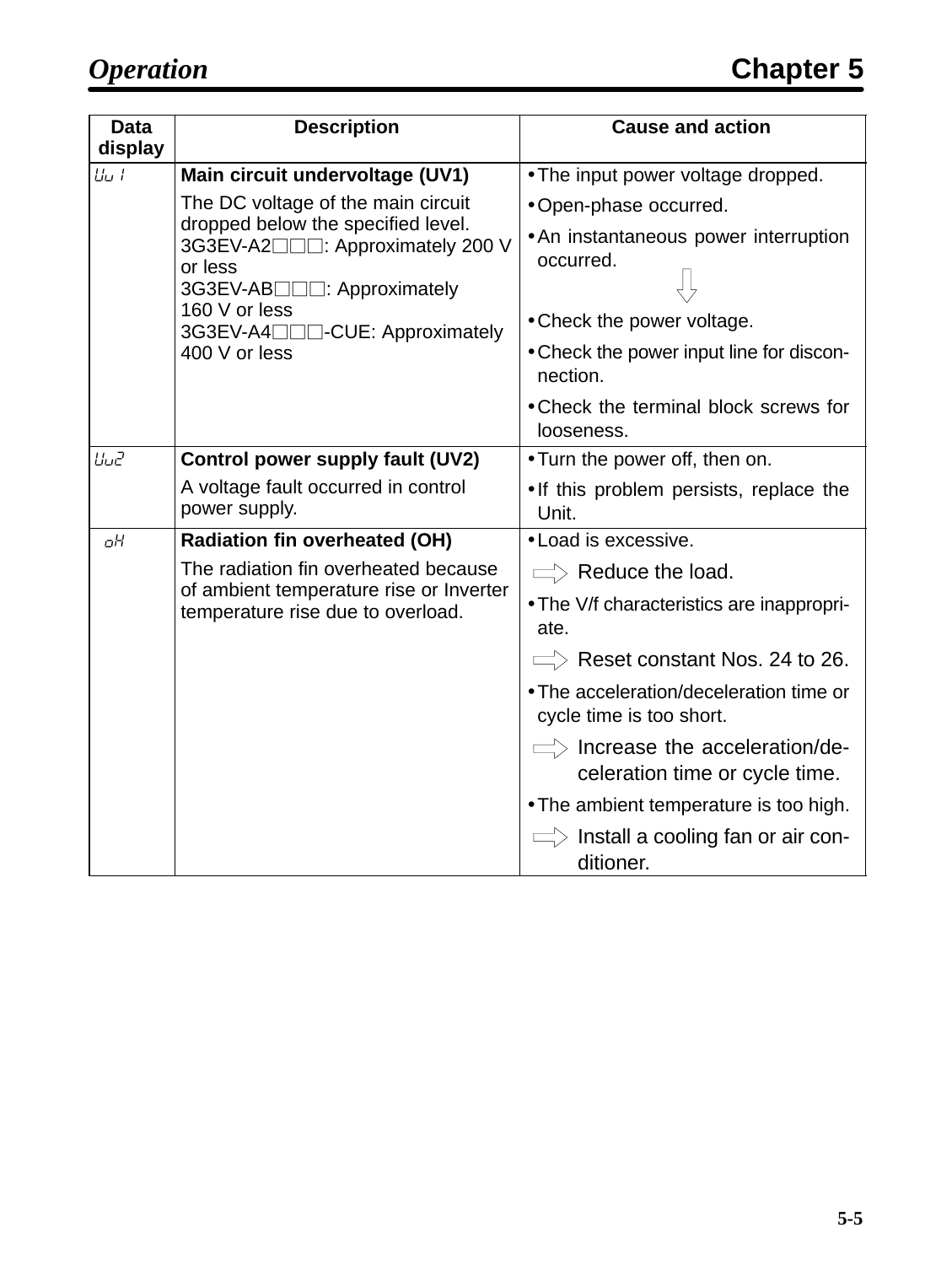| Data display | Description | Cause and action |
|---|---|---|
| Uu1 | **Main circuit undervoltage (UV1)**<br>The DC voltage of the main circuit dropped below the specified level.<br>3G3EV-A2□□□: Approximately 200 V or less<br>3G3EV-AB□□□: Approximately 160 V or less<br>3G3EV-A4□□□-CUE: Approximately 400 V or less | • The input power voltage dropped.<br>• Open-phase occurred.<br>• An instantaneous power interruption occurred.<br>⇩<br>• Check the power voltage.<br>• Check the power input line for disconnection.<br>• Check the terminal block screws for looseness. |
| Uu2 | **Control power supply fault (UV2)**<br>A voltage fault occurred in control power supply. | • Turn the power off, then on.<br>• If this problem persists, replace the Unit. |
| oH | **Radiation fin overheated (OH)**<br>The radiation fin overheated because of ambient temperature rise or Inverter temperature rise due to overload. | • Load is excessive.<br>⇨ Reduce the load.<br>• The V/f characteristics are inappropriate.<br>⇨ Reset constant Nos. 24 to 26.<br>• The acceleration/deceleration time or cycle time is too short.<br>⇨ Increase the acceleration/deceleration time or cycle time.<br>• The ambient temperature is too high.<br>⇨ Install a cooling fan or air conditioner. |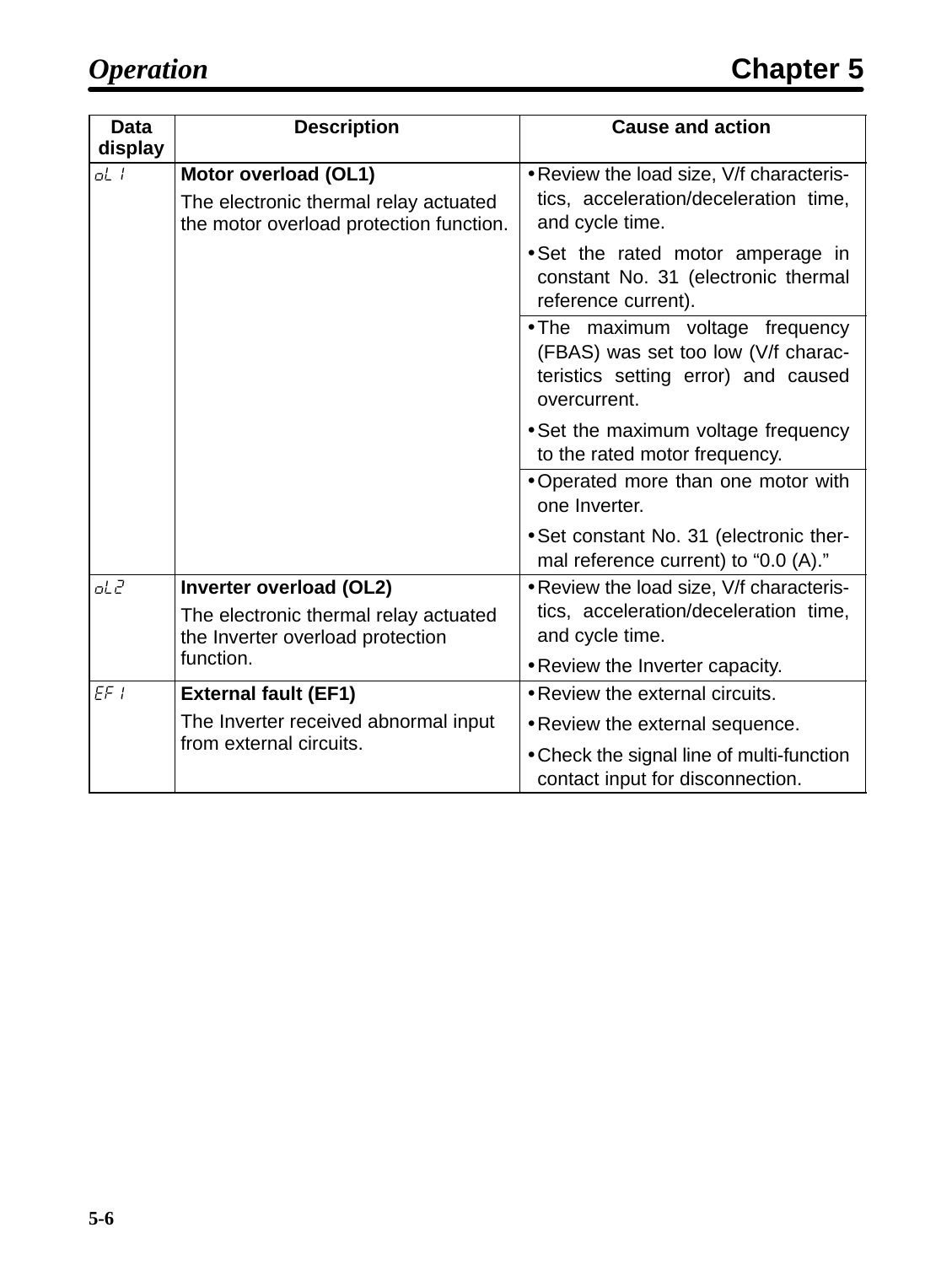| Data display | Description | Cause and action |
|---|---|---|
| oL1 | **Motor overload (OL1)**<br>The electronic thermal relay actuated the motor overload protection function. | • Review the load size, V/f characteristics, acceleration/deceleration time, and cycle time.<br>• Set the rated motor amperage in constant No. 31 (electronic thermal reference current). |
| | | • The maximum voltage frequency (FBAS) was set too low (V/f characteristics setting error) and caused overcurrent.<br>• Set the maximum voltage frequency to the rated motor frequency. |
| | | • Operated more than one motor with one Inverter.<br>• Set constant No. 31 (electronic thermal reference current) to “0.0 (A).” |
| oL2 | **Inverter overload (OL2)**<br>The electronic thermal relay actuated the Inverter overload protection function. | • Review the load size, V/f characteristics, acceleration/deceleration time, and cycle time.<br>• Review the Inverter capacity. |
| EF1 | **External fault (EF1)**<br>The Inverter received abnormal input from external circuits. | • Review the external circuits.<br>• Review the external sequence.<br>• Check the signal line of multi-function contact input for disconnection. |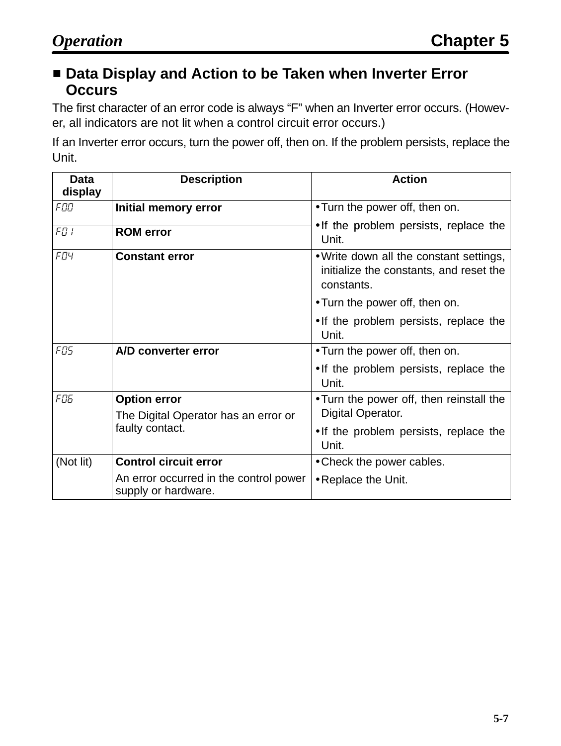## ■ Data Display and Action to be Taken when Inverter Error Occurs

The first character of an error code is always “F” when an Inverter error occurs. (However, all indicators are not lit when a control circuit error occurs.)

If an Inverter error occurs, turn the power off, then on. If the problem persists, replace the Unit.

| Data display | Description | Action |
|---|---|---|
| F00 | **Initial memory error** | • Turn the power off, then on.<br>• If the problem persists, replace the Unit. |
| F01 | **ROM error** | |
| F04 | **Constant error** | • Write down all the constant settings, initialize the constants, and reset the constants.<br>• Turn the power off, then on.<br>• If the problem persists, replace the Unit. |
| F05 | **A/D converter error** | • Turn the power off, then on.<br>• If the problem persists, replace the Unit. |
| F06 | **Option error**<br>The Digital Operator has an error or faulty contact. | • Turn the power off, then reinstall the Digital Operator.<br>• If the problem persists, replace the Unit. |
| (Not lit) | **Control circuit error**<br>An error occurred in the control power supply or hardware. | • Check the power cables.<br>• Replace the Unit. |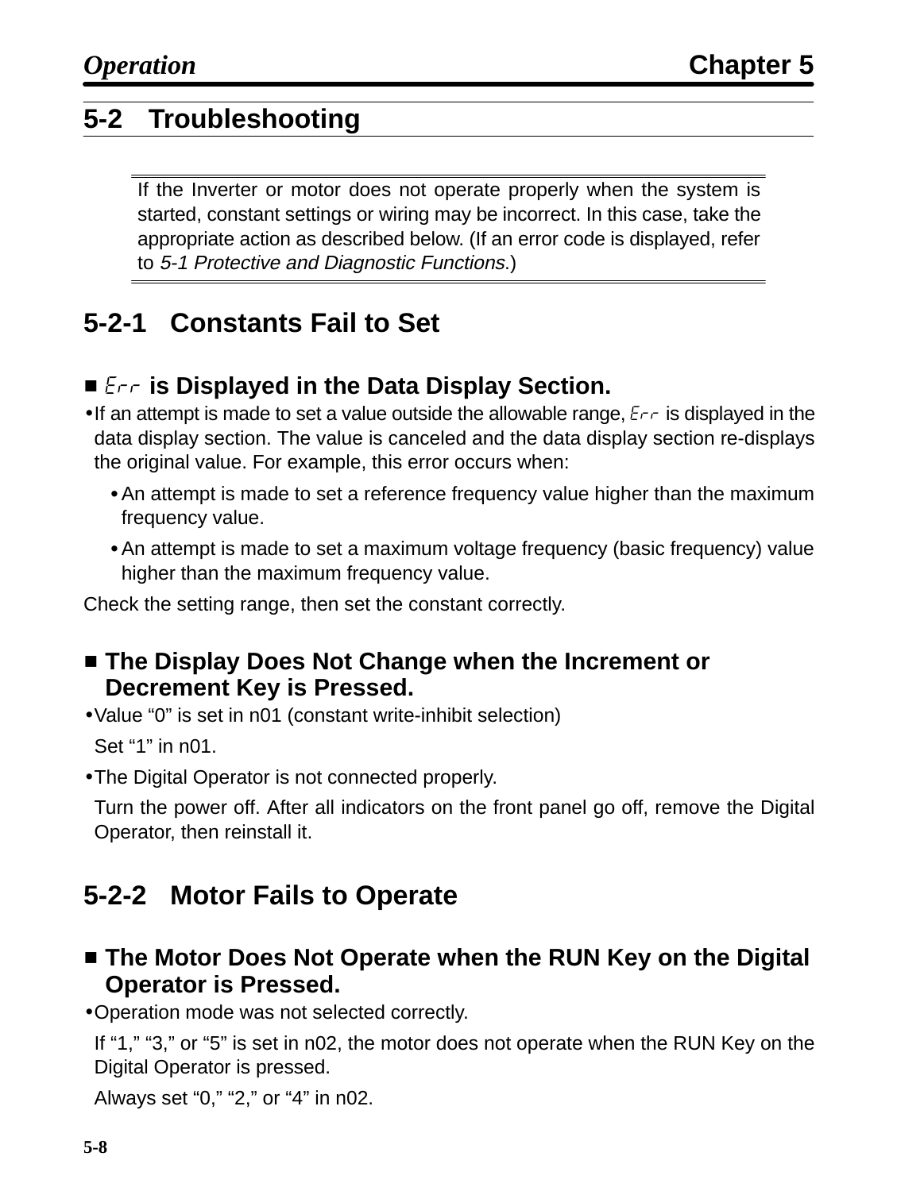## 5-2 Troubleshooting

If the Inverter or motor does not operate properly when the system is started, constant settings or wiring may be incorrect. In this case, take the appropriate action as described below. (If an error code is displayed, refer to *5-1 Protective and Diagnostic Functions*.)

### 5-2-1 Constants Fail to Set

#### ■ Err is Displayed in the Data Display Section.

- If an attempt is made to set a value outside the allowable range, Err is displayed in the data display section. The value is canceled and the data display section re-displays the original value. For example, this error occurs when:
  - An attempt is made to set a reference frequency value higher than the maximum frequency value.
  - An attempt is made to set a maximum voltage frequency (basic frequency) value higher than the maximum frequency value.

Check the setting range, then set the constant correctly.

#### ■ The Display Does Not Change when the Increment or Decrement Key is Pressed.

- Value “0” is set in n01 (constant write-inhibit selection)

  Set “1” in n01.

- The Digital Operator is not connected properly.

  Turn the power off. After all indicators on the front panel go off, remove the Digital Operator, then reinstall it.

### 5-2-2 Motor Fails to Operate

#### ■ The Motor Does Not Operate when the RUN Key on the Digital Operator is Pressed.

- Operation mode was not selected correctly.

  If “1,” “3,” or “5” is set in n02, the motor does not operate when the RUN Key on the Digital Operator is pressed.

  Always set “0,” “2,” or “4” in n02.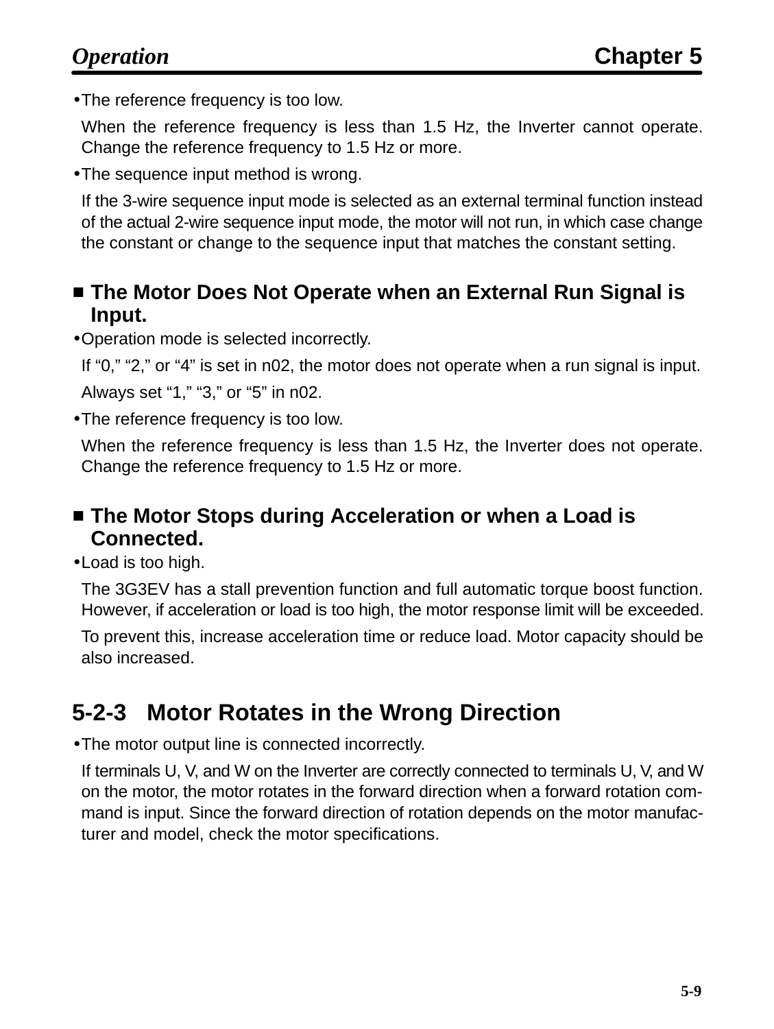- The reference frequency is too low.

  When the reference frequency is less than 1.5 Hz, the Inverter cannot operate. Change the reference frequency to 1.5 Hz or more.

- The sequence input method is wrong.

  If the 3-wire sequence input mode is selected as an external terminal function instead of the actual 2-wire sequence input mode, the motor will not run, in which case change the constant or change to the sequence input that matches the constant setting.

### ■ The Motor Does Not Operate when an External Run Signal is Input.

- Operation mode is selected incorrectly.

  If “0,” “2,” or “4” is set in n02, the motor does not operate when a run signal is input.

  Always set “1,” “3,” or “5” in n02.

- The reference frequency is too low.

  When the reference frequency is less than 1.5 Hz, the Inverter does not operate. Change the reference frequency to 1.5 Hz or more.

### ■ The Motor Stops during Acceleration or when a Load is Connected.

- Load is too high.

  The 3G3EV has a stall prevention function and full automatic torque boost function. However, if acceleration or load is too high, the motor response limit will be exceeded.

  To prevent this, increase acceleration time or reduce load. Motor capacity should be also increased.

## 5-2-3 Motor Rotates in the Wrong Direction

- The motor output line is connected incorrectly.

  If terminals U, V, and W on the Inverter are correctly connected to terminals U, V, and W on the motor, the motor rotates in the forward direction when a forward rotation command is input. Since the forward direction of rotation depends on the motor manufacturer and model, check the motor specifications.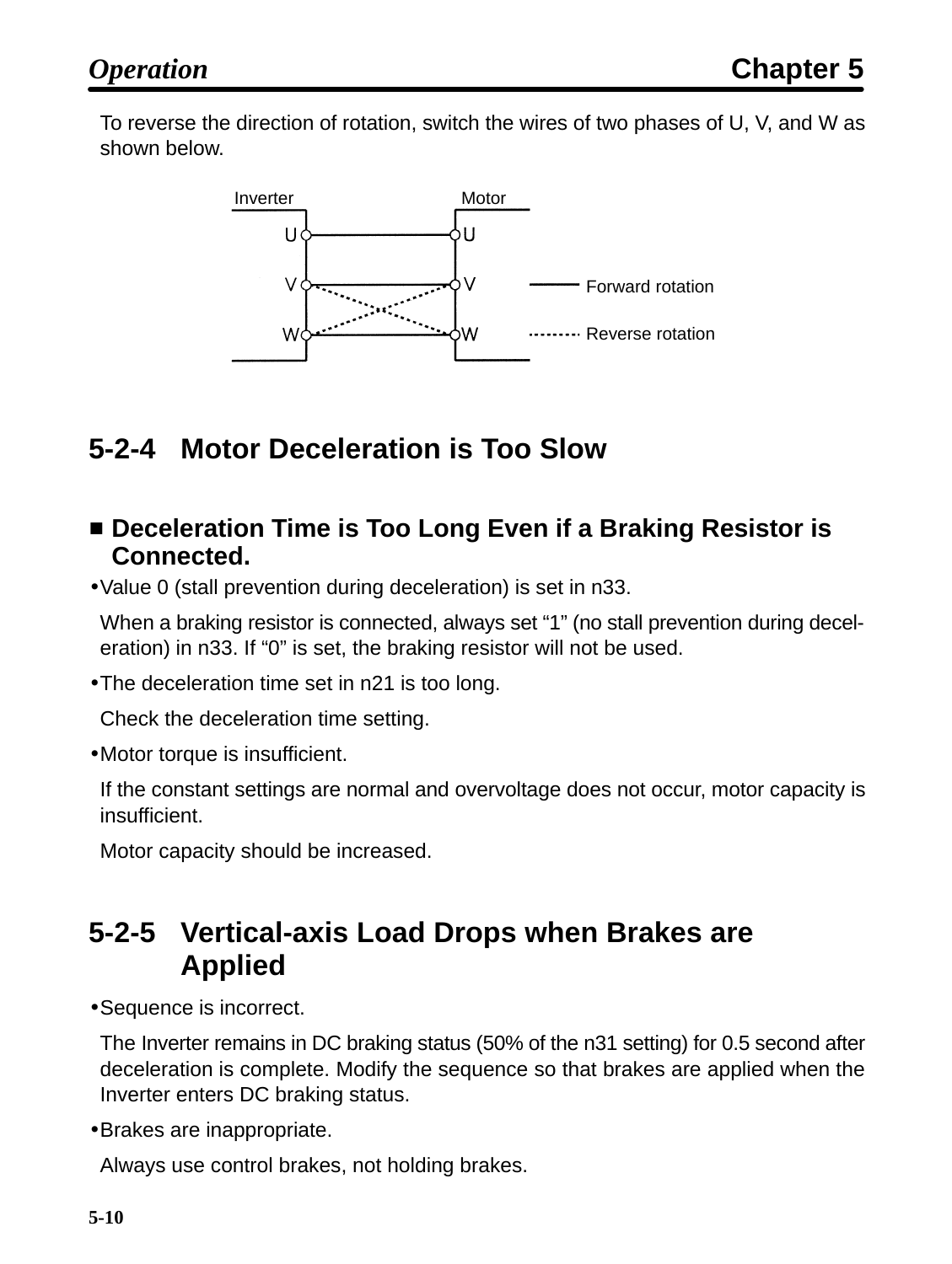To reverse the direction of rotation, switch the wires of two phases of U, V, and W as shown below.

Inverter Motor

U U

V V — Forward rotation

W W ...... Reverse rotation

## 5-2-4 Motor Deceleration is Too Slow

### ■ Deceleration Time is Too Long Even if a Braking Resistor is Connected.

- Value 0 (stall prevention during deceleration) is set in n33.

  When a braking resistor is connected, always set “1” (no stall prevention during deceleration) in n33. If “0” is set, the braking resistor will not be used.

- The deceleration time set in n21 is too long.

  Check the deceleration time setting.

- Motor torque is insufficient.

  If the constant settings are normal and overvoltage does not occur, motor capacity is insufficient.

  Motor capacity should be increased.

## 5-2-5 Vertical-axis Load Drops when Brakes are Applied

- Sequence is incorrect.

  The Inverter remains in DC braking status (50% of the n31 setting) for 0.5 second after deceleration is complete. Modify the sequence so that brakes are applied when the Inverter enters DC braking status.

- Brakes are inappropriate.

  Always use control brakes, not holding brakes.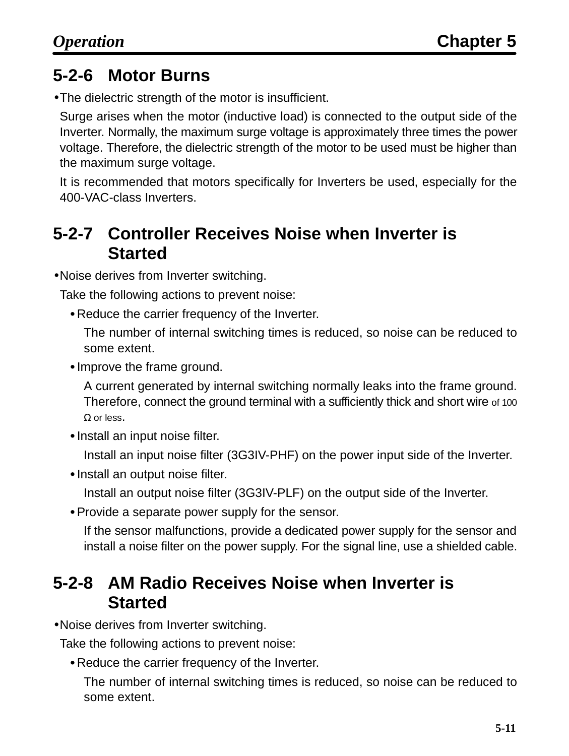### 5-2-6 Motor Burns

- The dielectric strength of the motor is insufficient.

  Surge arises when the motor (inductive load) is connected to the output side of the Inverter. Normally, the maximum surge voltage is approximately three times the power voltage. Therefore, the dielectric strength of the motor to be used must be higher than the maximum surge voltage.

  It is recommended that motors specifically for Inverters be used, especially for the 400-VAC-class Inverters.

### 5-2-7 Controller Receives Noise when Inverter is Started

- Noise derives from Inverter switching.

  Take the following actions to prevent noise:

  - Reduce the carrier frequency of the Inverter.

    The number of internal switching times is reduced, so noise can be reduced to some extent.

  - Improve the frame ground.

    A current generated by internal switching normally leaks into the frame ground. Therefore, connect the ground terminal with a sufficiently thick and short wire of 100 Ω or less.

  - Install an input noise filter.

    Install an input noise filter (3G3IV-PHF) on the power input side of the Inverter.

  - Install an output noise filter.

    Install an output noise filter (3G3IV-PLF) on the output side of the Inverter.

  - Provide a separate power supply for the sensor.

    If the sensor malfunctions, provide a dedicated power supply for the sensor and install a noise filter on the power supply. For the signal line, use a shielded cable.

### 5-2-8 AM Radio Receives Noise when Inverter is Started

- Noise derives from Inverter switching.

  Take the following actions to prevent noise:

  - Reduce the carrier frequency of the Inverter.

    The number of internal switching times is reduced, so noise can be reduced to some extent.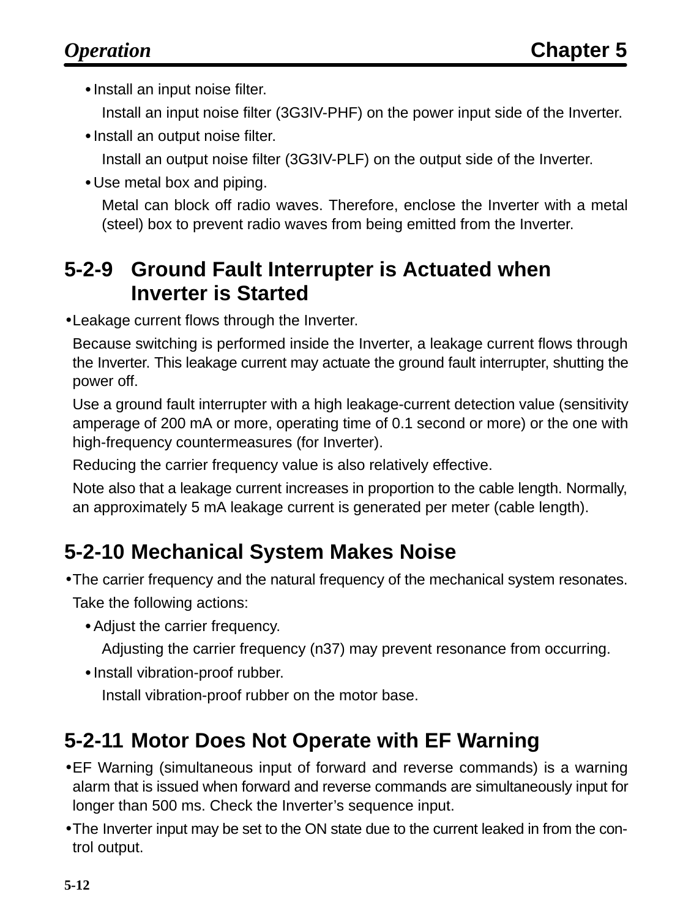- Install an input noise filter.

  Install an input noise filter (3G3IV-PHF) on the power input side of the Inverter.
- Install an output noise filter.

  Install an output noise filter (3G3IV-PLF) on the output side of the Inverter.
- Use metal box and piping.

  Metal can block off radio waves. Therefore, enclose the Inverter with a metal (steel) box to prevent radio waves from being emitted from the Inverter.

## 5-2-9 Ground Fault Interrupter is Actuated when Inverter is Started

- Leakage current flows through the Inverter.

  Because switching is performed inside the Inverter, a leakage current flows through the Inverter. This leakage current may actuate the ground fault interrupter, shutting the power off.

  Use a ground fault interrupter with a high leakage-current detection value (sensitivity amperage of 200 mA or more, operating time of 0.1 second or more) or the one with high-frequency countermeasures (for Inverter).

  Reducing the carrier frequency value is also relatively effective.

  Note also that a leakage current increases in proportion to the cable length. Normally, an approximately 5 mA leakage current is generated per meter (cable length).

## 5-2-10 Mechanical System Makes Noise

- The carrier frequency and the natural frequency of the mechanical system resonates.

  Take the following actions:

  - Adjust the carrier frequency.

    Adjusting the carrier frequency (n37) may prevent resonance from occurring.
  - Install vibration-proof rubber.

    Install vibration-proof rubber on the motor base.

## 5-2-11 Motor Does Not Operate with EF Warning

- EF Warning (simultaneous input of forward and reverse commands) is a warning alarm that is issued when forward and reverse commands are simultaneously input for longer than 500 ms. Check the Inverter's sequence input.
- The Inverter input may be set to the ON state due to the current leaked in from the control output.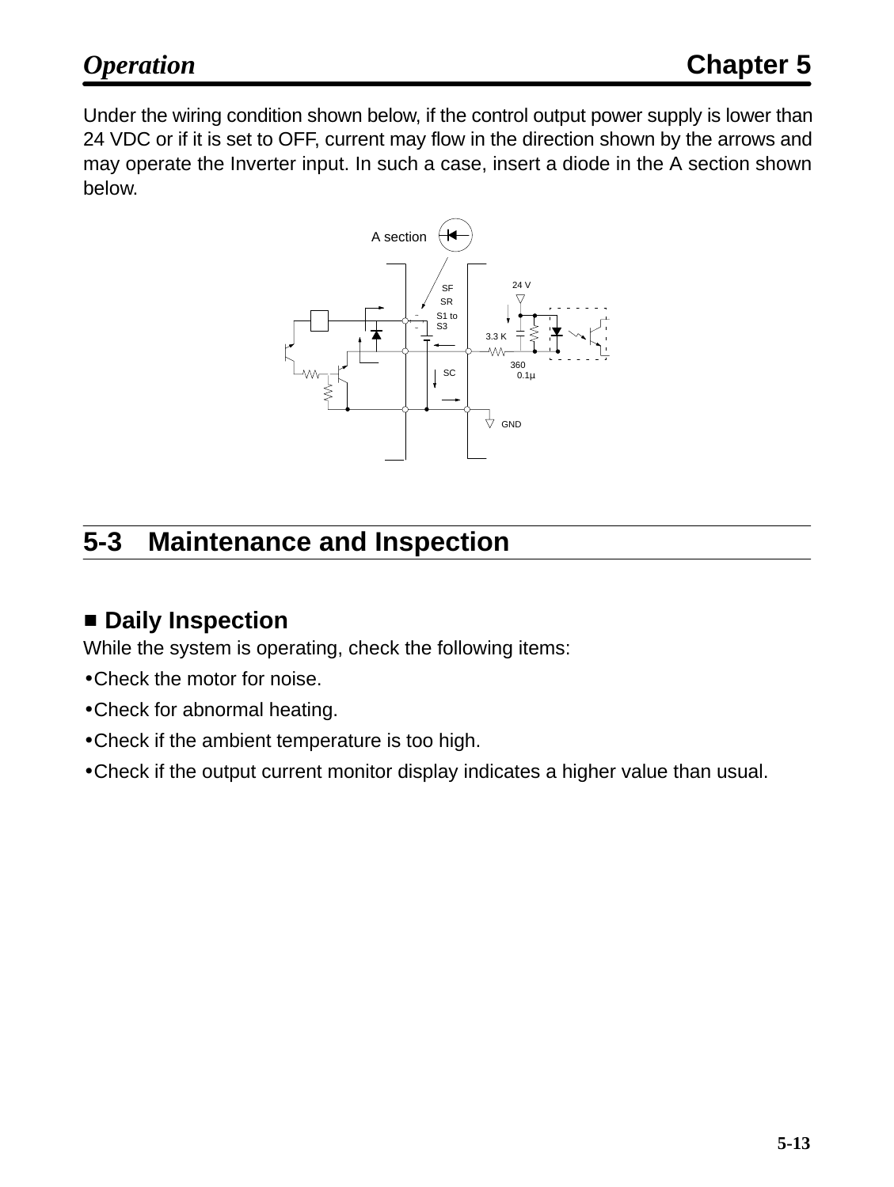Under the wiring condition shown below, if the control output power supply is lower than 24 VDC or if it is set to OFF, current may flow in the direction shown by the arrows and may operate the Inverter input. In such a case, insert a diode in the A section shown below.

## 5-3 Maintenance and Inspection

### ■ Daily Inspection

While the system is operating, check the following items:

- Check the motor for noise.
- Check for abnormal heating.
- Check if the ambient temperature is too high.
- Check if the output current monitor display indicates a higher value than usual.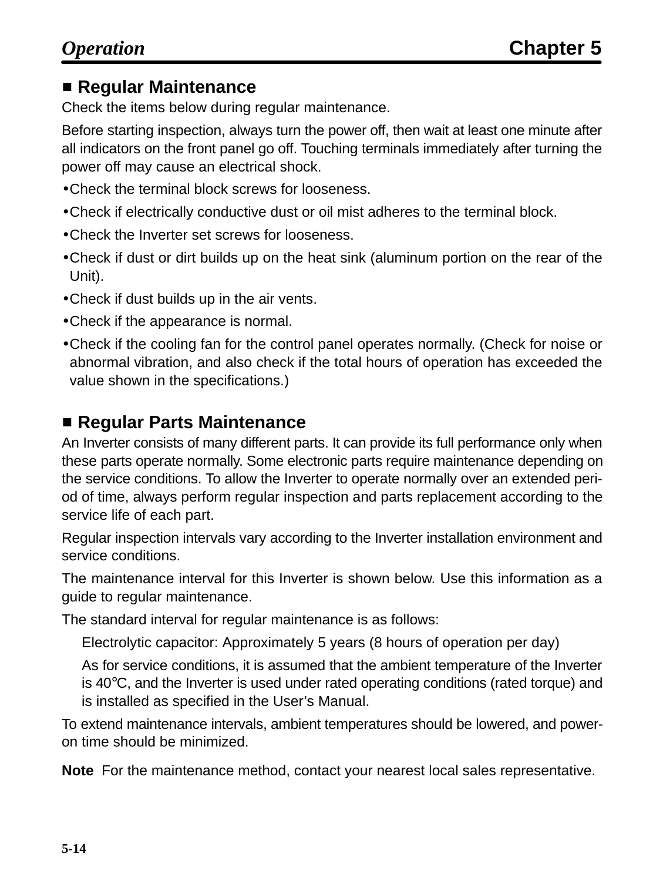## ■ Regular Maintenance

Check the items below during regular maintenance.

Before starting inspection, always turn the power off, then wait at least one minute after all indicators on the front panel go off. Touching terminals immediately after turning the power off may cause an electrical shock.

- Check the terminal block screws for looseness.
- Check if electrically conductive dust or oil mist adheres to the terminal block.
- Check the Inverter set screws for looseness.
- Check if dust or dirt builds up on the heat sink (aluminum portion on the rear of the Unit).
- Check if dust builds up in the air vents.
- Check if the appearance is normal.
- Check if the cooling fan for the control panel operates normally. (Check for noise or abnormal vibration, and also check if the total hours of operation has exceeded the value shown in the specifications.)

## ■ Regular Parts Maintenance

An Inverter consists of many different parts. It can provide its full performance only when these parts operate normally. Some electronic parts require maintenance depending on the service conditions. To allow the Inverter to operate normally over an extended period of time, always perform regular inspection and parts replacement according to the service life of each part.

Regular inspection intervals vary according to the Inverter installation environment and service conditions.

The maintenance interval for this Inverter is shown below. Use this information as a guide to regular maintenance.

The standard interval for regular maintenance is as follows:

Electrolytic capacitor: Approximately 5 years (8 hours of operation per day)

As for service conditions, it is assumed that the ambient temperature of the Inverter is 40°C, and the Inverter is used under rated operating conditions (rated torque) and is installed as specified in the User's Manual.

To extend maintenance intervals, ambient temperatures should be lowered, and power-on time should be minimized.

**Note** For the maintenance method, contact your nearest local sales representative.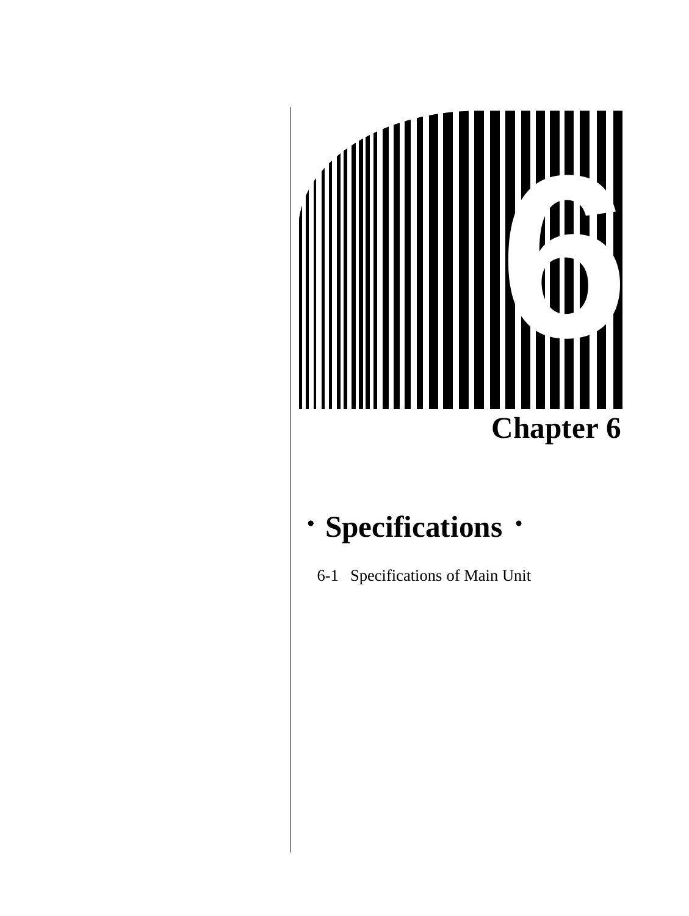# Chapter 6

## ・Specifications・

6-1 Specifications of Main Unit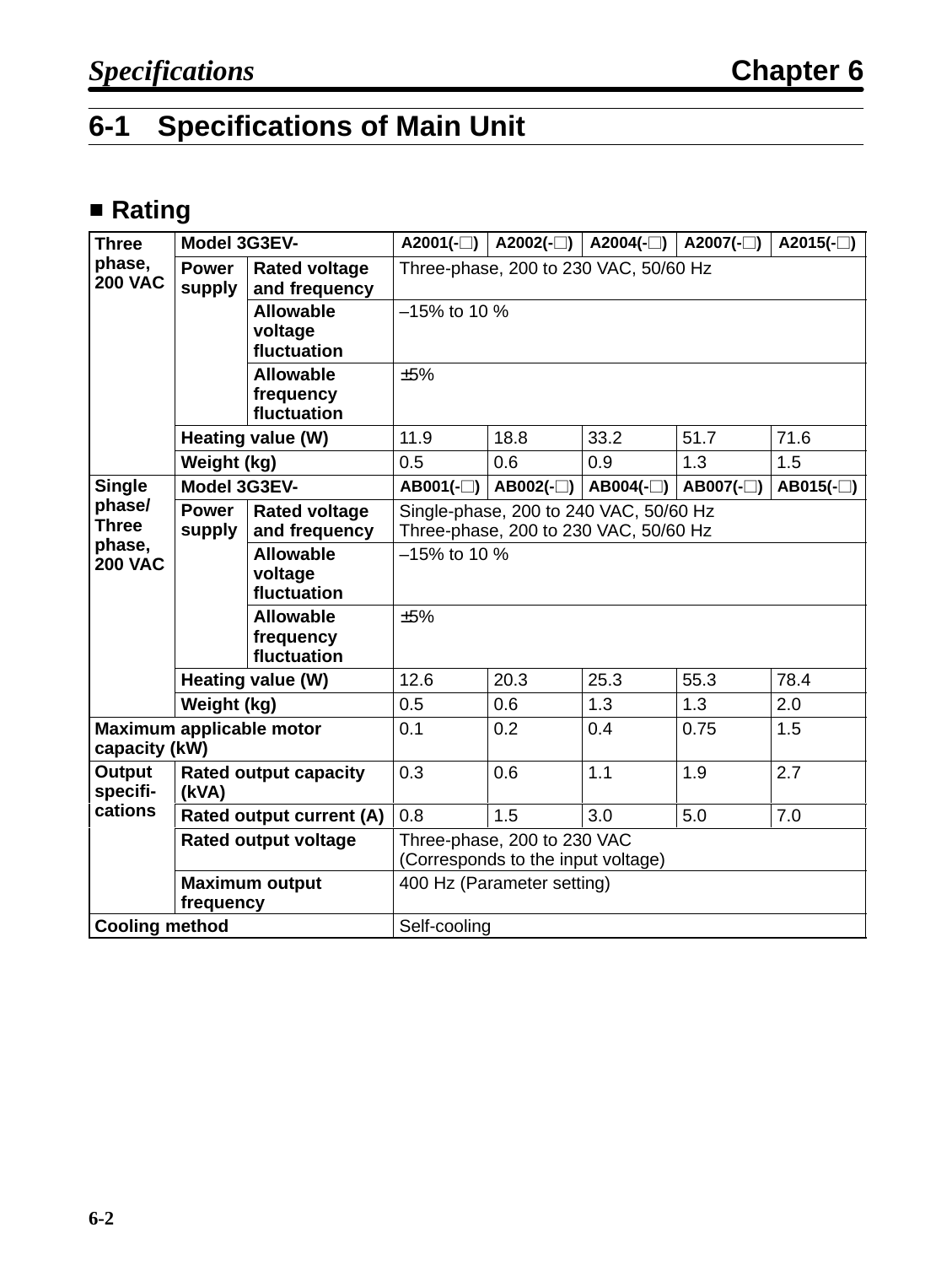## 6-1 Specifications of Main Unit

### ■ Rating

| | | | | | | | |
|---|---|---|---|---|---|---|---|
| **Three phase, 200 VAC** | **Model 3G3EV-** | | **A2001(-□)** | **A2002(-□)** | **A2004(-□)** | **A2007(-□)** | **A2015(-□)** |
| | **Power supply** | **Rated voltage and frequency** | Three-phase, 200 to 230 VAC, 50/60 Hz | | | | |
| | | **Allowable voltage fluctuation** | –15% to 10 % | | | | |
| | | **Allowable frequency fluctuation** | ±5% | | | | |
| | **Heating value (W)** | | 11.9 | 18.8 | 33.2 | 51.7 | 71.6 |
| | **Weight (kg)** | | 0.5 | 0.6 | 0.9 | 1.3 | 1.5 |
| **Single phase/ Three phase, 200 VAC** | **Model 3G3EV-** | | **AB001(-□)** | **AB002(-□)** | **AB004(-□)** | **AB007(-□)** | **AB015(-□)** |
| | **Power supply** | **Rated voltage and frequency** | Single-phase, 200 to 240 VAC, 50/60 Hz<br>Three-phase, 200 to 230 VAC, 50/60 Hz | | | | |
| | | **Allowable voltage fluctuation** | –15% to 10 % | | | | |
| | | **Allowable frequency fluctuation** | ±5% | | | | |
| | **Heating value (W)** | | 12.6 | 20.3 | 25.3 | 55.3 | 78.4 |
| | **Weight (kg)** | | 0.5 | 0.6 | 1.3 | 1.3 | 2.0 |
| **Maximum applicable motor capacity (kW)** | | | 0.1 | 0.2 | 0.4 | 0.75 | 1.5 |
| **Output specifi-cations** | **Rated output capacity (kVA)** | | 0.3 | 0.6 | 1.1 | 1.9 | 2.7 |
| | **Rated output current (A)** | | 0.8 | 1.5 | 3.0 | 5.0 | 7.0 |
| | **Rated output voltage** | | Three-phase, 200 to 230 VAC<br>(Corresponds to the input voltage) | | | | |
| | **Maximum output frequency** | | 400 Hz (Parameter setting) | | | | |
| **Cooling method** | | | Self-cooling | | | | |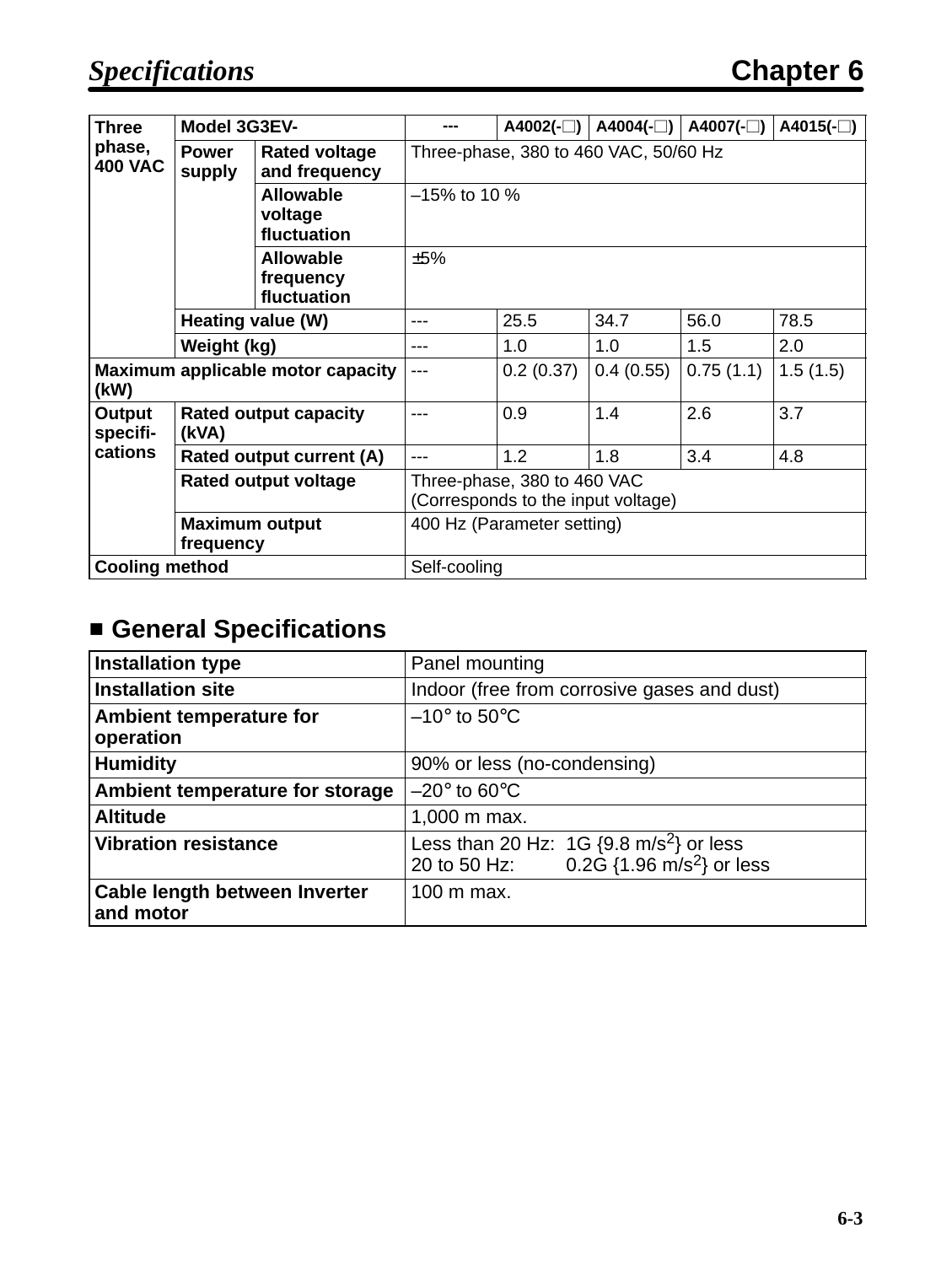| Three phase, 400 VAC | Model 3G3EV- | | --- | A4002(-□) | A4004(-□) | A4007(-□) | A4015(-□) |
|---|---|---|---|---|---|---|---|
| | Power supply | Rated voltage and frequency | Three-phase, 380 to 460 VAC, 50/60 Hz | | | | |
| | | Allowable voltage fluctuation | –15% to 10 % | | | | |
| | | Allowable frequency fluctuation | ±5% | | | | |
| | Heating value (W) | | --- | 25.5 | 34.7 | 56.0 | 78.5 |
| | Weight (kg) | | --- | 1.0 | 1.0 | 1.5 | 2.0 |
| Maximum applicable motor capacity (kW) | | | --- | 0.2 (0.37) | 0.4 (0.55) | 0.75 (1.1) | 1.5 (1.5) |
| Output specifi-cations | Rated output capacity (kVA) | | --- | 0.9 | 1.4 | 2.6 | 3.7 |
| | Rated output current (A) | | --- | 1.2 | 1.8 | 3.4 | 4.8 |
| | Rated output voltage | | Three-phase, 380 to 460 VAC (Corresponds to the input voltage) | | | | |
| | Maximum output frequency | | 400 Hz (Parameter setting) | | | | |
| Cooling method | | | Self-cooling | | | | |

## ■ General Specifications

| Installation type | Panel mounting |
|---|---|
| Installation site | Indoor (free from corrosive gases and dust) |
| Ambient temperature for operation | –10° to 50°C |
| Humidity | 90% or less (no-condensing) |
| Ambient temperature for storage | –20° to 60°C |
| Altitude | 1,000 m max. |
| Vibration resistance | Less than 20 Hz: 1G {9.8 m/s$^2$} or less<br>20 to 50 Hz: 0.2G {1.96 m/s$^2$} or less |
| Cable length between Inverter and motor | 100 m max. |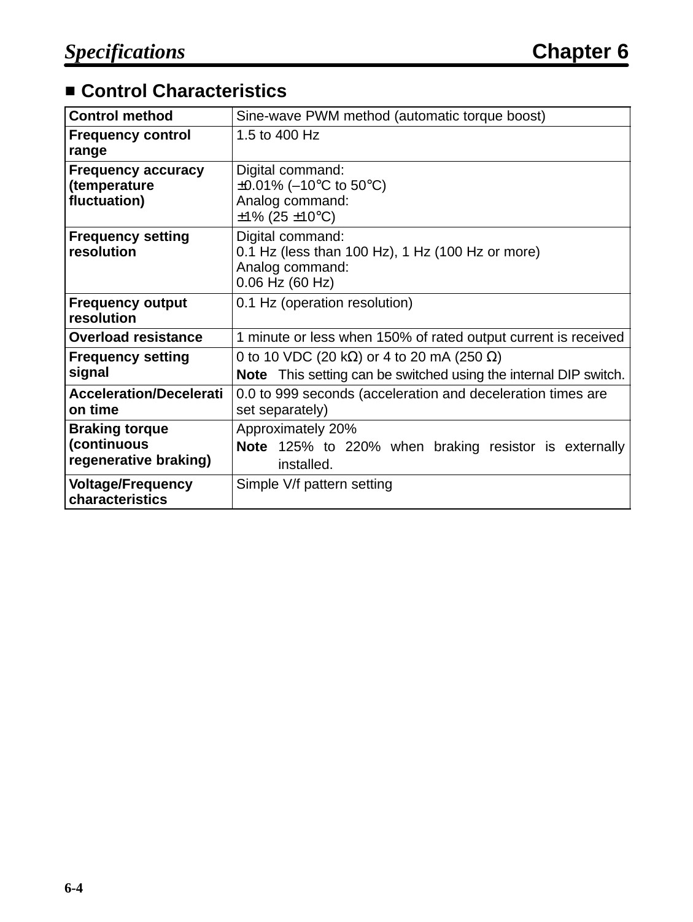## ■ Control Characteristics

| Control method | Sine-wave PWM method (automatic torque boost) |
|---|---|
| **Frequency control range** | 1.5 to 400 Hz |
| **Frequency accuracy (temperature fluctuation)** | Digital command:<br>±0.01% (–10°C to 50°C)<br>Analog command:<br>±1% (25 ±10°C) |
| **Frequency setting resolution** | Digital command:<br>0.1 Hz (less than 100 Hz), 1 Hz (100 Hz or more)<br>Analog command:<br>0.06 Hz (60 Hz) |
| **Frequency output resolution** | 0.1 Hz (operation resolution) |
| **Overload resistance** | 1 minute or less when 150% of rated output current is received |
| **Frequency setting signal** | 0 to 10 VDC (20 kΩ) or 4 to 20 mA (250 Ω)<br>**Note** This setting can be switched using the internal DIP switch. |
| **Acceleration/Deceleration time** | 0.0 to 999 seconds (acceleration and deceleration times are set separately) |
| **Braking torque (continuous regenerative braking)** | Approximately 20%<br>**Note** 125% to 220% when braking resistor is externally installed. |
| **Voltage/Frequency characteristics** | Simple V/f pattern setting |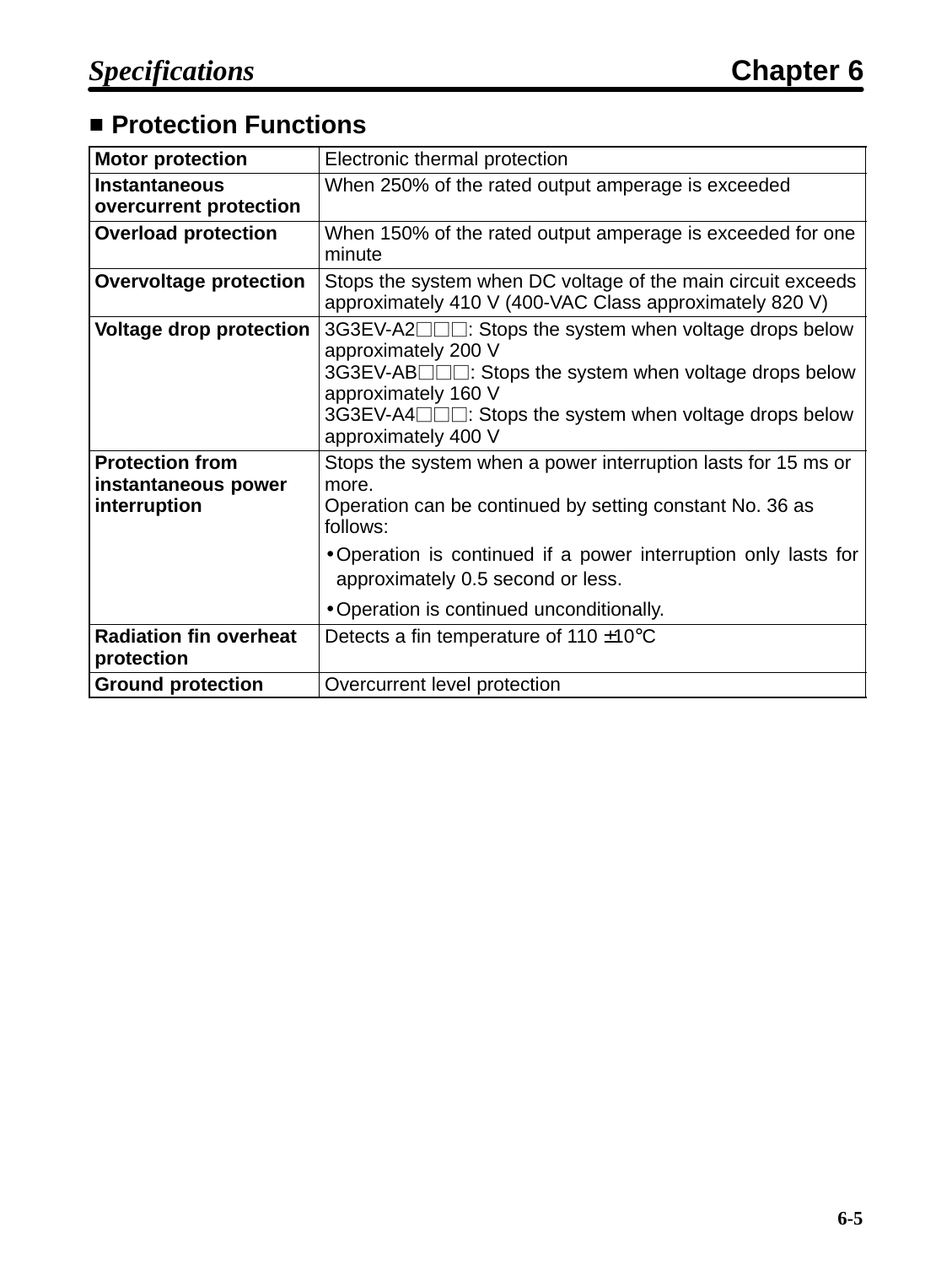## ■ Protection Functions

| | |
|---|---|
| **Motor protection** | Electronic thermal protection |
| **Instantaneous overcurrent protection** | When 250% of the rated output amperage is exceeded |
| **Overload protection** | When 150% of the rated output amperage is exceeded for one minute |
| **Overvoltage protection** | Stops the system when DC voltage of the main circuit exceeds approximately 410 V (400-VAC Class approximately 820 V) |
| **Voltage drop protection** | 3G3EV-A2□□□: Stops the system when voltage drops below approximately 200 V<br>3G3EV-AB□□□: Stops the system when voltage drops below approximately 160 V<br>3G3EV-A4□□□: Stops the system when voltage drops below approximately 400 V |
| **Protection from instantaneous power interruption** | Stops the system when a power interruption lasts for 15 ms or more.<br>Operation can be continued by setting constant No. 36 as follows:<br>• Operation is continued if a power interruption only lasts for approximately 0.5 second or less.<br>• Operation is continued unconditionally. |
| **Radiation fin overheat protection** | Detects a fin temperature of 110 ±10°C |
| **Ground protection** | Overcurrent level protection |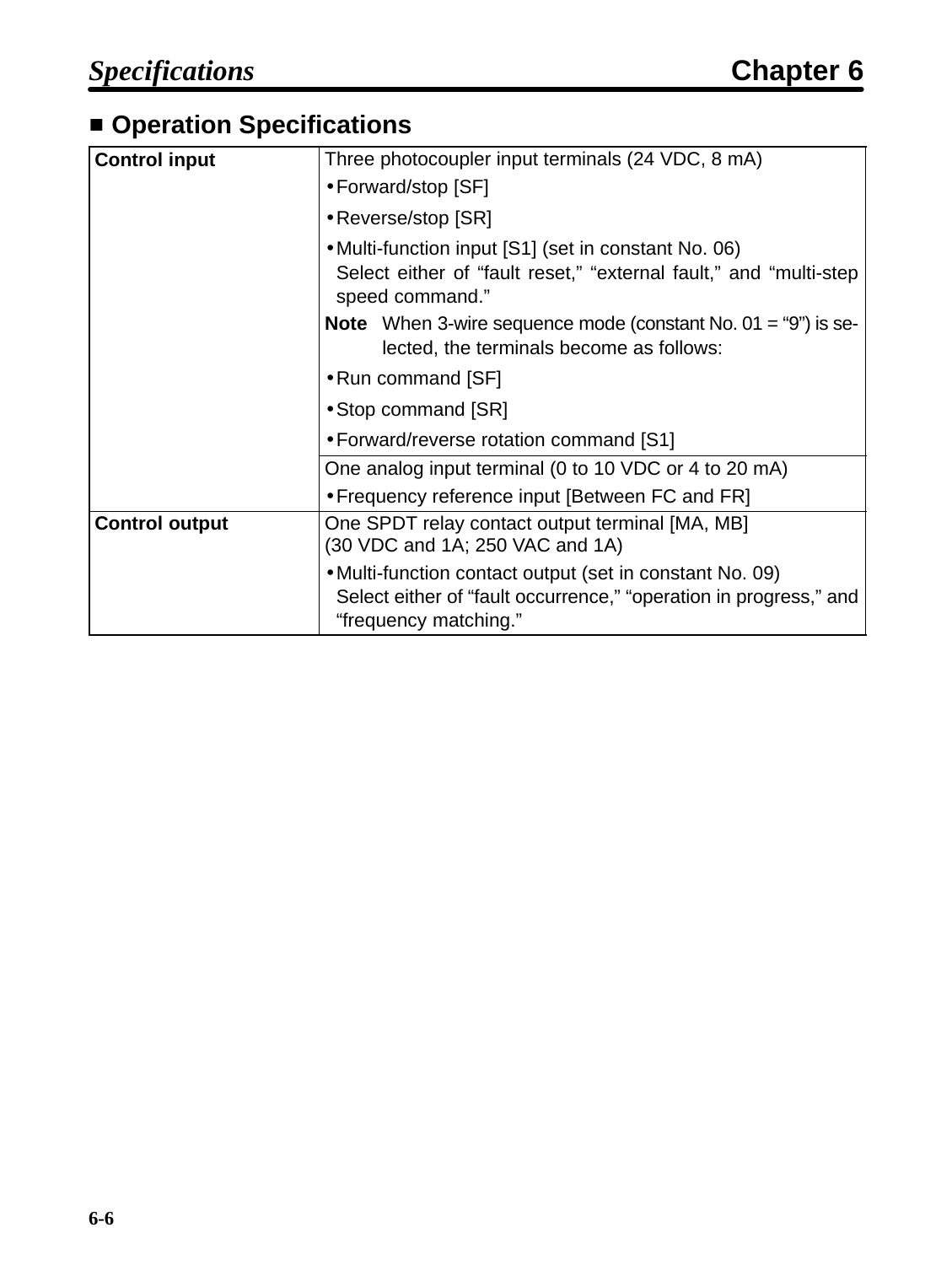## ■ Operation Specifications

| | |
|---|---|
| **Control input** | Three photocoupler input terminals (24 VDC, 8 mA)<br>• Forward/stop [SF]<br>• Reverse/stop [SR]<br>• Multi-function input [S1] (set in constant No. 06)<br>Select either of “fault reset,” “external fault,” and “multi-step speed command.”<br>**Note** When 3-wire sequence mode (constant No. 01 = “9”) is selected, the terminals become as follows:<br>• Run command [SF]<br>• Stop command [SR]<br>• Forward/reverse rotation command [S1] |
| | One analog input terminal (0 to 10 VDC or 4 to 20 mA)<br>• Frequency reference input [Between FC and FR] |
| **Control output** | One SPDT relay contact output terminal [MA, MB]<br>(30 VDC and 1A; 250 VAC and 1A)<br>• Multi-function contact output (set in constant No. 09)<br>Select either of “fault occurrence,” “operation in progress,” and “frequency matching.” |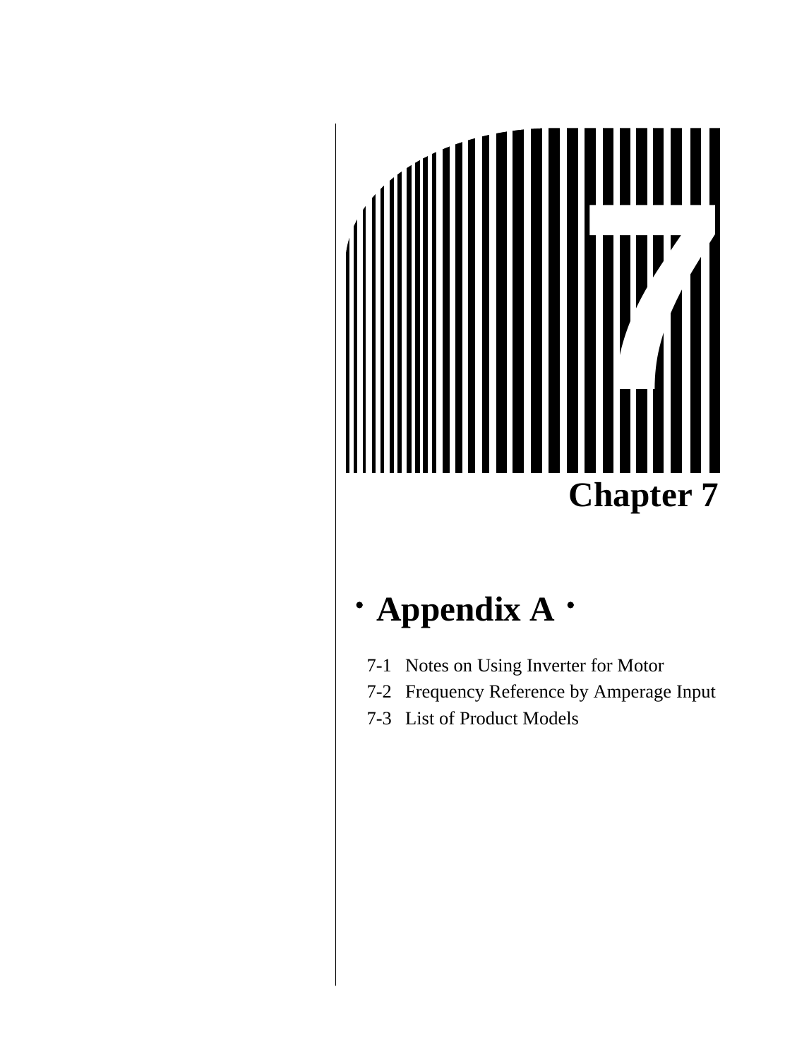# Chapter 7

## · Appendix A ·

7-1 Notes on Using Inverter for Motor

7-2 Frequency Reference by Amperage Input

7-3 List of Product Models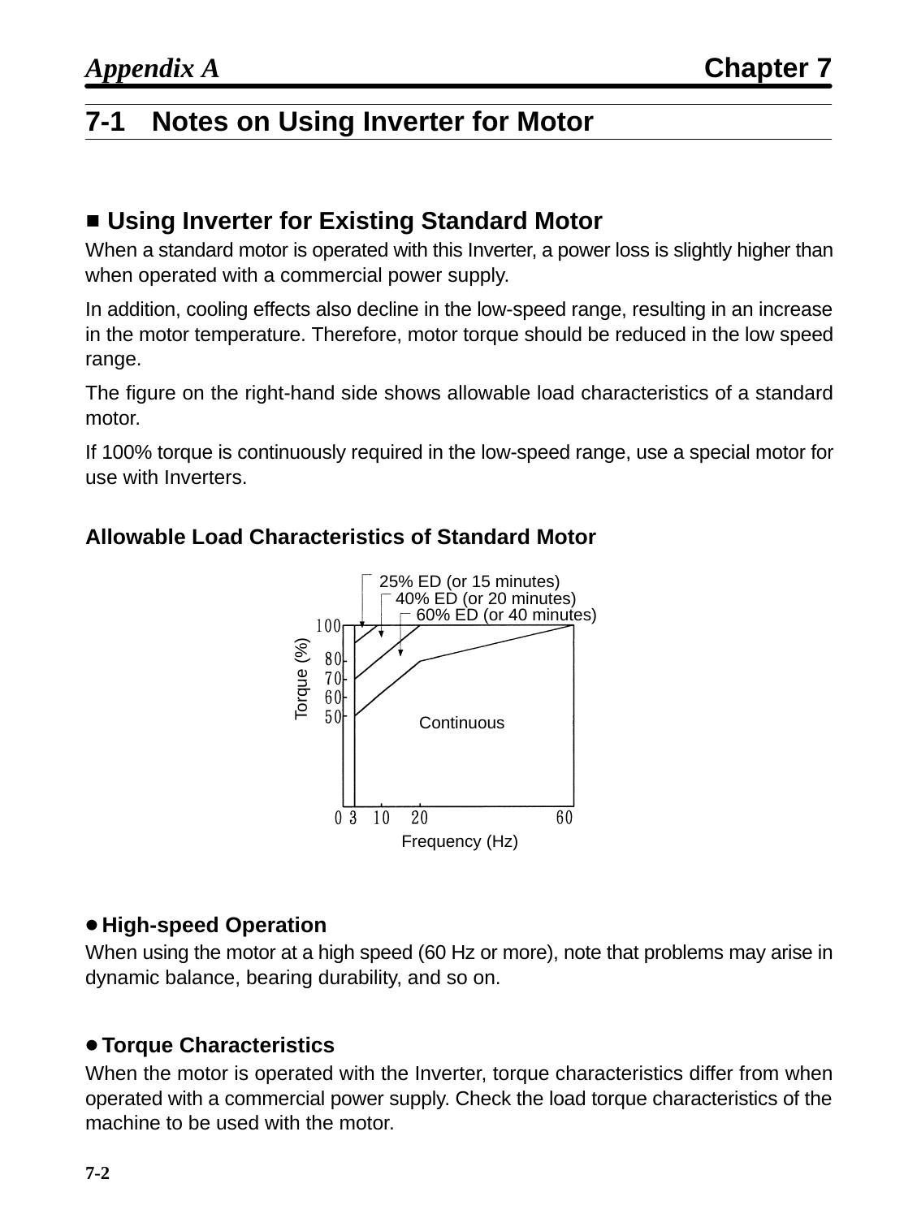## 7-1 Notes on Using Inverter for Motor

### ■ Using Inverter for Existing Standard Motor

When a standard motor is operated with this Inverter, a power loss is slightly higher than when operated with a commercial power supply.

In addition, cooling effects also decline in the low-speed range, resulting in an increase in the motor temperature. Therefore, motor torque should be reduced in the low speed range.

The figure on the right-hand side shows allowable load characteristics of a standard motor.

If 100% torque is continuously required in the low-speed range, use a special motor for use with Inverters.

**Allowable Load Characteristics of Standard Motor**

25% ED (or 15 minutes)
40% ED (or 20 minutes)
60% ED (or 40 minutes)

Torque (%): 100, 80, 70, 60, 50

Continuous

Frequency (Hz): 0, 3, 10, 20, 60

#### ● High-speed Operation

When using the motor at a high speed (60 Hz or more), note that problems may arise in dynamic balance, bearing durability, and so on.

#### ● Torque Characteristics

When the motor is operated with the Inverter, torque characteristics differ from when operated with a commercial power supply. Check the load torque characteristics of the machine to be used with the motor.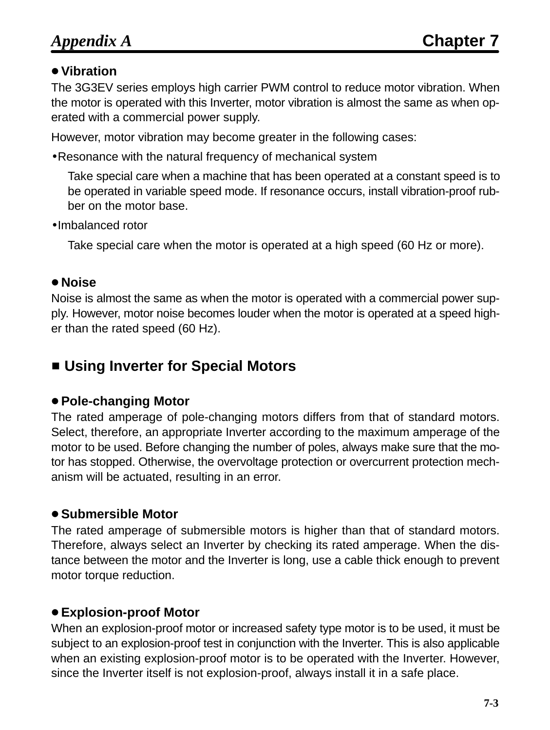### Vibration

The 3G3EV series employs high carrier PWM control to reduce motor vibration. When the motor is operated with this Inverter, motor vibration is almost the same as when operated with a commercial power supply.

However, motor vibration may become greater in the following cases:

- Resonance with the natural frequency of mechanical system

  Take special care when a machine that has been operated at a constant speed is to be operated in variable speed mode. If resonance occurs, install vibration-proof rubber on the motor base.

- Imbalanced rotor

  Take special care when the motor is operated at a high speed (60 Hz or more).

### Noise

Noise is almost the same as when the motor is operated with a commercial power supply. However, motor noise becomes louder when the motor is operated at a speed higher than the rated speed (60 Hz).

## Using Inverter for Special Motors

### Pole-changing Motor

The rated amperage of pole-changing motors differs from that of standard motors. Select, therefore, an appropriate Inverter according to the maximum amperage of the motor to be used. Before changing the number of poles, always make sure that the motor has stopped. Otherwise, the overvoltage protection or overcurrent protection mechanism will be actuated, resulting in an error.

### Submersible Motor

The rated amperage of submersible motors is higher than that of standard motors. Therefore, always select an Inverter by checking its rated amperage. When the distance between the motor and the Inverter is long, use a cable thick enough to prevent motor torque reduction.

### Explosion-proof Motor

When an explosion-proof motor or increased safety type motor is to be used, it must be subject to an explosion-proof test in conjunction with the Inverter. This is also applicable when an existing explosion-proof motor is to be operated with the Inverter. However, since the Inverter itself is not explosion-proof, always install it in a safe place.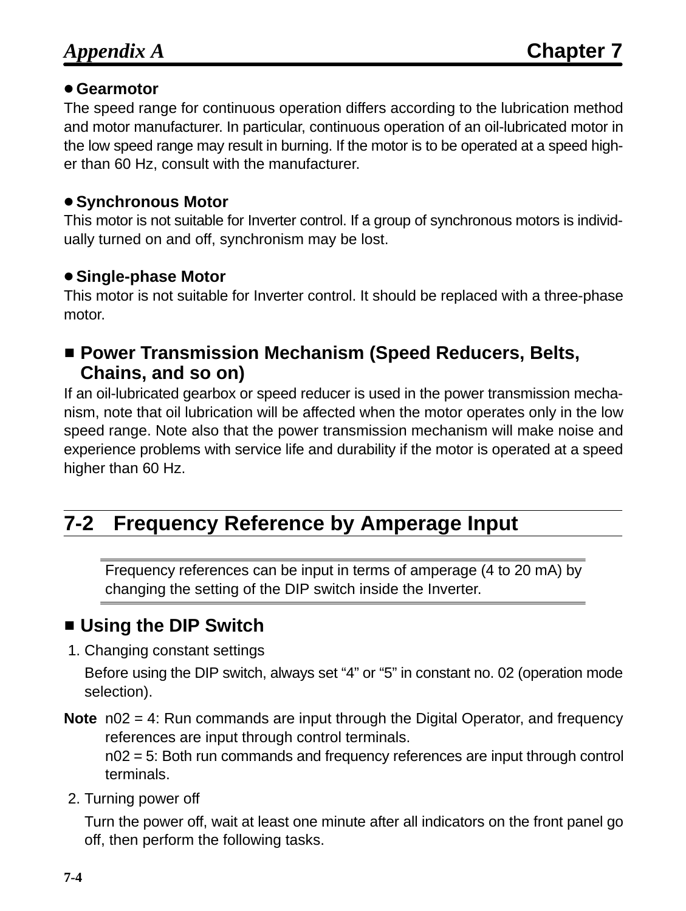**● Gearmotor**

The speed range for continuous operation differs according to the lubrication method and motor manufacturer. In particular, continuous operation of an oil-lubricated motor in the low speed range may result in burning. If the motor is to be operated at a speed higher than 60 Hz, consult with the manufacturer.

**● Synchronous Motor**

This motor is not suitable for Inverter control. If a group of synchronous motors is individually turned on and off, synchronism may be lost.

**● Single-phase Motor**

This motor is not suitable for Inverter control. It should be replaced with a three-phase motor.

### ■ Power Transmission Mechanism (Speed Reducers, Belts, Chains, and so on)

If an oil-lubricated gearbox or speed reducer is used in the power transmission mechanism, note that oil lubrication will be affected when the motor operates only in the low speed range. Note also that the power transmission mechanism will make noise and experience problems with service life and durability if the motor is operated at a speed higher than 60 Hz.

## 7-2 Frequency Reference by Amperage Input

Frequency references can be input in terms of amperage (4 to 20 mA) by changing the setting of the DIP switch inside the Inverter.

### ■ Using the DIP Switch

1. Changing constant settings

   Before using the DIP switch, always set "4" or "5" in constant no. 02 (operation mode selection).

**Note** n02 = 4: Run commands are input through the Digital Operator, and frequency references are input through control terminals.
n02 = 5: Both run commands and frequency references are input through control terminals.

2. Turning power off

   Turn the power off, wait at least one minute after all indicators on the front panel go off, then perform the following tasks.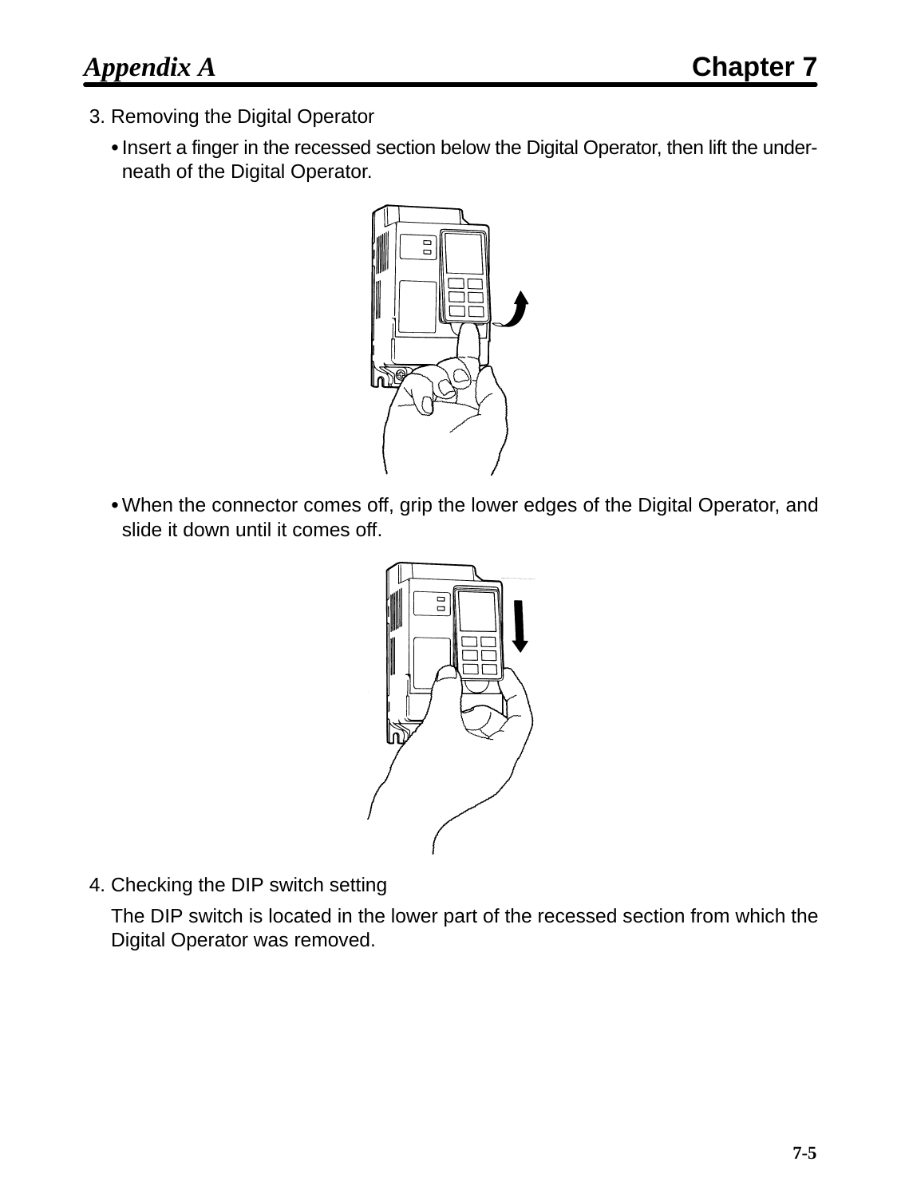3. Removing the Digital Operator

   - Insert a finger in the recessed section below the Digital Operator, then lift the underneath of the Digital Operator.

   - When the connector comes off, grip the lower edges of the Digital Operator, and slide it down until it comes off.

4. Checking the DIP switch setting

   The DIP switch is located in the lower part of the recessed section from which the Digital Operator was removed.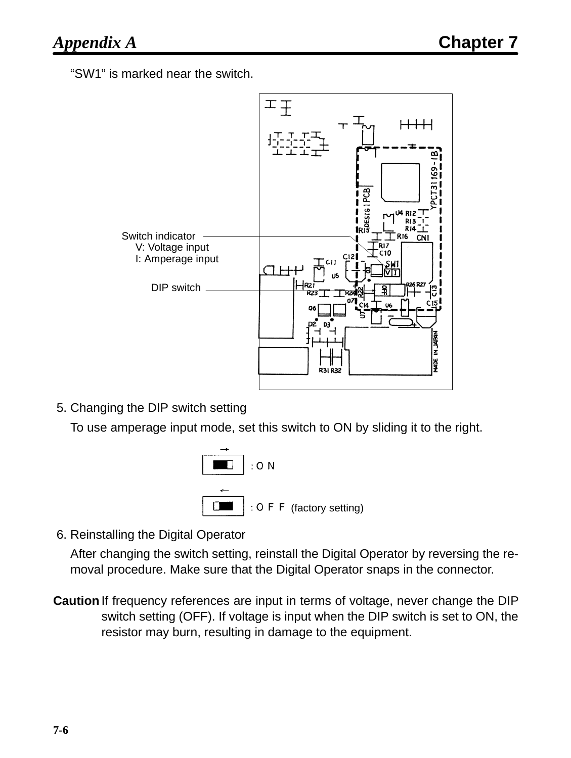"SW1" is marked near the switch.

Switch indicator
V: Voltage input
I: Amperage input

DIP switch

5. Changing the DIP switch setting

   To use amperage input mode, set this switch to ON by sliding it to the right.

   → : ON

   ← : OFF (factory setting)

6. Reinstalling the Digital Operator

   After changing the switch setting, reinstall the Digital Operator by reversing the removal procedure. Make sure that the Digital Operator snaps in the connector.

**Caution** If frequency references are input in terms of voltage, never change the DIP switch setting (OFF). If voltage is input when the DIP switch is set to ON, the resistor may burn, resulting in damage to the equipment.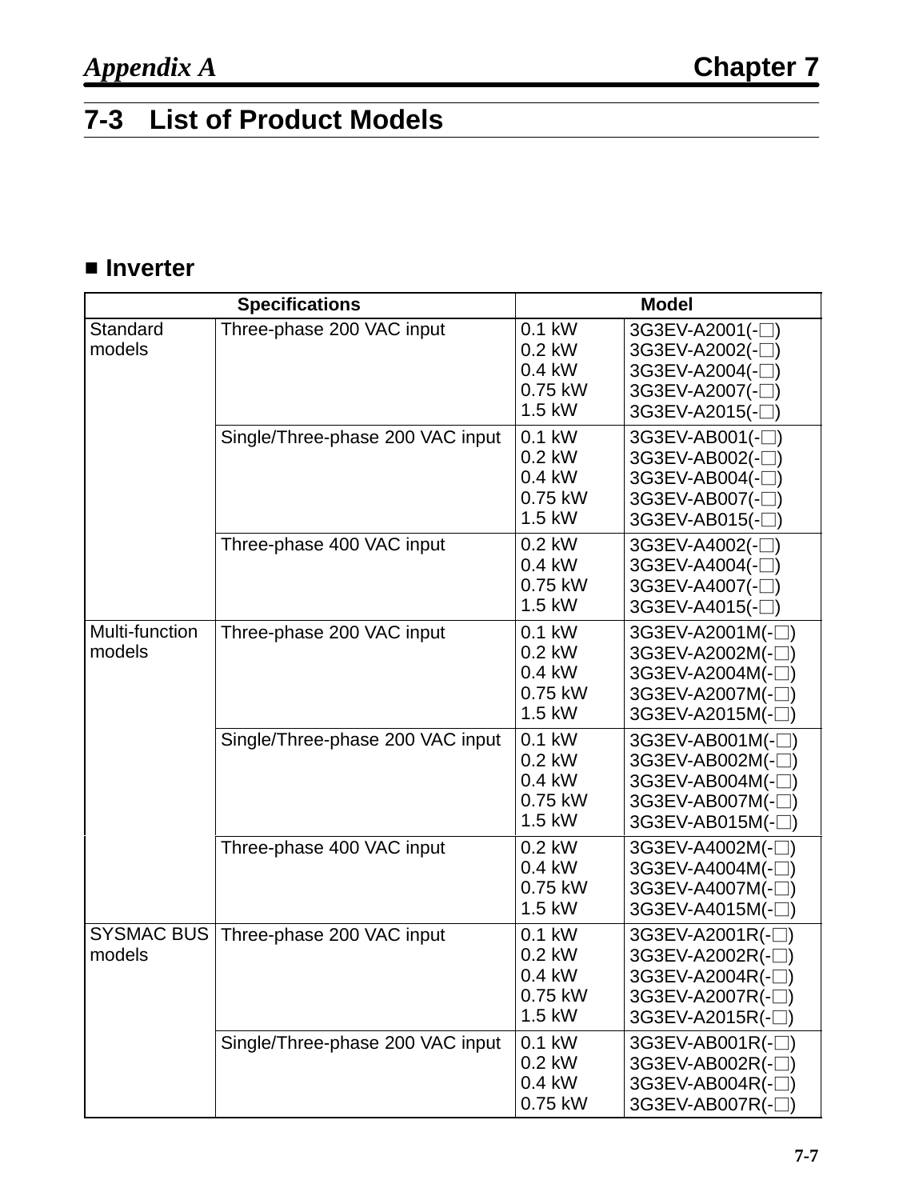## 7-3 List of Product Models

### ■ Inverter

| Specifications | | Model | |
|---|---|---|---|
| Standard models | Three-phase 200 VAC input | 0.1 kW<br>0.2 kW<br>0.4 kW<br>0.75 kW<br>1.5 kW | 3G3EV-A2001(-□)<br>3G3EV-A2002(-□)<br>3G3EV-A2004(-□)<br>3G3EV-A2007(-□)<br>3G3EV-A2015(-□) |
| | Single/Three-phase 200 VAC input | 0.1 kW<br>0.2 kW<br>0.4 kW<br>0.75 kW<br>1.5 kW | 3G3EV-AB001(-□)<br>3G3EV-AB002(-□)<br>3G3EV-AB004(-□)<br>3G3EV-AB007(-□)<br>3G3EV-AB015(-□) |
| | Three-phase 400 VAC input | 0.2 kW<br>0.4 kW<br>0.75 kW<br>1.5 kW | 3G3EV-A4002(-□)<br>3G3EV-A4004(-□)<br>3G3EV-A4007(-□)<br>3G3EV-A4015(-□) |
| Multi-function models | Three-phase 200 VAC input | 0.1 kW<br>0.2 kW<br>0.4 kW<br>0.75 kW<br>1.5 kW | 3G3EV-A2001M(-□)<br>3G3EV-A2002M(-□)<br>3G3EV-A2004M(-□)<br>3G3EV-A2007M(-□)<br>3G3EV-A2015M(-□) |
| | Single/Three-phase 200 VAC input | 0.1 kW<br>0.2 kW<br>0.4 kW<br>0.75 kW<br>1.5 kW | 3G3EV-AB001M(-□)<br>3G3EV-AB002M(-□)<br>3G3EV-AB004M(-□)<br>3G3EV-AB007M(-□)<br>3G3EV-AB015M(-□) |
| | Three-phase 400 VAC input | 0.2 kW<br>0.4 kW<br>0.75 kW<br>1.5 kW | 3G3EV-A4002M(-□)<br>3G3EV-A4004M(-□)<br>3G3EV-A4007M(-□)<br>3G3EV-A4015M(-□) |
| SYSMAC BUS models | Three-phase 200 VAC input | 0.1 kW<br>0.2 kW<br>0.4 kW<br>0.75 kW<br>1.5 kW | 3G3EV-A2001R(-□)<br>3G3EV-A2002R(-□)<br>3G3EV-A2004R(-□)<br>3G3EV-A2007R(-□)<br>3G3EV-A2015R(-□) |
| | Single/Three-phase 200 VAC input | 0.1 kW<br>0.2 kW<br>0.4 kW<br>0.75 kW | 3G3EV-AB001R(-□)<br>3G3EV-AB002R(-□)<br>3G3EV-AB004R(-□)<br>3G3EV-AB007R(-□) |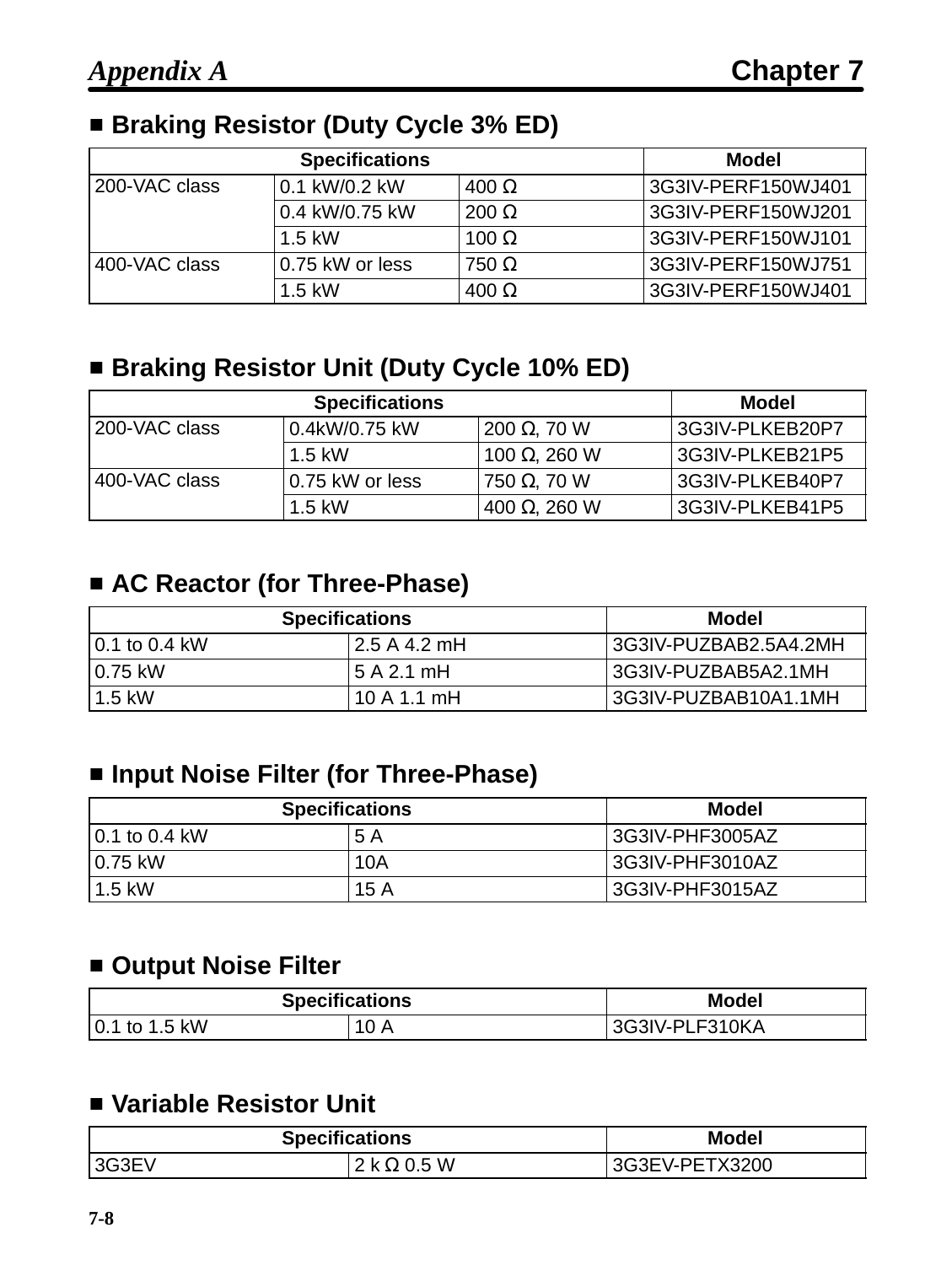## ■ Braking Resistor (Duty Cycle 3% ED)

| Specifications | | | Model |
|---|---|---|---|
| 200-VAC class | 0.1 kW/0.2 kW | 400 Ω | 3G3IV-PERF150WJ401 |
| | 0.4 kW/0.75 kW | 200 Ω | 3G3IV-PERF150WJ201 |
| | 1.5 kW | 100 Ω | 3G3IV-PERF150WJ101 |
| 400-VAC class | 0.75 kW or less | 750 Ω | 3G3IV-PERF150WJ751 |
| | 1.5 kW | 400 Ω | 3G3IV-PERF150WJ401 |

## ■ Braking Resistor Unit (Duty Cycle 10% ED)

| Specifications | | | Model |
|---|---|---|---|
| 200-VAC class | 0.4kW/0.75 kW | 200 Ω, 70 W | 3G3IV-PLKEB20P7 |
| | 1.5 kW | 100 Ω, 260 W | 3G3IV-PLKEB21P5 |
| 400-VAC class | 0.75 kW or less | 750 Ω, 70 W | 3G3IV-PLKEB40P7 |
| | 1.5 kW | 400 Ω, 260 W | 3G3IV-PLKEB41P5 |

## ■ AC Reactor (for Three-Phase)

| Specifications | | Model |
|---|---|---|
| 0.1 to 0.4 kW | 2.5 A 4.2 mH | 3G3IV-PUZBAB2.5A4.2MH |
| 0.75 kW | 5 A 2.1 mH | 3G3IV-PUZBAB5A2.1MH |
| 1.5 kW | 10 A 1.1 mH | 3G3IV-PUZBAB10A1.1MH |

## ■ Input Noise Filter (for Three-Phase)

| Specifications | | Model |
|---|---|---|
| 0.1 to 0.4 kW | 5 A | 3G3IV-PHF3005AZ |
| 0.75 kW | 10A | 3G3IV-PHF3010AZ |
| 1.5 kW | 15 A | 3G3IV-PHF3015AZ |

## ■ Output Noise Filter

| Specifications | | Model |
|---|---|---|
| 0.1 to 1.5 kW | 10 A | 3G3IV-PLF310KA |

## ■ Variable Resistor Unit

| Specifications | | Model |
|---|---|---|
| 3G3EV | 2 k Ω 0.5 W | 3G3EV-PETX3200 |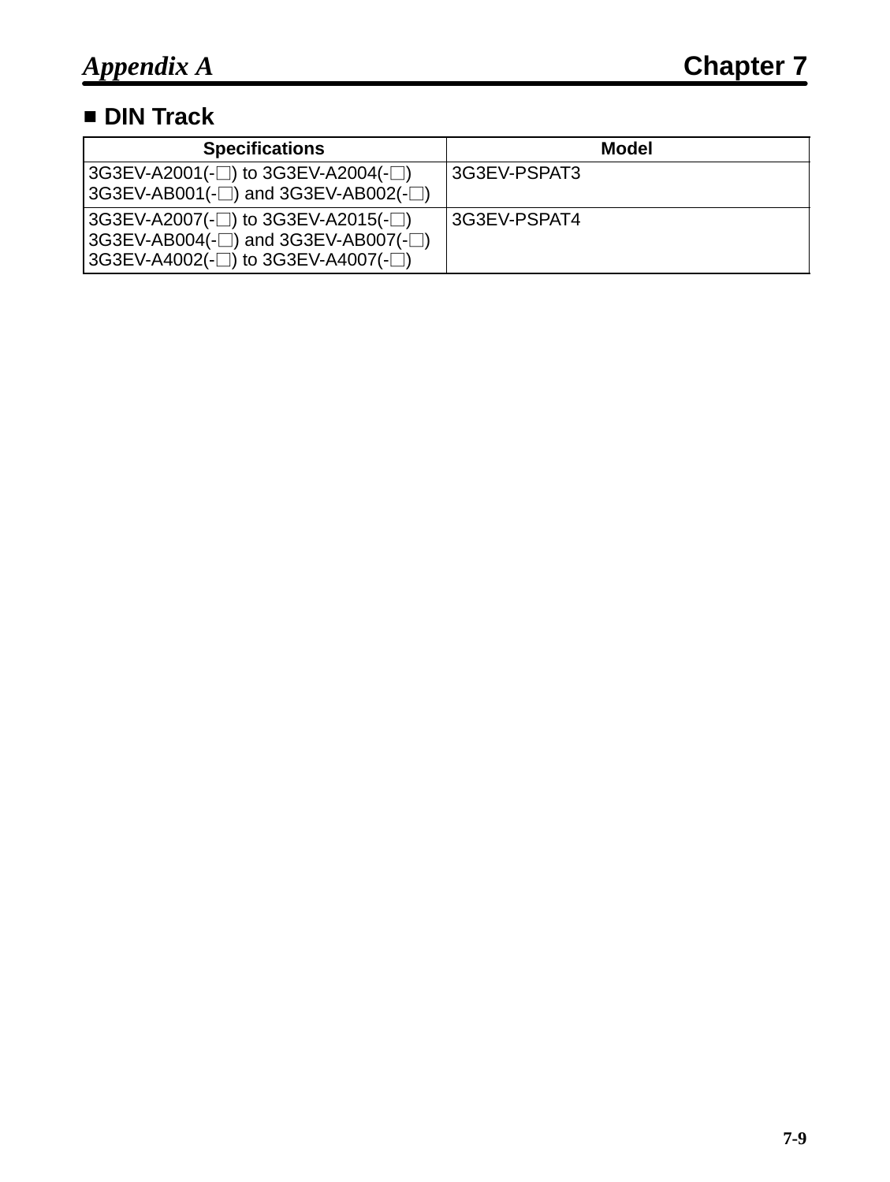## ■ DIN Track

| Specifications | Model |
| --- | --- |
| 3G3EV-A2001(-□) to 3G3EV-A2004(-□)<br>3G3EV-AB001(-□) and 3G3EV-AB002(-□) | 3G3EV-PSPAT3 |
| 3G3EV-A2007(-□) to 3G3EV-A2015(-□)<br>3G3EV-AB004(-□) and 3G3EV-AB007(-□)<br>3G3EV-A4002(-□) to 3G3EV-A4007(-□) | 3G3EV-PSPAT4 |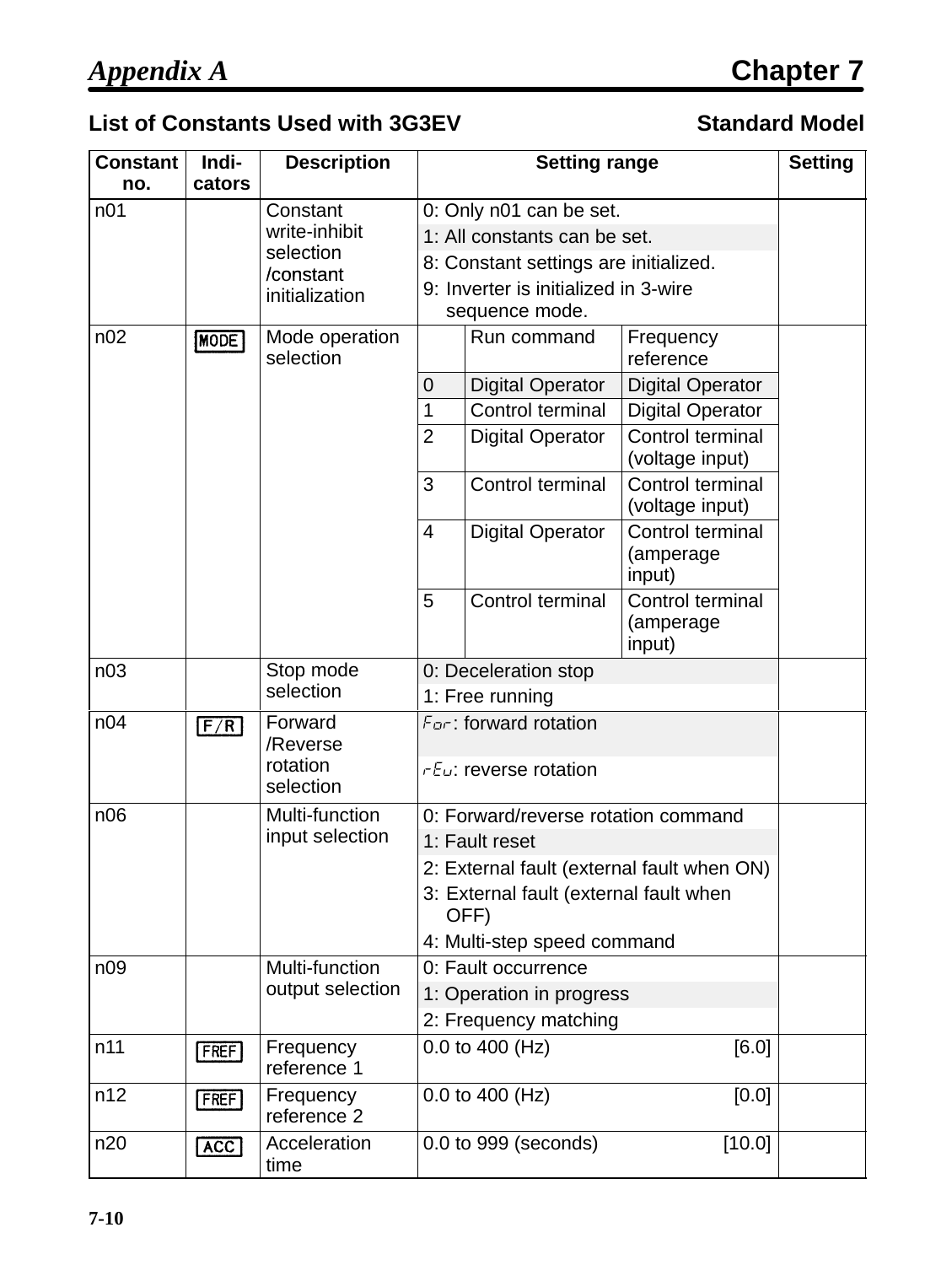## List of Constants Used with 3G3EV — Standard Model

| Constant no. | Indi-cators | Description | Setting range | | | Setting |
|---|---|---|---|---|---|---|
| n01 | | Constant write-inhibit selection /constant initialization | 0: Only n01 can be set. | | | |
| | | | 1: All constants can be set. | | | |
| | | | 8: Constant settings are initialized. | | | |
| | | | 9: Inverter is initialized in 3-wire sequence mode. | | | |
| n02 | MODE | Mode operation selection | | Run command | Frequency reference | |
| | | | 0 | Digital Operator | Digital Operator | |
| | | | 1 | Control terminal | Digital Operator | |
| | | | 2 | Digital Operator | Control terminal (voltage input) | |
| | | | 3 | Control terminal | Control terminal (voltage input) | |
| | | | 4 | Digital Operator | Control terminal (amperage input) | |
| | | | 5 | Control terminal | Control terminal (amperage input) | |
| n03 | | Stop mode selection | 0: Deceleration stop | | | |
| | | | 1: Free running | | | |
| n04 | F/R | Forward /Reverse rotation selection | For: forward rotation | | | |
| | | | rEu: reverse rotation | | | |
| n06 | | Multi-function input selection | 0: Forward/reverse rotation command | | | |
| | | | 1: Fault reset | | | |
| | | | 2: External fault (external fault when ON) | | | |
| | | | 3: External fault (external fault when OFF) | | | |
| | | | 4: Multi-step speed command | | | |
| n09 | | Multi-function output selection | 0: Fault occurrence | | | |
| | | | 1: Operation in progress | | | |
| | | | 2: Frequency matching | | | |
| n11 | FREF | Frequency reference 1 | 0.0 to 400 (Hz) [6.0] | | | |
| n12 | FREF | Frequency reference 2 | 0.0 to 400 (Hz) [0.0] | | | |
| n20 | ACC | Acceleration time | 0.0 to 999 (seconds) [10.0] | | | |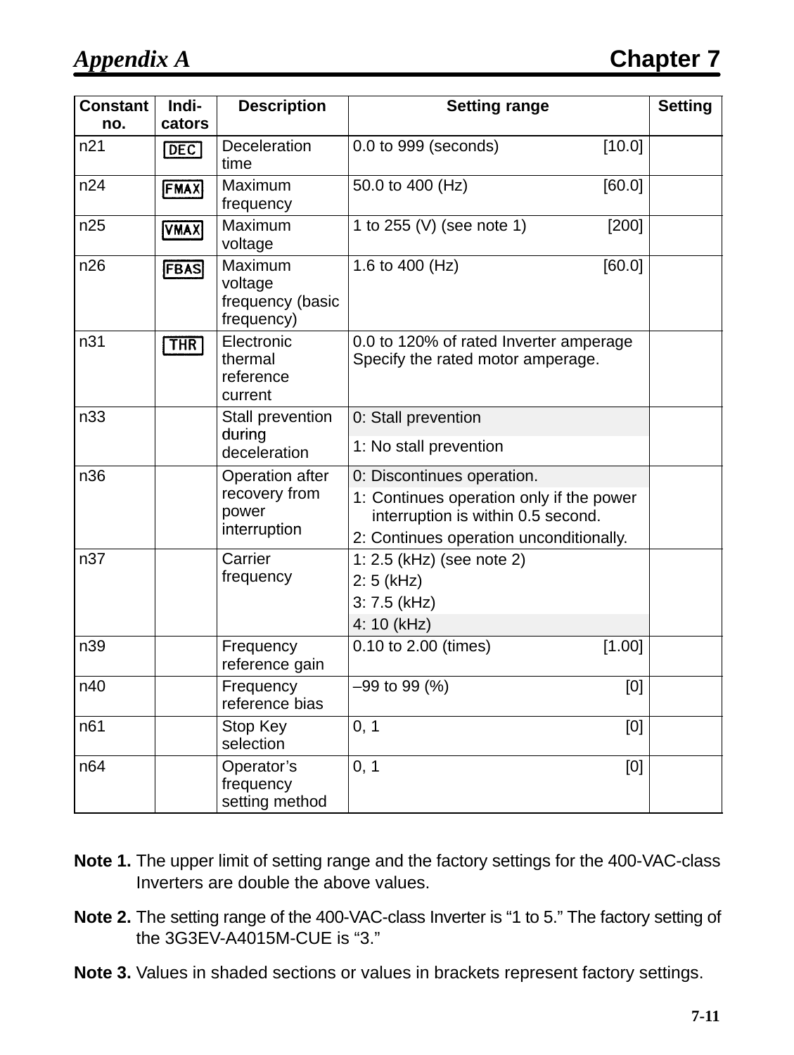| Constant no. | Indi-cators | Description | Setting range | Setting |
|---|---|---|---|---|
| n21 | DEC | Deceleration time | 0.0 to 999 (seconds) [10.0] | |
| n24 | FMAX | Maximum frequency | 50.0 to 400 (Hz) [60.0] | |
| n25 | VMAX | Maximum voltage | 1 to 255 (V) (see note 1) [200] | |
| n26 | FBAS | Maximum voltage frequency (basic frequency) | 1.6 to 400 (Hz) [60.0] | |
| n31 | THR | Electronic thermal reference current | 0.0 to 120% of rated Inverter amperage Specify the rated motor amperage. | |
| n33 | | Stall prevention during deceleration | 0: Stall prevention<br>1: No stall prevention | |
| n36 | | Operation after recovery from power interruption | 0: Discontinues operation.<br>1: Continues operation only if the power interruption is within 0.5 second.<br>2: Continues operation unconditionally. | |
| n37 | | Carrier frequency | 1: 2.5 (kHz) (see note 2)<br>2: 5 (kHz)<br>3: 7.5 (kHz)<br>4: 10 (kHz) | |
| n39 | | Frequency reference gain | 0.10 to 2.00 (times) [1.00] | |
| n40 | | Frequency reference bias | –99 to 99 (%) [0] | |
| n61 | | Stop Key selection | 0, 1 [0] | |
| n64 | | Operator's frequency setting method | 0, 1 [0] | |

**Note 1.** The upper limit of setting range and the factory settings for the 400-VAC-class Inverters are double the above values.

**Note 2.** The setting range of the 400-VAC-class Inverter is "1 to 5." The factory setting of the 3G3EV-A4015M-CUE is "3."

**Note 3.** Values in shaded sections or values in brackets represent factory settings.